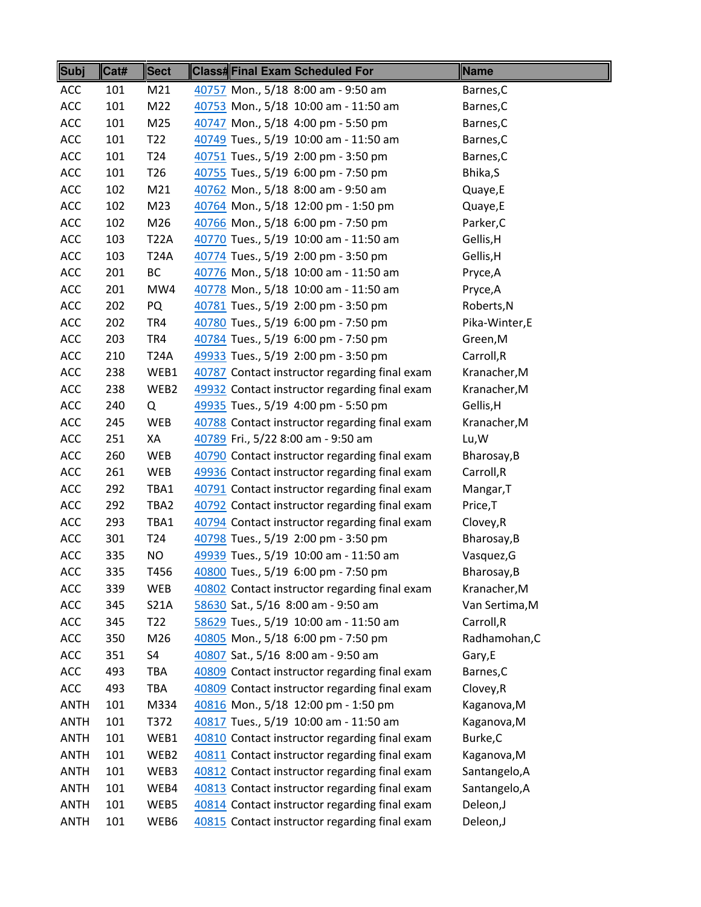| Subj | Cat# | Sect | Class# | Final Exam Scheduled For | Name |
|---|---|---|---|---|---|
| ACC | 101 | M21 | 40757 | Mon., 5/18 8:00 am - 9:50 am | Barnes,C |
| ACC | 101 | M22 | 40753 | Mon., 5/18 10:00 am - 11:50 am | Barnes,C |
| ACC | 101 | M25 | 40747 | Mon., 5/18 4:00 pm - 5:50 pm | Barnes,C |
| ACC | 101 | T22 | 40749 | Tues., 5/19 10:00 am - 11:50 am | Barnes,C |
| ACC | 101 | T24 | 40751 | Tues., 5/19 2:00 pm - 3:50 pm | Barnes,C |
| ACC | 101 | T26 | 40755 | Tues., 5/19 6:00 pm - 7:50 pm | Bhika,S |
| ACC | 102 | M21 | 40762 | Mon., 5/18 8:00 am - 9:50 am | Quaye,E |
| ACC | 102 | M23 | 40764 | Mon., 5/18 12:00 pm - 1:50 pm | Quaye,E |
| ACC | 102 | M26 | 40766 | Mon., 5/18 6:00 pm - 7:50 pm | Parker,C |
| ACC | 103 | T22A | 40770 | Tues., 5/19 10:00 am - 11:50 am | Gellis,H |
| ACC | 103 | T24A | 40774 | Tues., 5/19 2:00 pm - 3:50 pm | Gellis,H |
| ACC | 201 | BC | 40776 | Mon., 5/18 10:00 am - 11:50 am | Pryce,A |
| ACC | 201 | MW4 | 40778 | Mon., 5/18 10:00 am - 11:50 am | Pryce,A |
| ACC | 202 | PQ | 40781 | Tues., 5/19 2:00 pm - 3:50 pm | Roberts,N |
| ACC | 202 | TR4 | 40780 | Tues., 5/19 6:00 pm - 7:50 pm | Pika-Winter,E |
| ACC | 203 | TR4 | 40784 | Tues., 5/19 6:00 pm - 7:50 pm | Green,M |
| ACC | 210 | T24A | 49933 | Tues., 5/19 2:00 pm - 3:50 pm | Carroll,R |
| ACC | 238 | WEB1 | 40787 | Contact instructor regarding final exam | Kranacher,M |
| ACC | 238 | WEB2 | 49932 | Contact instructor regarding final exam | Kranacher,M |
| ACC | 240 | Q | 49935 | Tues., 5/19 4:00 pm - 5:50 pm | Gellis,H |
| ACC | 245 | WEB | 40788 | Contact instructor regarding final exam | Kranacher,M |
| ACC | 251 | XA | 40789 | Fri., 5/22 8:00 am - 9:50 am | Lu,W |
| ACC | 260 | WEB | 40790 | Contact instructor regarding final exam | Bharosay,B |
| ACC | 261 | WEB | 49936 | Contact instructor regarding final exam | Carroll,R |
| ACC | 292 | TBA1 | 40791 | Contact instructor regarding final exam | Mangar,T |
| ACC | 292 | TBA2 | 40792 | Contact instructor regarding final exam | Price,T |
| ACC | 293 | TBA1 | 40794 | Contact instructor regarding final exam | Clovey,R |
| ACC | 301 | T24 | 40798 | Tues., 5/19 2:00 pm - 3:50 pm | Bharosay,B |
| ACC | 335 | NO | 49939 | Tues., 5/19 10:00 am - 11:50 am | Vasquez,G |
| ACC | 335 | T456 | 40800 | Tues., 5/19 6:00 pm - 7:50 pm | Bharosay,B |
| ACC | 339 | WEB | 40802 | Contact instructor regarding final exam | Kranacher,M |
| ACC | 345 | S21A | 58630 | Sat., 5/16 8:00 am - 9:50 am | Van Sertima,M |
| ACC | 345 | T22 | 58629 | Tues., 5/19 10:00 am - 11:50 am | Carroll,R |
| ACC | 350 | M26 | 40805 | Mon., 5/18 6:00 pm - 7:50 pm | Radhamohan,C |
| ACC | 351 | S4 | 40807 | Sat., 5/16 8:00 am - 9:50 am | Gary,E |
| ACC | 493 | TBA | 40809 | Contact instructor regarding final exam | Barnes,C |
| ACC | 493 | TBA | 40809 | Contact instructor regarding final exam | Clovey,R |
| ANTH | 101 | M334 | 40816 | Mon., 5/18 12:00 pm - 1:50 pm | Kaganova,M |
| ANTH | 101 | T372 | 40817 | Tues., 5/19 10:00 am - 11:50 am | Kaganova,M |
| ANTH | 101 | WEB1 | 40810 | Contact instructor regarding final exam | Burke,C |
| ANTH | 101 | WEB2 | 40811 | Contact instructor regarding final exam | Kaganova,M |
| ANTH | 101 | WEB3 | 40812 | Contact instructor regarding final exam | Santangelo,A |
| ANTH | 101 | WEB4 | 40813 | Contact instructor regarding final exam | Santangelo,A |
| ANTH | 101 | WEB5 | 40814 | Contact instructor regarding final exam | Deleon,J |
| ANTH | 101 | WEB6 | 40815 | Contact instructor regarding final exam | Deleon,J |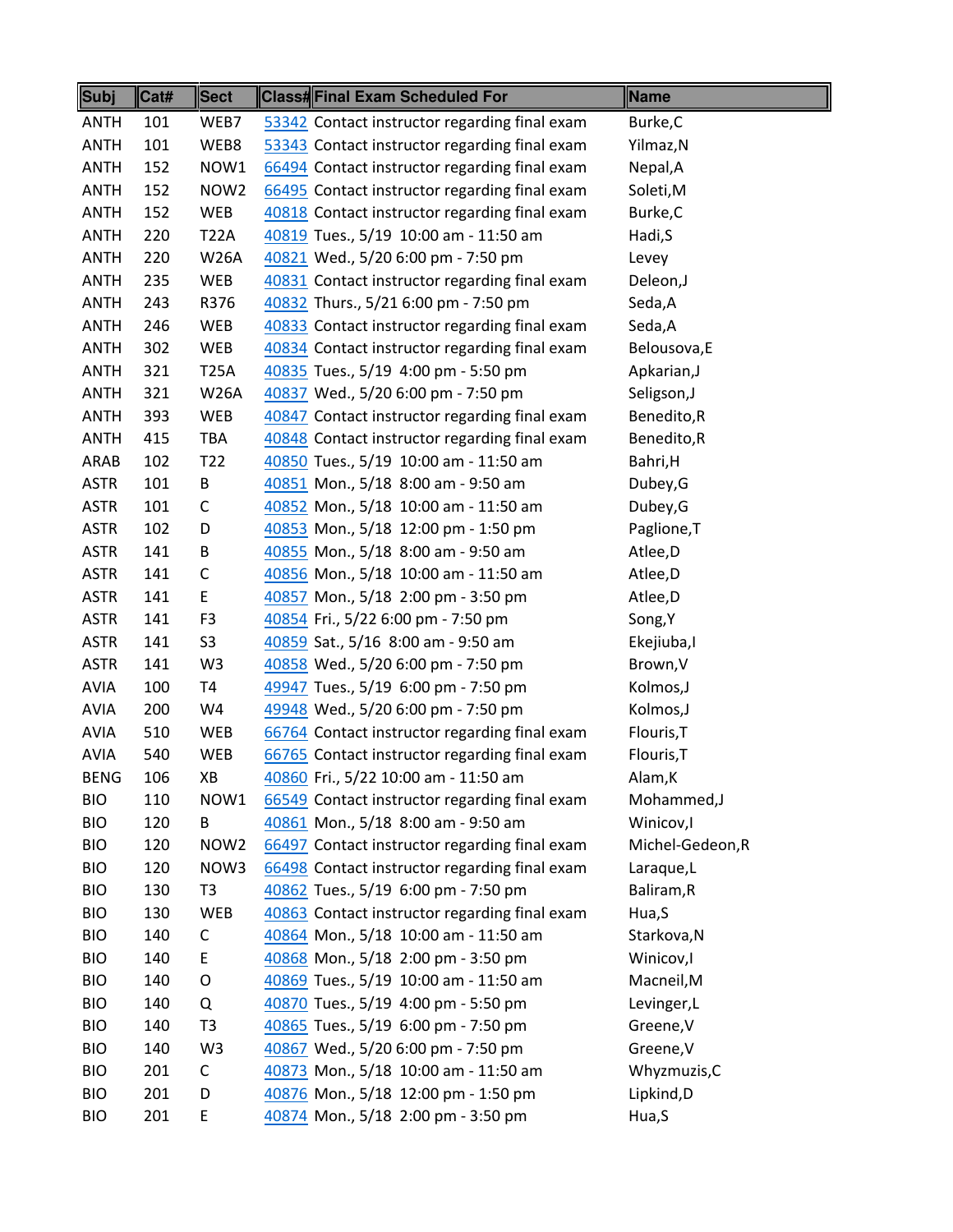| Subj | Cat# | Sect | Class# | Final Exam Scheduled For | Name |
|---|---|---|---|---|---|
| ANTH | 101 | WEB7 | 53342 | Contact instructor regarding final exam | Burke,C |
| ANTH | 101 | WEB8 | 53343 | Contact instructor regarding final exam | Yilmaz,N |
| ANTH | 152 | NOW1 | 66494 | Contact instructor regarding final exam | Nepal,A |
| ANTH | 152 | NOW2 | 66495 | Contact instructor regarding final exam | Soleti,M |
| ANTH | 152 | WEB | 40818 | Contact instructor regarding final exam | Burke,C |
| ANTH | 220 | T22A | 40819 | Tues., 5/19 10:00 am - 11:50 am | Hadi,S |
| ANTH | 220 | W26A | 40821 | Wed., 5/20 6:00 pm - 7:50 pm | Levey |
| ANTH | 235 | WEB | 40831 | Contact instructor regarding final exam | Deleon,J |
| ANTH | 243 | R376 | 40832 | Thurs., 5/21 6:00 pm - 7:50 pm | Seda,A |
| ANTH | 246 | WEB | 40833 | Contact instructor regarding final exam | Seda,A |
| ANTH | 302 | WEB | 40834 | Contact instructor regarding final exam | Belousova,E |
| ANTH | 321 | T25A | 40835 | Tues., 5/19 4:00 pm - 5:50 pm | Apkarian,J |
| ANTH | 321 | W26A | 40837 | Wed., 5/20 6:00 pm - 7:50 pm | Seligson,J |
| ANTH | 393 | WEB | 40847 | Contact instructor regarding final exam | Benedito,R |
| ANTH | 415 | TBA | 40848 | Contact instructor regarding final exam | Benedito,R |
| ARAB | 102 | T22 | 40850 | Tues., 5/19 10:00 am - 11:50 am | Bahri,H |
| ASTR | 101 | B | 40851 | Mon., 5/18 8:00 am - 9:50 am | Dubey,G |
| ASTR | 101 | C | 40852 | Mon., 5/18 10:00 am - 11:50 am | Dubey,G |
| ASTR | 102 | D | 40853 | Mon., 5/18 12:00 pm - 1:50 pm | Paglione,T |
| ASTR | 141 | B | 40855 | Mon., 5/18 8:00 am - 9:50 am | Atlee,D |
| ASTR | 141 | C | 40856 | Mon., 5/18 10:00 am - 11:50 am | Atlee,D |
| ASTR | 141 | E | 40857 | Mon., 5/18 2:00 pm - 3:50 pm | Atlee,D |
| ASTR | 141 | F3 | 40854 | Fri., 5/22 6:00 pm - 7:50 pm | Song,Y |
| ASTR | 141 | S3 | 40859 | Sat., 5/16 8:00 am - 9:50 am | Ekejiuba,I |
| ASTR | 141 | W3 | 40858 | Wed., 5/20 6:00 pm - 7:50 pm | Brown,V |
| AVIA | 100 | T4 | 49947 | Tues., 5/19 6:00 pm - 7:50 pm | Kolmos,J |
| AVIA | 200 | W4 | 49948 | Wed., 5/20 6:00 pm - 7:50 pm | Kolmos,J |
| AVIA | 510 | WEB | 66764 | Contact instructor regarding final exam | Flouris,T |
| AVIA | 540 | WEB | 66765 | Contact instructor regarding final exam | Flouris,T |
| BENG | 106 | XB | 40860 | Fri., 5/22 10:00 am - 11:50 am | Alam,K |
| BIO | 110 | NOW1 | 66549 | Contact instructor regarding final exam | Mohammed,J |
| BIO | 120 | B | 40861 | Mon., 5/18 8:00 am - 9:50 am | Winicov,I |
| BIO | 120 | NOW2 | 66497 | Contact instructor regarding final exam | Michel-Gedeon,R |
| BIO | 120 | NOW3 | 66498 | Contact instructor regarding final exam | Laraque,L |
| BIO | 130 | T3 | 40862 | Tues., 5/19 6:00 pm - 7:50 pm | Baliram,R |
| BIO | 130 | WEB | 40863 | Contact instructor regarding final exam | Hua,S |
| BIO | 140 | C | 40864 | Mon., 5/18 10:00 am - 11:50 am | Starkova,N |
| BIO | 140 | E | 40868 | Mon., 5/18 2:00 pm - 3:50 pm | Winicov,I |
| BIO | 140 | O | 40869 | Tues., 5/19 10:00 am - 11:50 am | Macneil,M |
| BIO | 140 | Q | 40870 | Tues., 5/19 4:00 pm - 5:50 pm | Levinger,L |
| BIO | 140 | T3 | 40865 | Tues., 5/19 6:00 pm - 7:50 pm | Greene,V |
| BIO | 140 | W3 | 40867 | Wed., 5/20 6:00 pm - 7:50 pm | Greene,V |
| BIO | 201 | C | 40873 | Mon., 5/18 10:00 am - 11:50 am | Whyzmuzis,C |
| BIO | 201 | D | 40876 | Mon., 5/18 12:00 pm - 1:50 pm | Lipkind,D |
| BIO | 201 | E | 40874 | Mon., 5/18 2:00 pm - 3:50 pm | Hua,S |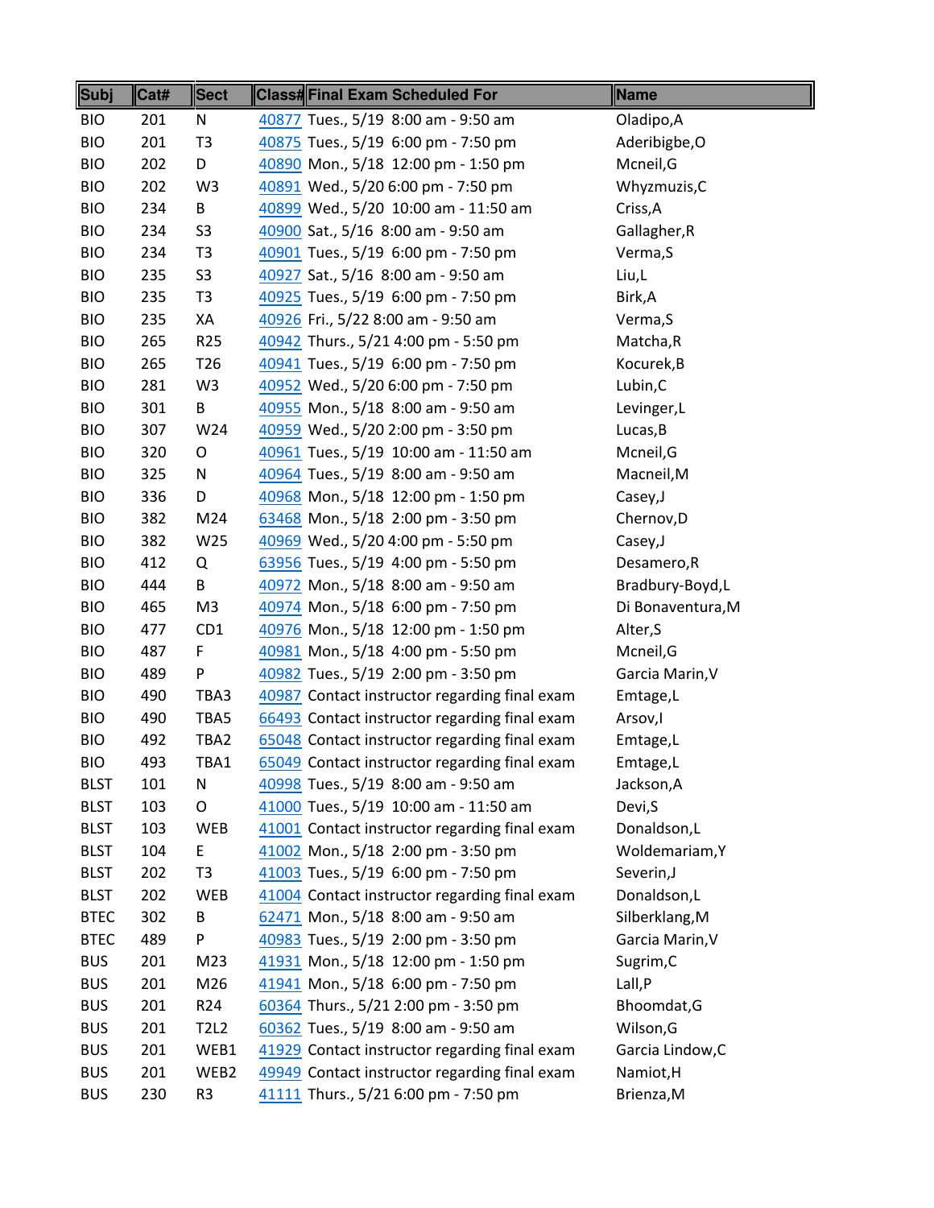| Subj | Cat# | Sect | Class# | Final Exam Scheduled For | Name |
|---|---|---|---|---|---|
| BIO | 201 | N | 40877 | Tues., 5/19 8:00 am - 9:50 am | Oladipo,A |
| BIO | 201 | T3 | 40875 | Tues., 5/19 6:00 pm - 7:50 pm | Aderibigbe,O |
| BIO | 202 | D | 40890 | Mon., 5/18 12:00 pm - 1:50 pm | Mcneil,G |
| BIO | 202 | W3 | 40891 | Wed., 5/20 6:00 pm - 7:50 pm | Whyzmuzis,C |
| BIO | 234 | B | 40899 | Wed., 5/20 10:00 am - 11:50 am | Criss,A |
| BIO | 234 | S3 | 40900 | Sat., 5/16 8:00 am - 9:50 am | Gallagher,R |
| BIO | 234 | T3 | 40901 | Tues., 5/19 6:00 pm - 7:50 pm | Verma,S |
| BIO | 235 | S3 | 40927 | Sat., 5/16 8:00 am - 9:50 am | Liu,L |
| BIO | 235 | T3 | 40925 | Tues., 5/19 6:00 pm - 7:50 pm | Birk,A |
| BIO | 235 | XA | 40926 | Fri., 5/22 8:00 am - 9:50 am | Verma,S |
| BIO | 265 | R25 | 40942 | Thurs., 5/21 4:00 pm - 5:50 pm | Matcha,R |
| BIO | 265 | T26 | 40941 | Tues., 5/19 6:00 pm - 7:50 pm | Kocurek,B |
| BIO | 281 | W3 | 40952 | Wed., 5/20 6:00 pm - 7:50 pm | Lubin,C |
| BIO | 301 | B | 40955 | Mon., 5/18 8:00 am - 9:50 am | Levinger,L |
| BIO | 307 | W24 | 40959 | Wed., 5/20 2:00 pm - 3:50 pm | Lucas,B |
| BIO | 320 | O | 40961 | Tues., 5/19 10:00 am - 11:50 am | Mcneil,G |
| BIO | 325 | N | 40964 | Tues., 5/19 8:00 am - 9:50 am | Macneil,M |
| BIO | 336 | D | 40968 | Mon., 5/18 12:00 pm - 1:50 pm | Casey,J |
| BIO | 382 | M24 | 63468 | Mon., 5/18 2:00 pm - 3:50 pm | Chernov,D |
| BIO | 382 | W25 | 40969 | Wed., 5/20 4:00 pm - 5:50 pm | Casey,J |
| BIO | 412 | Q | 63956 | Tues., 5/19 4:00 pm - 5:50 pm | Desamero,R |
| BIO | 444 | B | 40972 | Mon., 5/18 8:00 am - 9:50 am | Bradbury-Boyd,L |
| BIO | 465 | M3 | 40974 | Mon., 5/18 6:00 pm - 7:50 pm | Di Bonaventura,M |
| BIO | 477 | CD1 | 40976 | Mon., 5/18 12:00 pm - 1:50 pm | Alter,S |
| BIO | 487 | F | 40981 | Mon., 5/18 4:00 pm - 5:50 pm | Mcneil,G |
| BIO | 489 | P | 40982 | Tues., 5/19 2:00 pm - 3:50 pm | Garcia Marin,V |
| BIO | 490 | TBA3 | 40987 | Contact instructor regarding final exam | Emtage,L |
| BIO | 490 | TBA5 | 66493 | Contact instructor regarding final exam | Arsov,I |
| BIO | 492 | TBA2 | 65048 | Contact instructor regarding final exam | Emtage,L |
| BIO | 493 | TBA1 | 65049 | Contact instructor regarding final exam | Emtage,L |
| BLST | 101 | N | 40998 | Tues., 5/19 8:00 am - 9:50 am | Jackson,A |
| BLST | 103 | O | 41000 | Tues., 5/19 10:00 am - 11:50 am | Devi,S |
| BLST | 103 | WEB | 41001 | Contact instructor regarding final exam | Donaldson,L |
| BLST | 104 | E | 41002 | Mon., 5/18 2:00 pm - 3:50 pm | Woldemariam,Y |
| BLST | 202 | T3 | 41003 | Tues., 5/19 6:00 pm - 7:50 pm | Severin,J |
| BLST | 202 | WEB | 41004 | Contact instructor regarding final exam | Donaldson,L |
| BTEC | 302 | B | 62471 | Mon., 5/18 8:00 am - 9:50 am | Silberklang,M |
| BTEC | 489 | P | 40983 | Tues., 5/19 2:00 pm - 3:50 pm | Garcia Marin,V |
| BUS | 201 | M23 | 41931 | Mon., 5/18 12:00 pm - 1:50 pm | Sugrim,C |
| BUS | 201 | M26 | 41941 | Mon., 5/18 6:00 pm - 7:50 pm | Lall,P |
| BUS | 201 | R24 | 60364 | Thurs., 5/21 2:00 pm - 3:50 pm | Bhoomdat,G |
| BUS | 201 | T2L2 | 60362 | Tues., 5/19 8:00 am - 9:50 am | Wilson,G |
| BUS | 201 | WEB1 | 41929 | Contact instructor regarding final exam | Garcia Lindow,C |
| BUS | 201 | WEB2 | 49949 | Contact instructor regarding final exam | Namiot,H |
| BUS | 230 | R3 | 41111 | Thurs., 5/21 6:00 pm - 7:50 pm | Brienza,M |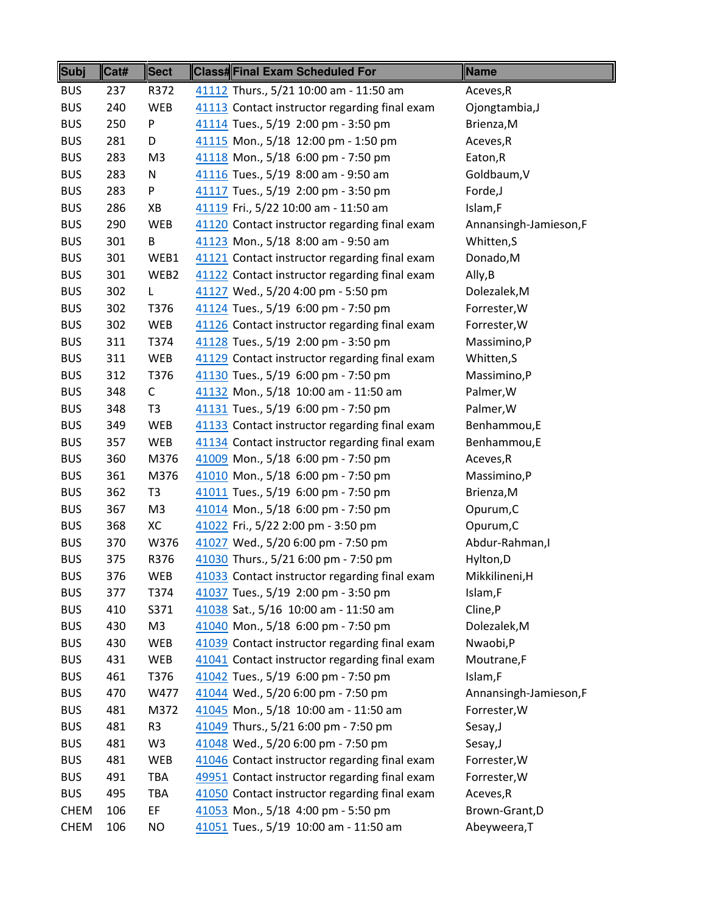| Subj | Cat# | Sect | Class# | Final Exam Scheduled For | Name |
|---|---|---|---|---|---|
| BUS | 237 | R372 | 41112 | Thurs., 5/21 10:00 am - 11:50 am | Aceves,R |
| BUS | 240 | WEB | 41113 | Contact instructor regarding final exam | Ojongtambia,J |
| BUS | 250 | P | 41114 | Tues., 5/19 2:00 pm - 3:50 pm | Brienza,M |
| BUS | 281 | D | 41115 | Mon., 5/18 12:00 pm - 1:50 pm | Aceves,R |
| BUS | 283 | M3 | 41118 | Mon., 5/18 6:00 pm - 7:50 pm | Eaton,R |
| BUS | 283 | N | 41116 | Tues., 5/19 8:00 am - 9:50 am | Goldbaum,V |
| BUS | 283 | P | 41117 | Tues., 5/19 2:00 pm - 3:50 pm | Forde,J |
| BUS | 286 | XB | 41119 | Fri., 5/22 10:00 am - 11:50 am | Islam,F |
| BUS | 290 | WEB | 41120 | Contact instructor regarding final exam | Annansingh-Jamieson,F |
| BUS | 301 | B | 41123 | Mon., 5/18 8:00 am - 9:50 am | Whitten,S |
| BUS | 301 | WEB1 | 41121 | Contact instructor regarding final exam | Donado,M |
| BUS | 301 | WEB2 | 41122 | Contact instructor regarding final exam | Ally,B |
| BUS | 302 | L | 41127 | Wed., 5/20 4:00 pm - 5:50 pm | Dolezalek,M |
| BUS | 302 | T376 | 41124 | Tues., 5/19 6:00 pm - 7:50 pm | Forrester,W |
| BUS | 302 | WEB | 41126 | Contact instructor regarding final exam | Forrester,W |
| BUS | 311 | T374 | 41128 | Tues., 5/19 2:00 pm - 3:50 pm | Massimino,P |
| BUS | 311 | WEB | 41129 | Contact instructor regarding final exam | Whitten,S |
| BUS | 312 | T376 | 41130 | Tues., 5/19 6:00 pm - 7:50 pm | Massimino,P |
| BUS | 348 | C | 41132 | Mon., 5/18 10:00 am - 11:50 am | Palmer,W |
| BUS | 348 | T3 | 41131 | Tues., 5/19 6:00 pm - 7:50 pm | Palmer,W |
| BUS | 349 | WEB | 41133 | Contact instructor regarding final exam | Benhammou,E |
| BUS | 357 | WEB | 41134 | Contact instructor regarding final exam | Benhammou,E |
| BUS | 360 | M376 | 41009 | Mon., 5/18 6:00 pm - 7:50 pm | Aceves,R |
| BUS | 361 | M376 | 41010 | Mon., 5/18 6:00 pm - 7:50 pm | Massimino,P |
| BUS | 362 | T3 | 41011 | Tues., 5/19 6:00 pm - 7:50 pm | Brienza,M |
| BUS | 367 | M3 | 41014 | Mon., 5/18 6:00 pm - 7:50 pm | Opurum,C |
| BUS | 368 | XC | 41022 | Fri., 5/22 2:00 pm - 3:50 pm | Opurum,C |
| BUS | 370 | W376 | 41027 | Wed., 5/20 6:00 pm - 7:50 pm | Abdur-Rahman,I |
| BUS | 375 | R376 | 41030 | Thurs., 5/21 6:00 pm - 7:50 pm | Hylton,D |
| BUS | 376 | WEB | 41033 | Contact instructor regarding final exam | Mikkilineni,H |
| BUS | 377 | T374 | 41037 | Tues., 5/19 2:00 pm - 3:50 pm | Islam,F |
| BUS | 410 | S371 | 41038 | Sat., 5/16 10:00 am - 11:50 am | Cline,P |
| BUS | 430 | M3 | 41040 | Mon., 5/18 6:00 pm - 7:50 pm | Dolezalek,M |
| BUS | 430 | WEB | 41039 | Contact instructor regarding final exam | Nwaobi,P |
| BUS | 431 | WEB | 41041 | Contact instructor regarding final exam | Moutrane,F |
| BUS | 461 | T376 | 41042 | Tues., 5/19 6:00 pm - 7:50 pm | Islam,F |
| BUS | 470 | W477 | 41044 | Wed., 5/20 6:00 pm - 7:50 pm | Annansingh-Jamieson,F |
| BUS | 481 | M372 | 41045 | Mon., 5/18 10:00 am - 11:50 am | Forrester,W |
| BUS | 481 | R3 | 41049 | Thurs., 5/21 6:00 pm - 7:50 pm | Sesay,J |
| BUS | 481 | W3 | 41048 | Wed., 5/20 6:00 pm - 7:50 pm | Sesay,J |
| BUS | 481 | WEB | 41046 | Contact instructor regarding final exam | Forrester,W |
| BUS | 491 | TBA | 49951 | Contact instructor regarding final exam | Forrester,W |
| BUS | 495 | TBA | 41050 | Contact instructor regarding final exam | Aceves,R |
| CHEM | 106 | EF | 41053 | Mon., 5/18 4:00 pm - 5:50 pm | Brown-Grant,D |
| CHEM | 106 | NO | 41051 | Tues., 5/19 10:00 am - 11:50 am | Abeyweera,T |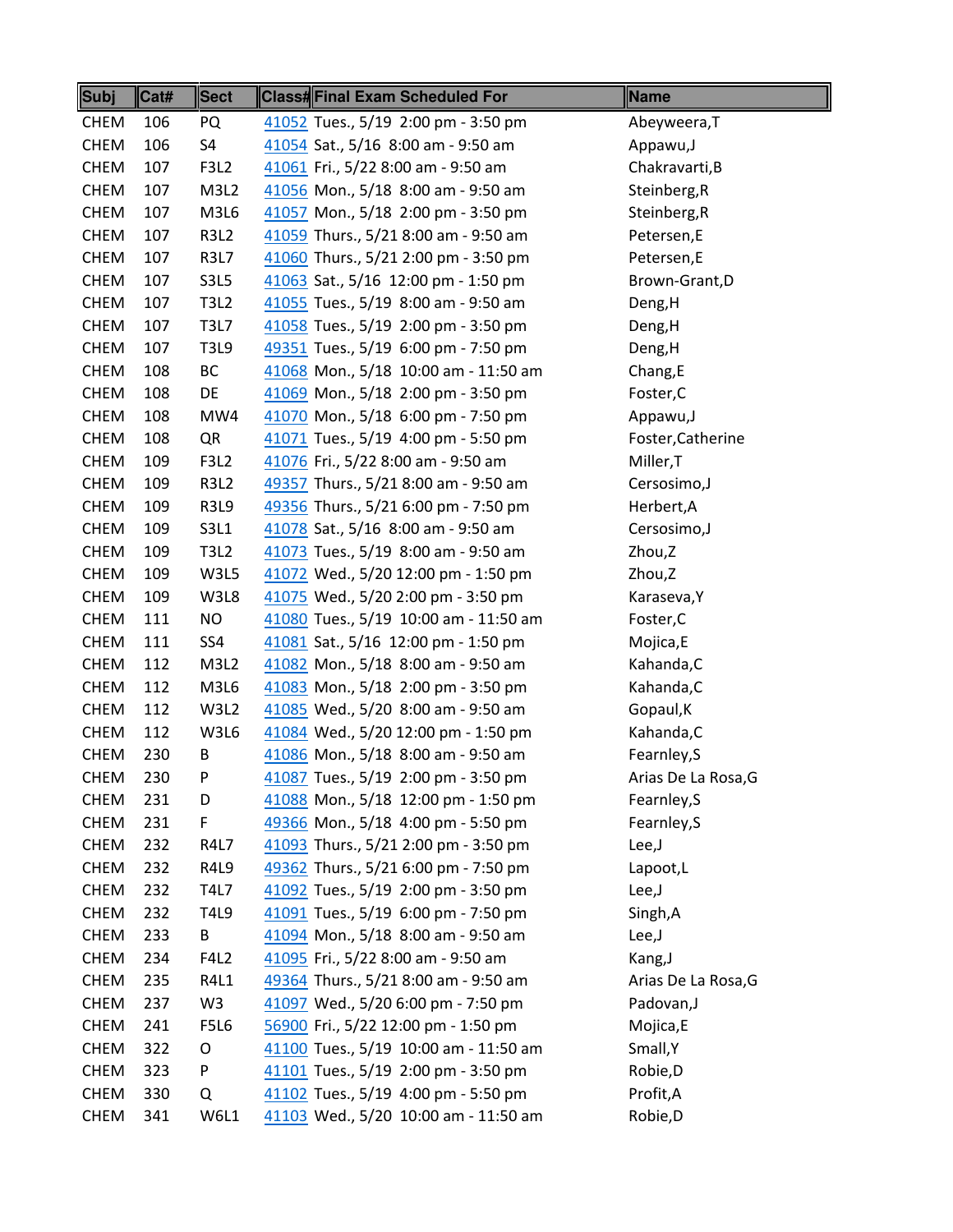| Subj | Cat# | Sect | Class# | Final Exam Scheduled For | Name |
|---|---|---|---|---|---|
| CHEM | 106 | PQ | 41052 | Tues., 5/19 2:00 pm - 3:50 pm | Abeyweera,T |
| CHEM | 106 | S4 | 41054 | Sat., 5/16 8:00 am - 9:50 am | Appawu,J |
| CHEM | 107 | F3L2 | 41061 | Fri., 5/22 8:00 am - 9:50 am | Chakravarti,B |
| CHEM | 107 | M3L2 | 41056 | Mon., 5/18 8:00 am - 9:50 am | Steinberg,R |
| CHEM | 107 | M3L6 | 41057 | Mon., 5/18 2:00 pm - 3:50 pm | Steinberg,R |
| CHEM | 107 | R3L2 | 41059 | Thurs., 5/21 8:00 am - 9:50 am | Petersen,E |
| CHEM | 107 | R3L7 | 41060 | Thurs., 5/21 2:00 pm - 3:50 pm | Petersen,E |
| CHEM | 107 | S3L5 | 41063 | Sat., 5/16 12:00 pm - 1:50 pm | Brown-Grant,D |
| CHEM | 107 | T3L2 | 41055 | Tues., 5/19 8:00 am - 9:50 am | Deng,H |
| CHEM | 107 | T3L7 | 41058 | Tues., 5/19 2:00 pm - 3:50 pm | Deng,H |
| CHEM | 107 | T3L9 | 49351 | Tues., 5/19 6:00 pm - 7:50 pm | Deng,H |
| CHEM | 108 | BC | 41068 | Mon., 5/18 10:00 am - 11:50 am | Chang,E |
| CHEM | 108 | DE | 41069 | Mon., 5/18 2:00 pm - 3:50 pm | Foster,C |
| CHEM | 108 | MW4 | 41070 | Mon., 5/18 6:00 pm - 7:50 pm | Appawu,J |
| CHEM | 108 | QR | 41071 | Tues., 5/19 4:00 pm - 5:50 pm | Foster,Catherine |
| CHEM | 109 | F3L2 | 41076 | Fri., 5/22 8:00 am - 9:50 am | Miller,T |
| CHEM | 109 | R3L2 | 49357 | Thurs., 5/21 8:00 am - 9:50 am | Cersosimo,J |
| CHEM | 109 | R3L9 | 49356 | Thurs., 5/21 6:00 pm - 7:50 pm | Herbert,A |
| CHEM | 109 | S3L1 | 41078 | Sat., 5/16 8:00 am - 9:50 am | Cersosimo,J |
| CHEM | 109 | T3L2 | 41073 | Tues., 5/19 8:00 am - 9:50 am | Zhou,Z |
| CHEM | 109 | W3L5 | 41072 | Wed., 5/20 12:00 pm - 1:50 pm | Zhou,Z |
| CHEM | 109 | W3L8 | 41075 | Wed., 5/20 2:00 pm - 3:50 pm | Karaseva,Y |
| CHEM | 111 | NO | 41080 | Tues., 5/19 10:00 am - 11:50 am | Foster,C |
| CHEM | 111 | SS4 | 41081 | Sat., 5/16 12:00 pm - 1:50 pm | Mojica,E |
| CHEM | 112 | M3L2 | 41082 | Mon., 5/18 8:00 am - 9:50 am | Kahanda,C |
| CHEM | 112 | M3L6 | 41083 | Mon., 5/18 2:00 pm - 3:50 pm | Kahanda,C |
| CHEM | 112 | W3L2 | 41085 | Wed., 5/20 8:00 am - 9:50 am | Gopaul,K |
| CHEM | 112 | W3L6 | 41084 | Wed., 5/20 12:00 pm - 1:50 pm | Kahanda,C |
| CHEM | 230 | B | 41086 | Mon., 5/18 8:00 am - 9:50 am | Fearnley,S |
| CHEM | 230 | P | 41087 | Tues., 5/19 2:00 pm - 3:50 pm | Arias De La Rosa,G |
| CHEM | 231 | D | 41088 | Mon., 5/18 12:00 pm - 1:50 pm | Fearnley,S |
| CHEM | 231 | F | 49366 | Mon., 5/18 4:00 pm - 5:50 pm | Fearnley,S |
| CHEM | 232 | R4L7 | 41093 | Thurs., 5/21 2:00 pm - 3:50 pm | Lee,J |
| CHEM | 232 | R4L9 | 49362 | Thurs., 5/21 6:00 pm - 7:50 pm | Lapoot,L |
| CHEM | 232 | T4L7 | 41092 | Tues., 5/19 2:00 pm - 3:50 pm | Lee,J |
| CHEM | 232 | T4L9 | 41091 | Tues., 5/19 6:00 pm - 7:50 pm | Singh,A |
| CHEM | 233 | B | 41094 | Mon., 5/18 8:00 am - 9:50 am | Lee,J |
| CHEM | 234 | F4L2 | 41095 | Fri., 5/22 8:00 am - 9:50 am | Kang,J |
| CHEM | 235 | R4L1 | 49364 | Thurs., 5/21 8:00 am - 9:50 am | Arias De La Rosa,G |
| CHEM | 237 | W3 | 41097 | Wed., 5/20 6:00 pm - 7:50 pm | Padovan,J |
| CHEM | 241 | F5L6 | 56900 | Fri., 5/22 12:00 pm - 1:50 pm | Mojica,E |
| CHEM | 322 | O | 41100 | Tues., 5/19 10:00 am - 11:50 am | Small,Y |
| CHEM | 323 | P | 41101 | Tues., 5/19 2:00 pm - 3:50 pm | Robie,D |
| CHEM | 330 | Q | 41102 | Tues., 5/19 4:00 pm - 5:50 pm | Profit,A |
| CHEM | 341 | W6L1 | 41103 | Wed., 5/20 10:00 am - 11:50 am | Robie,D |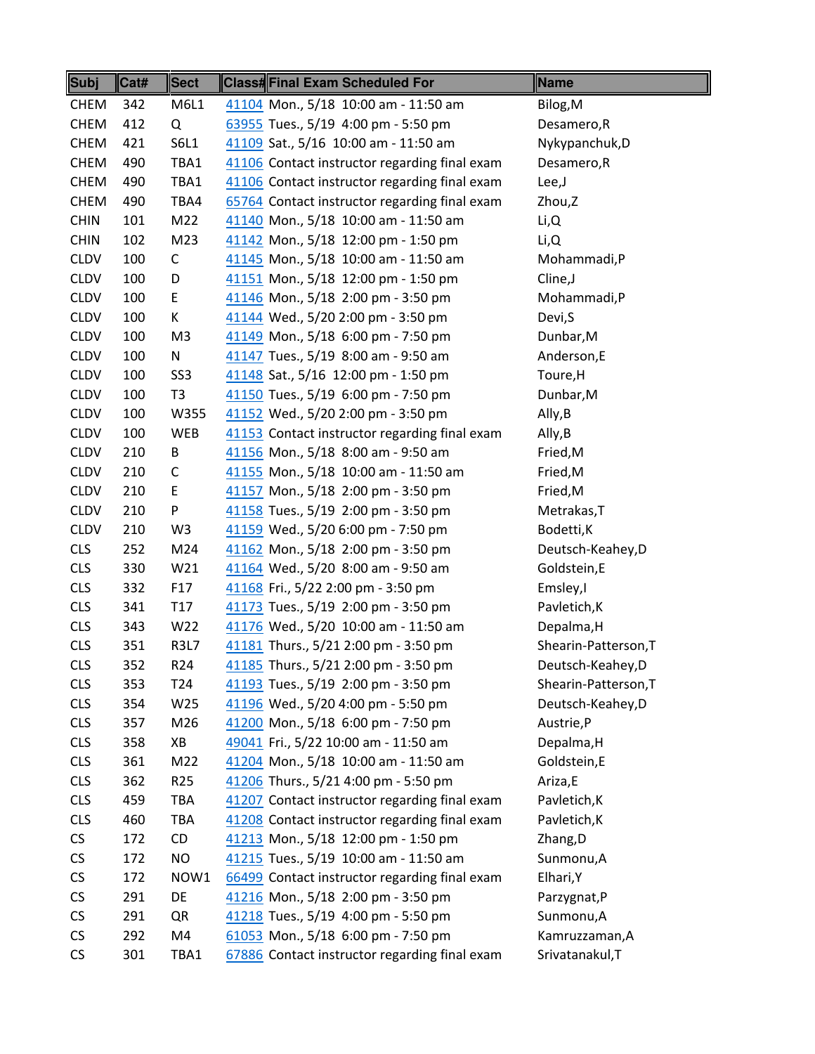| Subj | Cat# | Sect | Class# | Final Exam Scheduled For | Name |
|---|---|---|---|---|---|
| CHEM | 342 | M6L1 | 41104 | Mon., 5/18 10:00 am - 11:50 am | Bilog,M |
| CHEM | 412 | Q | 63955 | Tues., 5/19 4:00 pm - 5:50 pm | Desamero,R |
| CHEM | 421 | S6L1 | 41109 | Sat., 5/16 10:00 am - 11:50 am | Nykypanchuk,D |
| CHEM | 490 | TBA1 | 41106 | Contact instructor regarding final exam | Desamero,R |
| CHEM | 490 | TBA1 | 41106 | Contact instructor regarding final exam | Lee,J |
| CHEM | 490 | TBA4 | 65764 | Contact instructor regarding final exam | Zhou,Z |
| CHIN | 101 | M22 | 41140 | Mon., 5/18 10:00 am - 11:50 am | Li,Q |
| CHIN | 102 | M23 | 41142 | Mon., 5/18 12:00 pm - 1:50 pm | Li,Q |
| CLDV | 100 | C | 41145 | Mon., 5/18 10:00 am - 11:50 am | Mohammadi,P |
| CLDV | 100 | D | 41151 | Mon., 5/18 12:00 pm - 1:50 pm | Cline,J |
| CLDV | 100 | E | 41146 | Mon., 5/18 2:00 pm - 3:50 pm | Mohammadi,P |
| CLDV | 100 | K | 41144 | Wed., 5/20 2:00 pm - 3:50 pm | Devi,S |
| CLDV | 100 | M3 | 41149 | Mon., 5/18 6:00 pm - 7:50 pm | Dunbar,M |
| CLDV | 100 | N | 41147 | Tues., 5/19 8:00 am - 9:50 am | Anderson,E |
| CLDV | 100 | SS3 | 41148 | Sat., 5/16 12:00 pm - 1:50 pm | Toure,H |
| CLDV | 100 | T3 | 41150 | Tues., 5/19 6:00 pm - 7:50 pm | Dunbar,M |
| CLDV | 100 | W355 | 41152 | Wed., 5/20 2:00 pm - 3:50 pm | Ally,B |
| CLDV | 100 | WEB | 41153 | Contact instructor regarding final exam | Ally,B |
| CLDV | 210 | B | 41156 | Mon., 5/18 8:00 am - 9:50 am | Fried,M |
| CLDV | 210 | C | 41155 | Mon., 5/18 10:00 am - 11:50 am | Fried,M |
| CLDV | 210 | E | 41157 | Mon., 5/18 2:00 pm - 3:50 pm | Fried,M |
| CLDV | 210 | P | 41158 | Tues., 5/19 2:00 pm - 3:50 pm | Metrakas,T |
| CLDV | 210 | W3 | 41159 | Wed., 5/20 6:00 pm - 7:50 pm | Bodetti,K |
| CLS | 252 | M24 | 41162 | Mon., 5/18 2:00 pm - 3:50 pm | Deutsch-Keahey,D |
| CLS | 330 | W21 | 41164 | Wed., 5/20 8:00 am - 9:50 am | Goldstein,E |
| CLS | 332 | F17 | 41168 | Fri., 5/22 2:00 pm - 3:50 pm | Emsley,I |
| CLS | 341 | T17 | 41173 | Tues., 5/19 2:00 pm - 3:50 pm | Pavletich,K |
| CLS | 343 | W22 | 41176 | Wed., 5/20 10:00 am - 11:50 am | Depalma,H |
| CLS | 351 | R3L7 | 41181 | Thurs., 5/21 2:00 pm - 3:50 pm | Shearin-Patterson,T |
| CLS | 352 | R24 | 41185 | Thurs., 5/21 2:00 pm - 3:50 pm | Deutsch-Keahey,D |
| CLS | 353 | T24 | 41193 | Tues., 5/19 2:00 pm - 3:50 pm | Shearin-Patterson,T |
| CLS | 354 | W25 | 41196 | Wed., 5/20 4:00 pm - 5:50 pm | Deutsch-Keahey,D |
| CLS | 357 | M26 | 41200 | Mon., 5/18 6:00 pm - 7:50 pm | Austrie,P |
| CLS | 358 | XB | 49041 | Fri., 5/22 10:00 am - 11:50 am | Depalma,H |
| CLS | 361 | M22 | 41204 | Mon., 5/18 10:00 am - 11:50 am | Goldstein,E |
| CLS | 362 | R25 | 41206 | Thurs., 5/21 4:00 pm - 5:50 pm | Ariza,E |
| CLS | 459 | TBA | 41207 | Contact instructor regarding final exam | Pavletich,K |
| CLS | 460 | TBA | 41208 | Contact instructor regarding final exam | Pavletich,K |
| CS | 172 | CD | 41213 | Mon., 5/18 12:00 pm - 1:50 pm | Zhang,D |
| CS | 172 | NO | 41215 | Tues., 5/19 10:00 am - 11:50 am | Sunmonu,A |
| CS | 172 | NOW1 | 66499 | Contact instructor regarding final exam | Elhari,Y |
| CS | 291 | DE | 41216 | Mon., 5/18 2:00 pm - 3:50 pm | Parzygnat,P |
| CS | 291 | QR | 41218 | Tues., 5/19 4:00 pm - 5:50 pm | Sunmonu,A |
| CS | 292 | M4 | 61053 | Mon., 5/18 6:00 pm - 7:50 pm | Kamruzzaman,A |
| CS | 301 | TBA1 | 67886 | Contact instructor regarding final exam | Srivatanakul,T |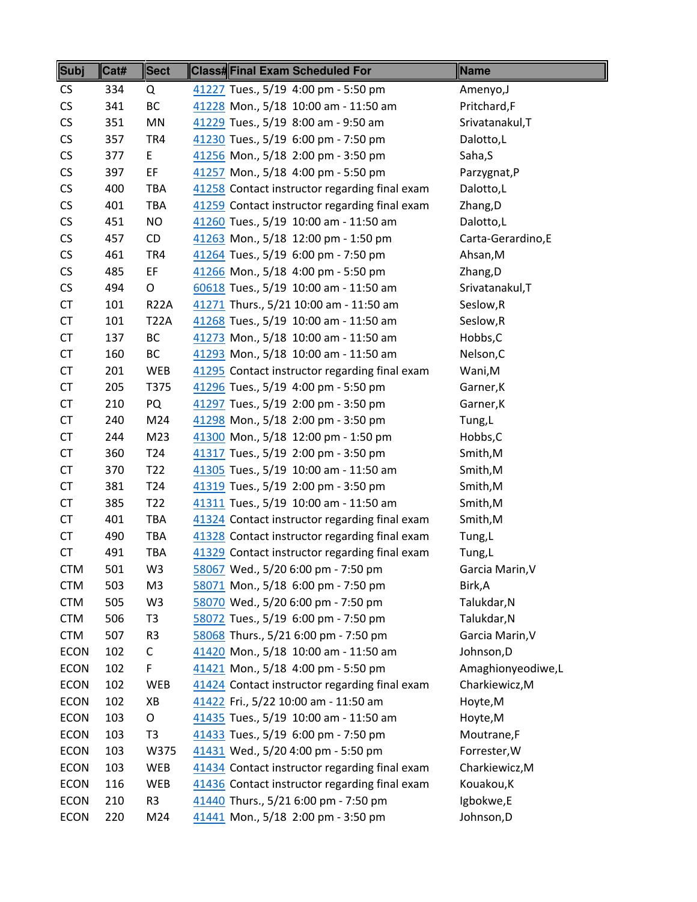| Subj | Cat# | Sect | Class# | Final Exam Scheduled For | Name |
|---|---|---|---|---|---|
| CS | 334 | Q | 41227 | Tues., 5/19 4:00 pm - 5:50 pm | Amenyo,J |
| CS | 341 | BC | 41228 | Mon., 5/18 10:00 am - 11:50 am | Pritchard,F |
| CS | 351 | MN | 41229 | Tues., 5/19 8:00 am - 9:50 am | Srivatanakul,T |
| CS | 357 | TR4 | 41230 | Tues., 5/19 6:00 pm - 7:50 pm | Dalotto,L |
| CS | 377 | E | 41256 | Mon., 5/18 2:00 pm - 3:50 pm | Saha,S |
| CS | 397 | EF | 41257 | Mon., 5/18 4:00 pm - 5:50 pm | Parzygnat,P |
| CS | 400 | TBA | 41258 | Contact instructor regarding final exam | Dalotto,L |
| CS | 401 | TBA | 41259 | Contact instructor regarding final exam | Zhang,D |
| CS | 451 | NO | 41260 | Tues., 5/19 10:00 am - 11:50 am | Dalotto,L |
| CS | 457 | CD | 41263 | Mon., 5/18 12:00 pm - 1:50 pm | Carta-Gerardino,E |
| CS | 461 | TR4 | 41264 | Tues., 5/19 6:00 pm - 7:50 pm | Ahsan,M |
| CS | 485 | EF | 41266 | Mon., 5/18 4:00 pm - 5:50 pm | Zhang,D |
| CS | 494 | O | 60618 | Tues., 5/19 10:00 am - 11:50 am | Srivatanakul,T |
| CT | 101 | R22A | 41271 | Thurs., 5/21 10:00 am - 11:50 am | Seslow,R |
| CT | 101 | T22A | 41268 | Tues., 5/19 10:00 am - 11:50 am | Seslow,R |
| CT | 137 | BC | 41273 | Mon., 5/18 10:00 am - 11:50 am | Hobbs,C |
| CT | 160 | BC | 41293 | Mon., 5/18 10:00 am - 11:50 am | Nelson,C |
| CT | 201 | WEB | 41295 | Contact instructor regarding final exam | Wani,M |
| CT | 205 | T375 | 41296 | Tues., 5/19 4:00 pm - 5:50 pm | Garner,K |
| CT | 210 | PQ | 41297 | Tues., 5/19 2:00 pm - 3:50 pm | Garner,K |
| CT | 240 | M24 | 41298 | Mon., 5/18 2:00 pm - 3:50 pm | Tung,L |
| CT | 244 | M23 | 41300 | Mon., 5/18 12:00 pm - 1:50 pm | Hobbs,C |
| CT | 360 | T24 | 41317 | Tues., 5/19 2:00 pm - 3:50 pm | Smith,M |
| CT | 370 | T22 | 41305 | Tues., 5/19 10:00 am - 11:50 am | Smith,M |
| CT | 381 | T24 | 41319 | Tues., 5/19 2:00 pm - 3:50 pm | Smith,M |
| CT | 385 | T22 | 41311 | Tues., 5/19 10:00 am - 11:50 am | Smith,M |
| CT | 401 | TBA | 41324 | Contact instructor regarding final exam | Smith,M |
| CT | 490 | TBA | 41328 | Contact instructor regarding final exam | Tung,L |
| CT | 491 | TBA | 41329 | Contact instructor regarding final exam | Tung,L |
| CTM | 501 | W3 | 58067 | Wed., 5/20 6:00 pm - 7:50 pm | Garcia Marin,V |
| CTM | 503 | M3 | 58071 | Mon., 5/18 6:00 pm - 7:50 pm | Birk,A |
| CTM | 505 | W3 | 58070 | Wed., 5/20 6:00 pm - 7:50 pm | Talukdar,N |
| CTM | 506 | T3 | 58072 | Tues., 5/19 6:00 pm - 7:50 pm | Talukdar,N |
| CTM | 507 | R3 | 58068 | Thurs., 5/21 6:00 pm - 7:50 pm | Garcia Marin,V |
| ECON | 102 | C | 41420 | Mon., 5/18 10:00 am - 11:50 am | Johnson,D |
| ECON | 102 | F | 41421 | Mon., 5/18 4:00 pm - 5:50 pm | Amaghionyeodiwe,L |
| ECON | 102 | WEB | 41424 | Contact instructor regarding final exam | Charkiewicz,M |
| ECON | 102 | XB | 41422 | Fri., 5/22 10:00 am - 11:50 am | Hoyte,M |
| ECON | 103 | O | 41435 | Tues., 5/19 10:00 am - 11:50 am | Hoyte,M |
| ECON | 103 | T3 | 41433 | Tues., 5/19 6:00 pm - 7:50 pm | Moutrane,F |
| ECON | 103 | W375 | 41431 | Wed., 5/20 4:00 pm - 5:50 pm | Forrester,W |
| ECON | 103 | WEB | 41434 | Contact instructor regarding final exam | Charkiewicz,M |
| ECON | 116 | WEB | 41436 | Contact instructor regarding final exam | Kouakou,K |
| ECON | 210 | R3 | 41440 | Thurs., 5/21 6:00 pm - 7:50 pm | Igbokwe,E |
| ECON | 220 | M24 | 41441 | Mon., 5/18 2:00 pm - 3:50 pm | Johnson,D |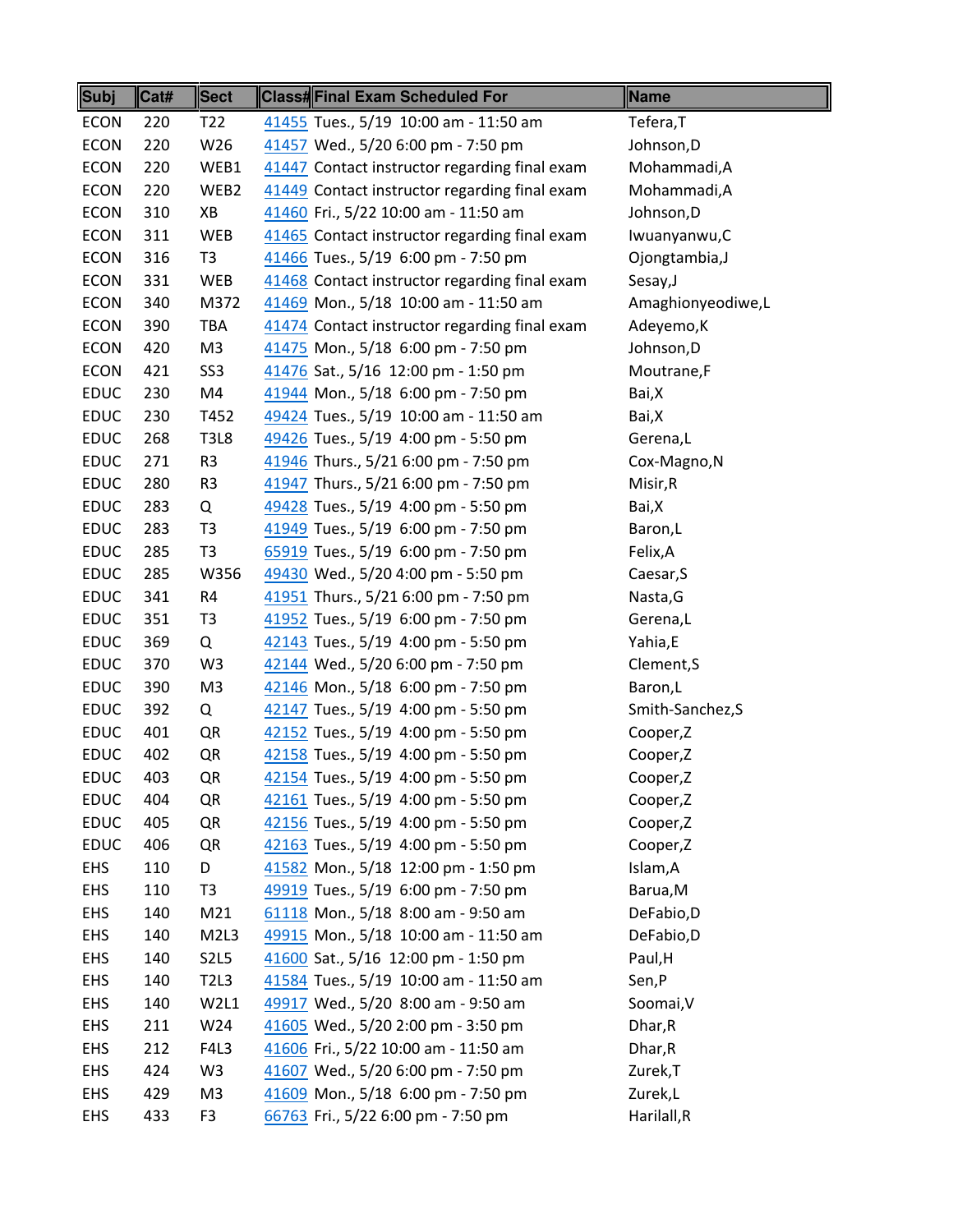| Subj | Cat# | Sect | Class# | Final Exam Scheduled For | Name |
|---|---|---|---|---|---|
| ECON | 220 | T22 | 41455 | Tues., 5/19 10:00 am - 11:50 am | Tefera,T |
| ECON | 220 | W26 | 41457 | Wed., 5/20 6:00 pm - 7:50 pm | Johnson,D |
| ECON | 220 | WEB1 | 41447 | Contact instructor regarding final exam | Mohammadi,A |
| ECON | 220 | WEB2 | 41449 | Contact instructor regarding final exam | Mohammadi,A |
| ECON | 310 | XB | 41460 | Fri., 5/22 10:00 am - 11:50 am | Johnson,D |
| ECON | 311 | WEB | 41465 | Contact instructor regarding final exam | Iwuanyanwu,C |
| ECON | 316 | T3 | 41466 | Tues., 5/19 6:00 pm - 7:50 pm | Ojongtambia,J |
| ECON | 331 | WEB | 41468 | Contact instructor regarding final exam | Sesay,J |
| ECON | 340 | M372 | 41469 | Mon., 5/18 10:00 am - 11:50 am | Amaghionyeodiwe,L |
| ECON | 390 | TBA | 41474 | Contact instructor regarding final exam | Adeyemo,K |
| ECON | 420 | M3 | 41475 | Mon., 5/18 6:00 pm - 7:50 pm | Johnson,D |
| ECON | 421 | SS3 | 41476 | Sat., 5/16 12:00 pm - 1:50 pm | Moutrane,F |
| EDUC | 230 | M4 | 41944 | Mon., 5/18 6:00 pm - 7:50 pm | Bai,X |
| EDUC | 230 | T452 | 49424 | Tues., 5/19 10:00 am - 11:50 am | Bai,X |
| EDUC | 268 | T3L8 | 49426 | Tues., 5/19 4:00 pm - 5:50 pm | Gerena,L |
| EDUC | 271 | R3 | 41946 | Thurs., 5/21 6:00 pm - 7:50 pm | Cox-Magno,N |
| EDUC | 280 | R3 | 41947 | Thurs., 5/21 6:00 pm - 7:50 pm | Misir,R |
| EDUC | 283 | Q | 49428 | Tues., 5/19 4:00 pm - 5:50 pm | Bai,X |
| EDUC | 283 | T3 | 41949 | Tues., 5/19 6:00 pm - 7:50 pm | Baron,L |
| EDUC | 285 | T3 | 65919 | Tues., 5/19 6:00 pm - 7:50 pm | Felix,A |
| EDUC | 285 | W356 | 49430 | Wed., 5/20 4:00 pm - 5:50 pm | Caesar,S |
| EDUC | 341 | R4 | 41951 | Thurs., 5/21 6:00 pm - 7:50 pm | Nasta,G |
| EDUC | 351 | T3 | 41952 | Tues., 5/19 6:00 pm - 7:50 pm | Gerena,L |
| EDUC | 369 | Q | 42143 | Tues., 5/19 4:00 pm - 5:50 pm | Yahia,E |
| EDUC | 370 | W3 | 42144 | Wed., 5/20 6:00 pm - 7:50 pm | Clement,S |
| EDUC | 390 | M3 | 42146 | Mon., 5/18 6:00 pm - 7:50 pm | Baron,L |
| EDUC | 392 | Q | 42147 | Tues., 5/19 4:00 pm - 5:50 pm | Smith-Sanchez,S |
| EDUC | 401 | QR | 42152 | Tues., 5/19 4:00 pm - 5:50 pm | Cooper,Z |
| EDUC | 402 | QR | 42158 | Tues., 5/19 4:00 pm - 5:50 pm | Cooper,Z |
| EDUC | 403 | QR | 42154 | Tues., 5/19 4:00 pm - 5:50 pm | Cooper,Z |
| EDUC | 404 | QR | 42161 | Tues., 5/19 4:00 pm - 5:50 pm | Cooper,Z |
| EDUC | 405 | QR | 42156 | Tues., 5/19 4:00 pm - 5:50 pm | Cooper,Z |
| EDUC | 406 | QR | 42163 | Tues., 5/19 4:00 pm - 5:50 pm | Cooper,Z |
| EHS | 110 | D | 41582 | Mon., 5/18 12:00 pm - 1:50 pm | Islam,A |
| EHS | 110 | T3 | 49919 | Tues., 5/19 6:00 pm - 7:50 pm | Barua,M |
| EHS | 140 | M21 | 61118 | Mon., 5/18 8:00 am - 9:50 am | DeFabio,D |
| EHS | 140 | M2L3 | 49915 | Mon., 5/18 10:00 am - 11:50 am | DeFabio,D |
| EHS | 140 | S2L5 | 41600 | Sat., 5/16 12:00 pm - 1:50 pm | Paul,H |
| EHS | 140 | T2L3 | 41584 | Tues., 5/19 10:00 am - 11:50 am | Sen,P |
| EHS | 140 | W2L1 | 49917 | Wed., 5/20 8:00 am - 9:50 am | Soomai,V |
| EHS | 211 | W24 | 41605 | Wed., 5/20 2:00 pm - 3:50 pm | Dhar,R |
| EHS | 212 | F4L3 | 41606 | Fri., 5/22 10:00 am - 11:50 am | Dhar,R |
| EHS | 424 | W3 | 41607 | Wed., 5/20 6:00 pm - 7:50 pm | Zurek,T |
| EHS | 429 | M3 | 41609 | Mon., 5/18 6:00 pm - 7:50 pm | Zurek,L |
| EHS | 433 | F3 | 66763 | Fri., 5/22 6:00 pm - 7:50 pm | Harilall,R |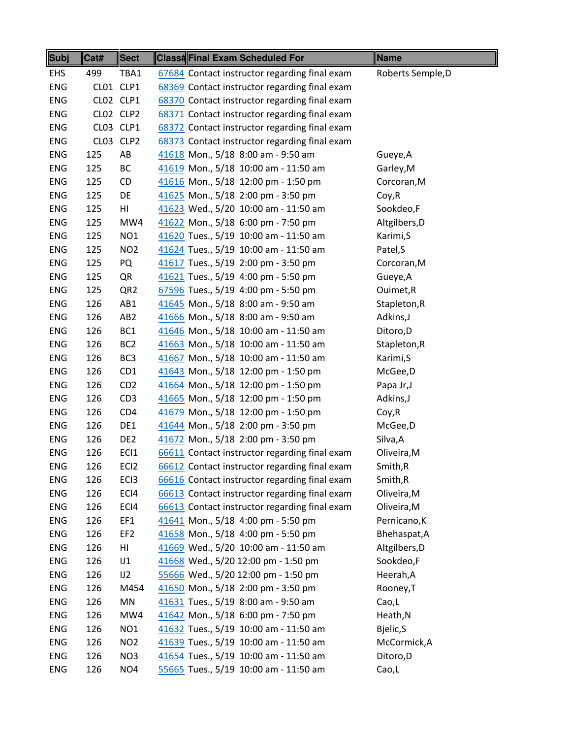| Subj | Cat# | Sect | Class# | Final Exam Scheduled For | Name |
|---|---|---|---|---|---|
| EHS | 499 | TBA1 | 67684 | Contact instructor regarding final exam | Roberts Semple,D |
| ENG | CL01 | CLP1 | 68369 | Contact instructor regarding final exam | |
| ENG | CL02 | CLP1 | 68370 | Contact instructor regarding final exam | |
| ENG | CL02 | CLP2 | 68371 | Contact instructor regarding final exam | |
| ENG | CL03 | CLP1 | 68372 | Contact instructor regarding final exam | |
| ENG | CL03 | CLP2 | 68373 | Contact instructor regarding final exam | |
| ENG | 125 | AB | 41618 | Mon., 5/18 8:00 am - 9:50 am | Gueye,A |
| ENG | 125 | BC | 41619 | Mon., 5/18 10:00 am - 11:50 am | Garley,M |
| ENG | 125 | CD | 41616 | Mon., 5/18 12:00 pm - 1:50 pm | Corcoran,M |
| ENG | 125 | DE | 41625 | Mon., 5/18 2:00 pm - 3:50 pm | Coy,R |
| ENG | 125 | HI | 41623 | Wed., 5/20 10:00 am - 11:50 am | Sookdeo,F |
| ENG | 125 | MW4 | 41622 | Mon., 5/18 6:00 pm - 7:50 pm | Altgilbers,D |
| ENG | 125 | NO1 | 41620 | Tues., 5/19 10:00 am - 11:50 am | Karimi,S |
| ENG | 125 | NO2 | 41624 | Tues., 5/19 10:00 am - 11:50 am | Patel,S |
| ENG | 125 | PQ | 41617 | Tues., 5/19 2:00 pm - 3:50 pm | Corcoran,M |
| ENG | 125 | QR | 41621 | Tues., 5/19 4:00 pm - 5:50 pm | Gueye,A |
| ENG | 125 | QR2 | 67596 | Tues., 5/19 4:00 pm - 5:50 pm | Ouimet,R |
| ENG | 126 | AB1 | 41645 | Mon., 5/18 8:00 am - 9:50 am | Stapleton,R |
| ENG | 126 | AB2 | 41666 | Mon., 5/18 8:00 am - 9:50 am | Adkins,J |
| ENG | 126 | BC1 | 41646 | Mon., 5/18 10:00 am - 11:50 am | Ditoro,D |
| ENG | 126 | BC2 | 41663 | Mon., 5/18 10:00 am - 11:50 am | Stapleton,R |
| ENG | 126 | BC3 | 41667 | Mon., 5/18 10:00 am - 11:50 am | Karimi,S |
| ENG | 126 | CD1 | 41643 | Mon., 5/18 12:00 pm - 1:50 pm | McGee,D |
| ENG | 126 | CD2 | 41664 | Mon., 5/18 12:00 pm - 1:50 pm | Papa Jr,J |
| ENG | 126 | CD3 | 41665 | Mon., 5/18 12:00 pm - 1:50 pm | Adkins,J |
| ENG | 126 | CD4 | 41679 | Mon., 5/18 12:00 pm - 1:50 pm | Coy,R |
| ENG | 126 | DE1 | 41644 | Mon., 5/18 2:00 pm - 3:50 pm | McGee,D |
| ENG | 126 | DE2 | 41672 | Mon., 5/18 2:00 pm - 3:50 pm | Silva,A |
| ENG | 126 | ECI1 | 66611 | Contact instructor regarding final exam | Oliveira,M |
| ENG | 126 | ECI2 | 66612 | Contact instructor regarding final exam | Smith,R |
| ENG | 126 | ECI3 | 66616 | Contact instructor regarding final exam | Smith,R |
| ENG | 126 | ECI4 | 66613 | Contact instructor regarding final exam | Oliveira,M |
| ENG | 126 | ECI4 | 66613 | Contact instructor regarding final exam | Oliveira,M |
| ENG | 126 | EF1 | 41641 | Mon., 5/18 4:00 pm - 5:50 pm | Pernicano,K |
| ENG | 126 | EF2 | 41658 | Mon., 5/18 4:00 pm - 5:50 pm | Bhehaspat,A |
| ENG | 126 | HI | 41669 | Wed., 5/20 10:00 am - 11:50 am | Altgilbers,D |
| ENG | 126 | IJ1 | 41668 | Wed., 5/20 12:00 pm - 1:50 pm | Sookdeo,F |
| ENG | 126 | IJ2 | 55666 | Wed., 5/20 12:00 pm - 1:50 pm | Heerah,A |
| ENG | 126 | M454 | 41650 | Mon., 5/18 2:00 pm - 3:50 pm | Rooney,T |
| ENG | 126 | MN | 41631 | Tues., 5/19 8:00 am - 9:50 am | Cao,L |
| ENG | 126 | MW4 | 41642 | Mon., 5/18 6:00 pm - 7:50 pm | Heath,N |
| ENG | 126 | NO1 | 41632 | Tues., 5/19 10:00 am - 11:50 am | Bjelic,S |
| ENG | 126 | NO2 | 41639 | Tues., 5/19 10:00 am - 11:50 am | McCormick,A |
| ENG | 126 | NO3 | 41654 | Tues., 5/19 10:00 am - 11:50 am | Ditoro,D |
| ENG | 126 | NO4 | 55665 | Tues., 5/19 10:00 am - 11:50 am | Cao,L |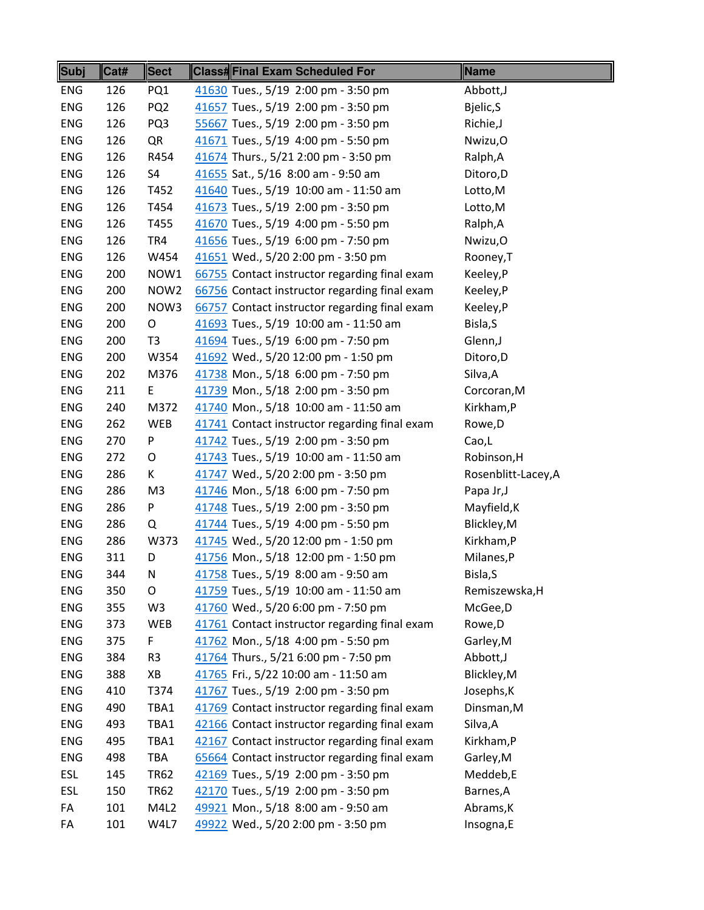| Subj | Cat# | Sect | Class# | Final Exam Scheduled For | Name |
|---|---|---|---|---|---|
| ENG | 126 | PQ1 | 41630 | Tues., 5/19 2:00 pm - 3:50 pm | Abbott,J |
| ENG | 126 | PQ2 | 41657 | Tues., 5/19 2:00 pm - 3:50 pm | Bjelic,S |
| ENG | 126 | PQ3 | 55667 | Tues., 5/19 2:00 pm - 3:50 pm | Richie,J |
| ENG | 126 | QR | 41671 | Tues., 5/19 4:00 pm - 5:50 pm | Nwizu,O |
| ENG | 126 | R454 | 41674 | Thurs., 5/21 2:00 pm - 3:50 pm | Ralph,A |
| ENG | 126 | S4 | 41655 | Sat., 5/16 8:00 am - 9:50 am | Ditoro,D |
| ENG | 126 | T452 | 41640 | Tues., 5/19 10:00 am - 11:50 am | Lotto,M |
| ENG | 126 | T454 | 41673 | Tues., 5/19 2:00 pm - 3:50 pm | Lotto,M |
| ENG | 126 | T455 | 41670 | Tues., 5/19 4:00 pm - 5:50 pm | Ralph,A |
| ENG | 126 | TR4 | 41656 | Tues., 5/19 6:00 pm - 7:50 pm | Nwizu,O |
| ENG | 126 | W454 | 41651 | Wed., 5/20 2:00 pm - 3:50 pm | Rooney,T |
| ENG | 200 | NOW1 | 66755 | Contact instructor regarding final exam | Keeley,P |
| ENG | 200 | NOW2 | 66756 | Contact instructor regarding final exam | Keeley,P |
| ENG | 200 | NOW3 | 66757 | Contact instructor regarding final exam | Keeley,P |
| ENG | 200 | O | 41693 | Tues., 5/19 10:00 am - 11:50 am | Bisla,S |
| ENG | 200 | T3 | 41694 | Tues., 5/19 6:00 pm - 7:50 pm | Glenn,J |
| ENG | 200 | W354 | 41692 | Wed., 5/20 12:00 pm - 1:50 pm | Ditoro,D |
| ENG | 202 | M376 | 41738 | Mon., 5/18 6:00 pm - 7:50 pm | Silva,A |
| ENG | 211 | E | 41739 | Mon., 5/18 2:00 pm - 3:50 pm | Corcoran,M |
| ENG | 240 | M372 | 41740 | Mon., 5/18 10:00 am - 11:50 am | Kirkham,P |
| ENG | 262 | WEB | 41741 | Contact instructor regarding final exam | Rowe,D |
| ENG | 270 | P | 41742 | Tues., 5/19 2:00 pm - 3:50 pm | Cao,L |
| ENG | 272 | O | 41743 | Tues., 5/19 10:00 am - 11:50 am | Robinson,H |
| ENG | 286 | K | 41747 | Wed., 5/20 2:00 pm - 3:50 pm | Rosenblitt-Lacey,A |
| ENG | 286 | M3 | 41746 | Mon., 5/18 6:00 pm - 7:50 pm | Papa Jr,J |
| ENG | 286 | P | 41748 | Tues., 5/19 2:00 pm - 3:50 pm | Mayfield,K |
| ENG | 286 | Q | 41744 | Tues., 5/19 4:00 pm - 5:50 pm | Blickley,M |
| ENG | 286 | W373 | 41745 | Wed., 5/20 12:00 pm - 1:50 pm | Kirkham,P |
| ENG | 311 | D | 41756 | Mon., 5/18 12:00 pm - 1:50 pm | Milanes,P |
| ENG | 344 | N | 41758 | Tues., 5/19 8:00 am - 9:50 am | Bisla,S |
| ENG | 350 | O | 41759 | Tues., 5/19 10:00 am - 11:50 am | Remiszewska,H |
| ENG | 355 | W3 | 41760 | Wed., 5/20 6:00 pm - 7:50 pm | McGee,D |
| ENG | 373 | WEB | 41761 | Contact instructor regarding final exam | Rowe,D |
| ENG | 375 | F | 41762 | Mon., 5/18 4:00 pm - 5:50 pm | Garley,M |
| ENG | 384 | R3 | 41764 | Thurs., 5/21 6:00 pm - 7:50 pm | Abbott,J |
| ENG | 388 | XB | 41765 | Fri., 5/22 10:00 am - 11:50 am | Blickley,M |
| ENG | 410 | T374 | 41767 | Tues., 5/19 2:00 pm - 3:50 pm | Josephs,K |
| ENG | 490 | TBA1 | 41769 | Contact instructor regarding final exam | Dinsman,M |
| ENG | 493 | TBA1 | 42166 | Contact instructor regarding final exam | Silva,A |
| ENG | 495 | TBA1 | 42167 | Contact instructor regarding final exam | Kirkham,P |
| ENG | 498 | TBA | 65664 | Contact instructor regarding final exam | Garley,M |
| ESL | 145 | TR62 | 42169 | Tues., 5/19 2:00 pm - 3:50 pm | Meddeb,E |
| ESL | 150 | TR62 | 42170 | Tues., 5/19 2:00 pm - 3:50 pm | Barnes,A |
| FA | 101 | M4L2 | 49921 | Mon., 5/18 8:00 am - 9:50 am | Abrams,K |
| FA | 101 | W4L7 | 49922 | Wed., 5/20 2:00 pm - 3:50 pm | Insogna,E |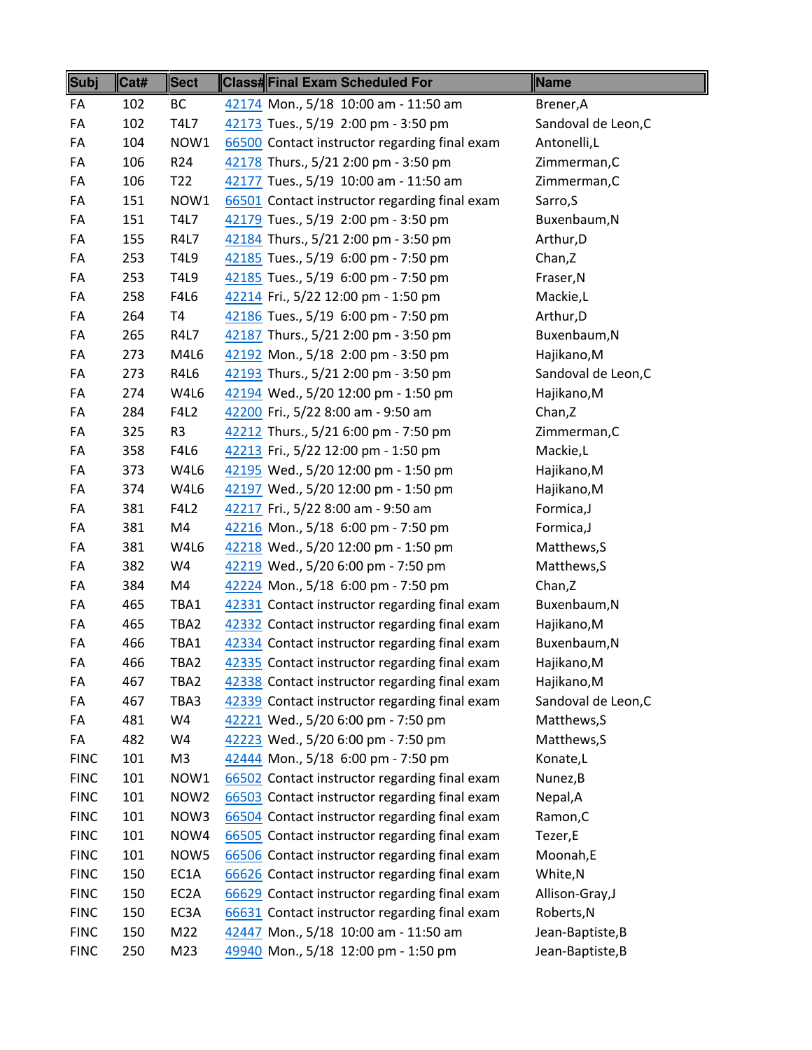| Subj | Cat# | Sect | Class# | Final Exam Scheduled For | Name |
|---|---|---|---|---|---|
| FA | 102 | BC | 42174 | Mon., 5/18 10:00 am - 11:50 am | Brener,A |
| FA | 102 | T4L7 | 42173 | Tues., 5/19 2:00 pm - 3:50 pm | Sandoval de Leon,C |
| FA | 104 | NOW1 | 66500 | Contact instructor regarding final exam | Antonelli,L |
| FA | 106 | R24 | 42178 | Thurs., 5/21 2:00 pm - 3:50 pm | Zimmerman,C |
| FA | 106 | T22 | 42177 | Tues., 5/19 10:00 am - 11:50 am | Zimmerman,C |
| FA | 151 | NOW1 | 66501 | Contact instructor regarding final exam | Sarro,S |
| FA | 151 | T4L7 | 42179 | Tues., 5/19 2:00 pm - 3:50 pm | Buxenbaum,N |
| FA | 155 | R4L7 | 42184 | Thurs., 5/21 2:00 pm - 3:50 pm | Arthur,D |
| FA | 253 | T4L9 | 42185 | Tues., 5/19 6:00 pm - 7:50 pm | Chan,Z |
| FA | 253 | T4L9 | 42185 | Tues., 5/19 6:00 pm - 7:50 pm | Fraser,N |
| FA | 258 | F4L6 | 42214 | Fri., 5/22 12:00 pm - 1:50 pm | Mackie,L |
| FA | 264 | T4 | 42186 | Tues., 5/19 6:00 pm - 7:50 pm | Arthur,D |
| FA | 265 | R4L7 | 42187 | Thurs., 5/21 2:00 pm - 3:50 pm | Buxenbaum,N |
| FA | 273 | M4L6 | 42192 | Mon., 5/18 2:00 pm - 3:50 pm | Hajikano,M |
| FA | 273 | R4L6 | 42193 | Thurs., 5/21 2:00 pm - 3:50 pm | Sandoval de Leon,C |
| FA | 274 | W4L6 | 42194 | Wed., 5/20 12:00 pm - 1:50 pm | Hajikano,M |
| FA | 284 | F4L2 | 42200 | Fri., 5/22 8:00 am - 9:50 am | Chan,Z |
| FA | 325 | R3 | 42212 | Thurs., 5/21 6:00 pm - 7:50 pm | Zimmerman,C |
| FA | 358 | F4L6 | 42213 | Fri., 5/22 12:00 pm - 1:50 pm | Mackie,L |
| FA | 373 | W4L6 | 42195 | Wed., 5/20 12:00 pm - 1:50 pm | Hajikano,M |
| FA | 374 | W4L6 | 42197 | Wed., 5/20 12:00 pm - 1:50 pm | Hajikano,M |
| FA | 381 | F4L2 | 42217 | Fri., 5/22 8:00 am - 9:50 am | Formica,J |
| FA | 381 | M4 | 42216 | Mon., 5/18 6:00 pm - 7:50 pm | Formica,J |
| FA | 381 | W4L6 | 42218 | Wed., 5/20 12:00 pm - 1:50 pm | Matthews,S |
| FA | 382 | W4 | 42219 | Wed., 5/20 6:00 pm - 7:50 pm | Matthews,S |
| FA | 384 | M4 | 42224 | Mon., 5/18 6:00 pm - 7:50 pm | Chan,Z |
| FA | 465 | TBA1 | 42331 | Contact instructor regarding final exam | Buxenbaum,N |
| FA | 465 | TBA2 | 42332 | Contact instructor regarding final exam | Hajikano,M |
| FA | 466 | TBA1 | 42334 | Contact instructor regarding final exam | Buxenbaum,N |
| FA | 466 | TBA2 | 42335 | Contact instructor regarding final exam | Hajikano,M |
| FA | 467 | TBA2 | 42338 | Contact instructor regarding final exam | Hajikano,M |
| FA | 467 | TBA3 | 42339 | Contact instructor regarding final exam | Sandoval de Leon,C |
| FA | 481 | W4 | 42221 | Wed., 5/20 6:00 pm - 7:50 pm | Matthews,S |
| FA | 482 | W4 | 42223 | Wed., 5/20 6:00 pm - 7:50 pm | Matthews,S |
| FINC | 101 | M3 | 42444 | Mon., 5/18 6:00 pm - 7:50 pm | Konate,L |
| FINC | 101 | NOW1 | 66502 | Contact instructor regarding final exam | Nunez,B |
| FINC | 101 | NOW2 | 66503 | Contact instructor regarding final exam | Nepal,A |
| FINC | 101 | NOW3 | 66504 | Contact instructor regarding final exam | Ramon,C |
| FINC | 101 | NOW4 | 66505 | Contact instructor regarding final exam | Tezer,E |
| FINC | 101 | NOW5 | 66506 | Contact instructor regarding final exam | Moonah,E |
| FINC | 150 | EC1A | 66626 | Contact instructor regarding final exam | White,N |
| FINC | 150 | EC2A | 66629 | Contact instructor regarding final exam | Allison-Gray,J |
| FINC | 150 | EC3A | 66631 | Contact instructor regarding final exam | Roberts,N |
| FINC | 150 | M22 | 42447 | Mon., 5/18 10:00 am - 11:50 am | Jean-Baptiste,B |
| FINC | 250 | M23 | 49940 | Mon., 5/18 12:00 pm - 1:50 pm | Jean-Baptiste,B |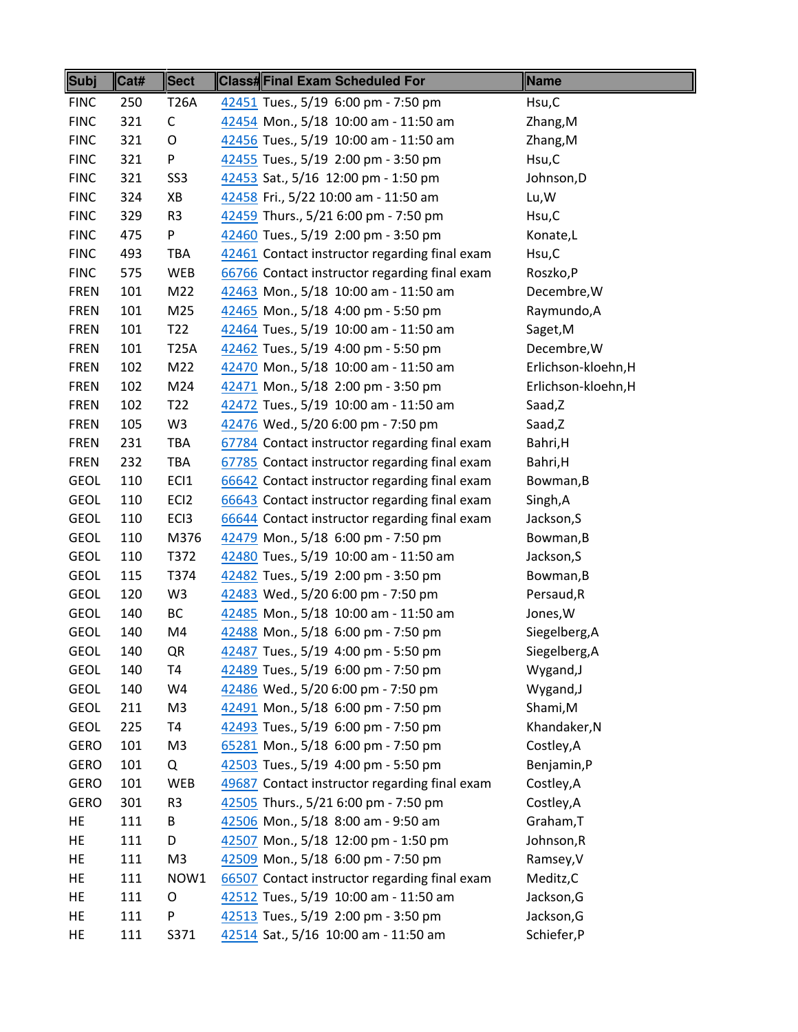| Subj | Cat# | Sect | Class# | Final Exam Scheduled For | Name |
|---|---|---|---|---|---|
| FINC | 250 | T26A | 42451 | Tues., 5/19 6:00 pm - 7:50 pm | Hsu,C |
| FINC | 321 | C | 42454 | Mon., 5/18 10:00 am - 11:50 am | Zhang,M |
| FINC | 321 | O | 42456 | Tues., 5/19 10:00 am - 11:50 am | Zhang,M |
| FINC | 321 | P | 42455 | Tues., 5/19 2:00 pm - 3:50 pm | Hsu,C |
| FINC | 321 | SS3 | 42453 | Sat., 5/16 12:00 pm - 1:50 pm | Johnson,D |
| FINC | 324 | XB | 42458 | Fri., 5/22 10:00 am - 11:50 am | Lu,W |
| FINC | 329 | R3 | 42459 | Thurs., 5/21 6:00 pm - 7:50 pm | Hsu,C |
| FINC | 475 | P | 42460 | Tues., 5/19 2:00 pm - 3:50 pm | Konate,L |
| FINC | 493 | TBA | 42461 | Contact instructor regarding final exam | Hsu,C |
| FINC | 575 | WEB | 66766 | Contact instructor regarding final exam | Roszko,P |
| FREN | 101 | M22 | 42463 | Mon., 5/18 10:00 am - 11:50 am | Decembre,W |
| FREN | 101 | M25 | 42465 | Mon., 5/18 4:00 pm - 5:50 pm | Raymundo,A |
| FREN | 101 | T22 | 42464 | Tues., 5/19 10:00 am - 11:50 am | Saget,M |
| FREN | 101 | T25A | 42462 | Tues., 5/19 4:00 pm - 5:50 pm | Decembre,W |
| FREN | 102 | M22 | 42470 | Mon., 5/18 10:00 am - 11:50 am | Erlichson-kloehn,H |
| FREN | 102 | M24 | 42471 | Mon., 5/18 2:00 pm - 3:50 pm | Erlichson-kloehn,H |
| FREN | 102 | T22 | 42472 | Tues., 5/19 10:00 am - 11:50 am | Saad,Z |
| FREN | 105 | W3 | 42476 | Wed., 5/20 6:00 pm - 7:50 pm | Saad,Z |
| FREN | 231 | TBA | 67784 | Contact instructor regarding final exam | Bahri,H |
| FREN | 232 | TBA | 67785 | Contact instructor regarding final exam | Bahri,H |
| GEOL | 110 | ECI1 | 66642 | Contact instructor regarding final exam | Bowman,B |
| GEOL | 110 | ECI2 | 66643 | Contact instructor regarding final exam | Singh,A |
| GEOL | 110 | ECI3 | 66644 | Contact instructor regarding final exam | Jackson,S |
| GEOL | 110 | M376 | 42479 | Mon., 5/18 6:00 pm - 7:50 pm | Bowman,B |
| GEOL | 110 | T372 | 42480 | Tues., 5/19 10:00 am - 11:50 am | Jackson,S |
| GEOL | 115 | T374 | 42482 | Tues., 5/19 2:00 pm - 3:50 pm | Bowman,B |
| GEOL | 120 | W3 | 42483 | Wed., 5/20 6:00 pm - 7:50 pm | Persaud,R |
| GEOL | 140 | BC | 42485 | Mon., 5/18 10:00 am - 11:50 am | Jones,W |
| GEOL | 140 | M4 | 42488 | Mon., 5/18 6:00 pm - 7:50 pm | Siegelberg,A |
| GEOL | 140 | QR | 42487 | Tues., 5/19 4:00 pm - 5:50 pm | Siegelberg,A |
| GEOL | 140 | T4 | 42489 | Tues., 5/19 6:00 pm - 7:50 pm | Wygand,J |
| GEOL | 140 | W4 | 42486 | Wed., 5/20 6:00 pm - 7:50 pm | Wygand,J |
| GEOL | 211 | M3 | 42491 | Mon., 5/18 6:00 pm - 7:50 pm | Shami,M |
| GEOL | 225 | T4 | 42493 | Tues., 5/19 6:00 pm - 7:50 pm | Khandaker,N |
| GERO | 101 | M3 | 65281 | Mon., 5/18 6:00 pm - 7:50 pm | Costley,A |
| GERO | 101 | Q | 42503 | Tues., 5/19 4:00 pm - 5:50 pm | Benjamin,P |
| GERO | 101 | WEB | 49687 | Contact instructor regarding final exam | Costley,A |
| GERO | 301 | R3 | 42505 | Thurs., 5/21 6:00 pm - 7:50 pm | Costley,A |
| HE | 111 | B | 42506 | Mon., 5/18 8:00 am - 9:50 am | Graham,T |
| HE | 111 | D | 42507 | Mon., 5/18 12:00 pm - 1:50 pm | Johnson,R |
| HE | 111 | M3 | 42509 | Mon., 5/18 6:00 pm - 7:50 pm | Ramsey,V |
| HE | 111 | NOW1 | 66507 | Contact instructor regarding final exam | Meditz,C |
| HE | 111 | O | 42512 | Tues., 5/19 10:00 am - 11:50 am | Jackson,G |
| HE | 111 | P | 42513 | Tues., 5/19 2:00 pm - 3:50 pm | Jackson,G |
| HE | 111 | S371 | 42514 | Sat., 5/16 10:00 am - 11:50 am | Schiefer,P |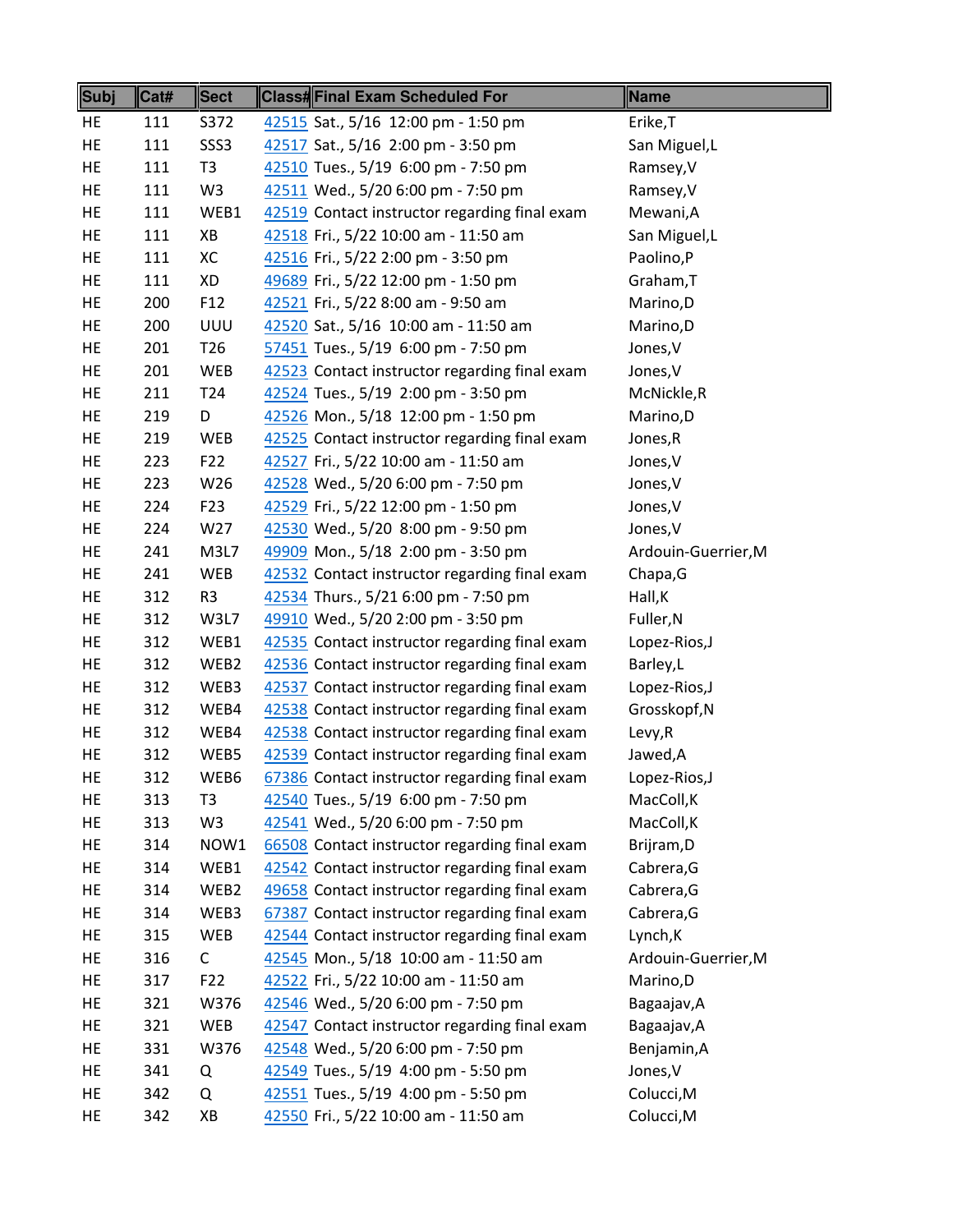| Subj | Cat# | Sect | Class# | Final Exam Scheduled For | Name |
|---|---|---|---|---|---|
| HE | 111 | S372 | 42515 | Sat., 5/16 12:00 pm - 1:50 pm | Erike,T |
| HE | 111 | SSS3 | 42517 | Sat., 5/16 2:00 pm - 3:50 pm | San Miguel,L |
| HE | 111 | T3 | 42510 | Tues., 5/19 6:00 pm - 7:50 pm | Ramsey,V |
| HE | 111 | W3 | 42511 | Wed., 5/20 6:00 pm - 7:50 pm | Ramsey,V |
| HE | 111 | WEB1 | 42519 | Contact instructor regarding final exam | Mewani,A |
| HE | 111 | XB | 42518 | Fri., 5/22 10:00 am - 11:50 am | San Miguel,L |
| HE | 111 | XC | 42516 | Fri., 5/22 2:00 pm - 3:50 pm | Paolino,P |
| HE | 111 | XD | 49689 | Fri., 5/22 12:00 pm - 1:50 pm | Graham,T |
| HE | 200 | F12 | 42521 | Fri., 5/22 8:00 am - 9:50 am | Marino,D |
| HE | 200 | UUU | 42520 | Sat., 5/16 10:00 am - 11:50 am | Marino,D |
| HE | 201 | T26 | 57451 | Tues., 5/19 6:00 pm - 7:50 pm | Jones,V |
| HE | 201 | WEB | 42523 | Contact instructor regarding final exam | Jones,V |
| HE | 211 | T24 | 42524 | Tues., 5/19 2:00 pm - 3:50 pm | McNickle,R |
| HE | 219 | D | 42526 | Mon., 5/18 12:00 pm - 1:50 pm | Marino,D |
| HE | 219 | WEB | 42525 | Contact instructor regarding final exam | Jones,R |
| HE | 223 | F22 | 42527 | Fri., 5/22 10:00 am - 11:50 am | Jones,V |
| HE | 223 | W26 | 42528 | Wed., 5/20 6:00 pm - 7:50 pm | Jones,V |
| HE | 224 | F23 | 42529 | Fri., 5/22 12:00 pm - 1:50 pm | Jones,V |
| HE | 224 | W27 | 42530 | Wed., 5/20 8:00 pm - 9:50 pm | Jones,V |
| HE | 241 | M3L7 | 49909 | Mon., 5/18 2:00 pm - 3:50 pm | Ardouin-Guerrier,M |
| HE | 241 | WEB | 42532 | Contact instructor regarding final exam | Chapa,G |
| HE | 312 | R3 | 42534 | Thurs., 5/21 6:00 pm - 7:50 pm | Hall,K |
| HE | 312 | W3L7 | 49910 | Wed., 5/20 2:00 pm - 3:50 pm | Fuller,N |
| HE | 312 | WEB1 | 42535 | Contact instructor regarding final exam | Lopez-Rios,J |
| HE | 312 | WEB2 | 42536 | Contact instructor regarding final exam | Barley,L |
| HE | 312 | WEB3 | 42537 | Contact instructor regarding final exam | Lopez-Rios,J |
| HE | 312 | WEB4 | 42538 | Contact instructor regarding final exam | Grosskopf,N |
| HE | 312 | WEB4 | 42538 | Contact instructor regarding final exam | Levy,R |
| HE | 312 | WEB5 | 42539 | Contact instructor regarding final exam | Jawed,A |
| HE | 312 | WEB6 | 67386 | Contact instructor regarding final exam | Lopez-Rios,J |
| HE | 313 | T3 | 42540 | Tues., 5/19 6:00 pm - 7:50 pm | MacColl,K |
| HE | 313 | W3 | 42541 | Wed., 5/20 6:00 pm - 7:50 pm | MacColl,K |
| HE | 314 | NOW1 | 66508 | Contact instructor regarding final exam | Brijram,D |
| HE | 314 | WEB1 | 42542 | Contact instructor regarding final exam | Cabrera,G |
| HE | 314 | WEB2 | 49658 | Contact instructor regarding final exam | Cabrera,G |
| HE | 314 | WEB3 | 67387 | Contact instructor regarding final exam | Cabrera,G |
| HE | 315 | WEB | 42544 | Contact instructor regarding final exam | Lynch,K |
| HE | 316 | C | 42545 | Mon., 5/18 10:00 am - 11:50 am | Ardouin-Guerrier,M |
| HE | 317 | F22 | 42522 | Fri., 5/22 10:00 am - 11:50 am | Marino,D |
| HE | 321 | W376 | 42546 | Wed., 5/20 6:00 pm - 7:50 pm | Bagaajav,A |
| HE | 321 | WEB | 42547 | Contact instructor regarding final exam | Bagaajav,A |
| HE | 331 | W376 | 42548 | Wed., 5/20 6:00 pm - 7:50 pm | Benjamin,A |
| HE | 341 | Q | 42549 | Tues., 5/19 4:00 pm - 5:50 pm | Jones,V |
| HE | 342 | Q | 42551 | Tues., 5/19 4:00 pm - 5:50 pm | Colucci,M |
| HE | 342 | XB | 42550 | Fri., 5/22 10:00 am - 11:50 am | Colucci,M |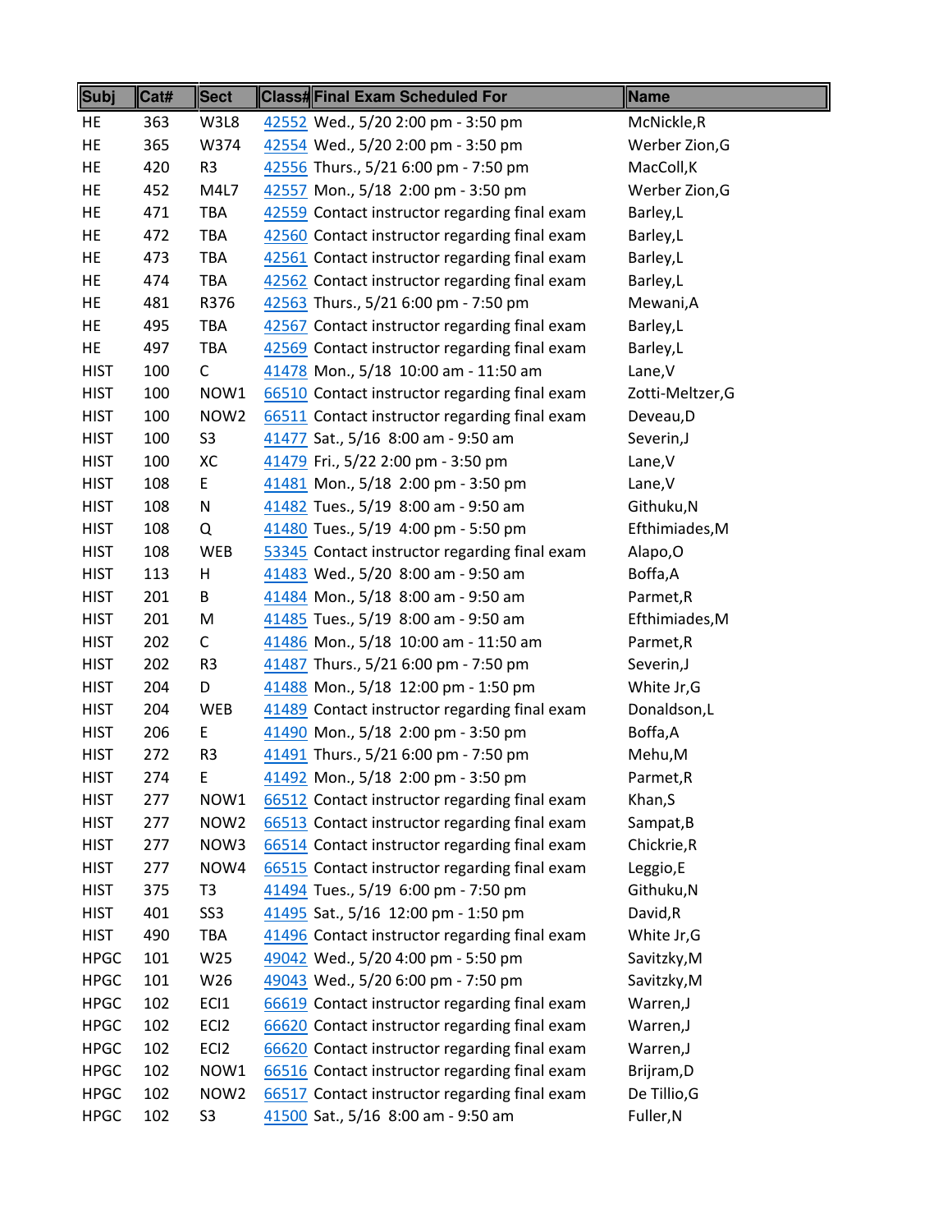| Subj | Cat# | Sect | Class# | Final Exam Scheduled For | Name |
|---|---|---|---|---|---|
| HE | 363 | W3L8 | 42552 | Wed., 5/20 2:00 pm - 3:50 pm | McNickle,R |
| HE | 365 | W374 | 42554 | Wed., 5/20 2:00 pm - 3:50 pm | Werber Zion,G |
| HE | 420 | R3 | 42556 | Thurs., 5/21 6:00 pm - 7:50 pm | MacColl,K |
| HE | 452 | M4L7 | 42557 | Mon., 5/18 2:00 pm - 3:50 pm | Werber Zion,G |
| HE | 471 | TBA | 42559 | Contact instructor regarding final exam | Barley,L |
| HE | 472 | TBA | 42560 | Contact instructor regarding final exam | Barley,L |
| HE | 473 | TBA | 42561 | Contact instructor regarding final exam | Barley,L |
| HE | 474 | TBA | 42562 | Contact instructor regarding final exam | Barley,L |
| HE | 481 | R376 | 42563 | Thurs., 5/21 6:00 pm - 7:50 pm | Mewani,A |
| HE | 495 | TBA | 42567 | Contact instructor regarding final exam | Barley,L |
| HE | 497 | TBA | 42569 | Contact instructor regarding final exam | Barley,L |
| HIST | 100 | C | 41478 | Mon., 5/18 10:00 am - 11:50 am | Lane,V |
| HIST | 100 | NOW1 | 66510 | Contact instructor regarding final exam | Zotti-Meltzer,G |
| HIST | 100 | NOW2 | 66511 | Contact instructor regarding final exam | Deveau,D |
| HIST | 100 | S3 | 41477 | Sat., 5/16 8:00 am - 9:50 am | Severin,J |
| HIST | 100 | XC | 41479 | Fri., 5/22 2:00 pm - 3:50 pm | Lane,V |
| HIST | 108 | E | 41481 | Mon., 5/18 2:00 pm - 3:50 pm | Lane,V |
| HIST | 108 | N | 41482 | Tues., 5/19 8:00 am - 9:50 am | Githuku,N |
| HIST | 108 | Q | 41480 | Tues., 5/19 4:00 pm - 5:50 pm | Efthimiades,M |
| HIST | 108 | WEB | 53345 | Contact instructor regarding final exam | Alapo,O |
| HIST | 113 | H | 41483 | Wed., 5/20 8:00 am - 9:50 am | Boffa,A |
| HIST | 201 | B | 41484 | Mon., 5/18 8:00 am - 9:50 am | Parmet,R |
| HIST | 201 | M | 41485 | Tues., 5/19 8:00 am - 9:50 am | Efthimiades,M |
| HIST | 202 | C | 41486 | Mon., 5/18 10:00 am - 11:50 am | Parmet,R |
| HIST | 202 | R3 | 41487 | Thurs., 5/21 6:00 pm - 7:50 pm | Severin,J |
| HIST | 204 | D | 41488 | Mon., 5/18 12:00 pm - 1:50 pm | White Jr,G |
| HIST | 204 | WEB | 41489 | Contact instructor regarding final exam | Donaldson,L |
| HIST | 206 | E | 41490 | Mon., 5/18 2:00 pm - 3:50 pm | Boffa,A |
| HIST | 272 | R3 | 41491 | Thurs., 5/21 6:00 pm - 7:50 pm | Mehu,M |
| HIST | 274 | E | 41492 | Mon., 5/18 2:00 pm - 3:50 pm | Parmet,R |
| HIST | 277 | NOW1 | 66512 | Contact instructor regarding final exam | Khan,S |
| HIST | 277 | NOW2 | 66513 | Contact instructor regarding final exam | Sampat,B |
| HIST | 277 | NOW3 | 66514 | Contact instructor regarding final exam | Chickrie,R |
| HIST | 277 | NOW4 | 66515 | Contact instructor regarding final exam | Leggio,E |
| HIST | 375 | T3 | 41494 | Tues., 5/19 6:00 pm - 7:50 pm | Githuku,N |
| HIST | 401 | SS3 | 41495 | Sat., 5/16 12:00 pm - 1:50 pm | David,R |
| HIST | 490 | TBA | 41496 | Contact instructor regarding final exam | White Jr,G |
| HPGC | 101 | W25 | 49042 | Wed., 5/20 4:00 pm - 5:50 pm | Savitzky,M |
| HPGC | 101 | W26 | 49043 | Wed., 5/20 6:00 pm - 7:50 pm | Savitzky,M |
| HPGC | 102 | ECI1 | 66619 | Contact instructor regarding final exam | Warren,J |
| HPGC | 102 | ECI2 | 66620 | Contact instructor regarding final exam | Warren,J |
| HPGC | 102 | ECI2 | 66620 | Contact instructor regarding final exam | Warren,J |
| HPGC | 102 | NOW1 | 66516 | Contact instructor regarding final exam | Brijram,D |
| HPGC | 102 | NOW2 | 66517 | Contact instructor regarding final exam | De Tillio,G |
| HPGC | 102 | S3 | 41500 | Sat., 5/16 8:00 am - 9:50 am | Fuller,N |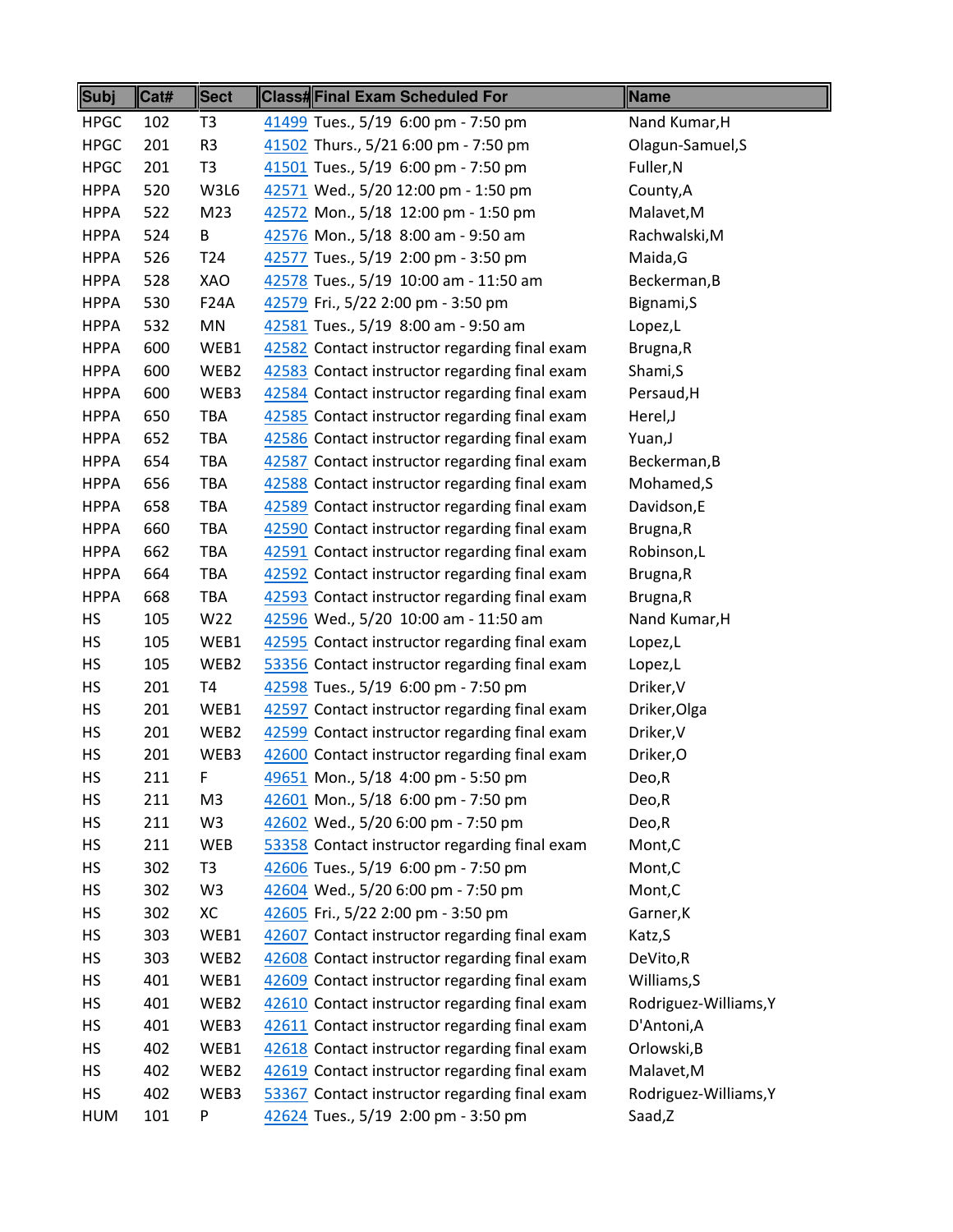| Subj | Cat# | Sect | Class# | Final Exam Scheduled For | Name |
|---|---|---|---|---|---|
| HPGC | 102 | T3 | 41499 | Tues., 5/19 6:00 pm - 7:50 pm | Nand Kumar,H |
| HPGC | 201 | R3 | 41502 | Thurs., 5/21 6:00 pm - 7:50 pm | Olagun-Samuel,S |
| HPGC | 201 | T3 | 41501 | Tues., 5/19 6:00 pm - 7:50 pm | Fuller,N |
| HPPA | 520 | W3L6 | 42571 | Wed., 5/20 12:00 pm - 1:50 pm | County,A |
| HPPA | 522 | M23 | 42572 | Mon., 5/18 12:00 pm - 1:50 pm | Malavet,M |
| HPPA | 524 | B | 42576 | Mon., 5/18 8:00 am - 9:50 am | Rachwalski,M |
| HPPA | 526 | T24 | 42577 | Tues., 5/19 2:00 pm - 3:50 pm | Maida,G |
| HPPA | 528 | XAO | 42578 | Tues., 5/19 10:00 am - 11:50 am | Beckerman,B |
| HPPA | 530 | F24A | 42579 | Fri., 5/22 2:00 pm - 3:50 pm | Bignami,S |
| HPPA | 532 | MN | 42581 | Tues., 5/19 8:00 am - 9:50 am | Lopez,L |
| HPPA | 600 | WEB1 | 42582 | Contact instructor regarding final exam | Brugna,R |
| HPPA | 600 | WEB2 | 42583 | Contact instructor regarding final exam | Shami,S |
| HPPA | 600 | WEB3 | 42584 | Contact instructor regarding final exam | Persaud,H |
| HPPA | 650 | TBA | 42585 | Contact instructor regarding final exam | Herel,J |
| HPPA | 652 | TBA | 42586 | Contact instructor regarding final exam | Yuan,J |
| HPPA | 654 | TBA | 42587 | Contact instructor regarding final exam | Beckerman,B |
| HPPA | 656 | TBA | 42588 | Contact instructor regarding final exam | Mohamed,S |
| HPPA | 658 | TBA | 42589 | Contact instructor regarding final exam | Davidson,E |
| HPPA | 660 | TBA | 42590 | Contact instructor regarding final exam | Brugna,R |
| HPPA | 662 | TBA | 42591 | Contact instructor regarding final exam | Robinson,L |
| HPPA | 664 | TBA | 42592 | Contact instructor regarding final exam | Brugna,R |
| HPPA | 668 | TBA | 42593 | Contact instructor regarding final exam | Brugna,R |
| HS | 105 | W22 | 42596 | Wed., 5/20 10:00 am - 11:50 am | Nand Kumar,H |
| HS | 105 | WEB1 | 42595 | Contact instructor regarding final exam | Lopez,L |
| HS | 105 | WEB2 | 53356 | Contact instructor regarding final exam | Lopez,L |
| HS | 201 | T4 | 42598 | Tues., 5/19 6:00 pm - 7:50 pm | Driker,V |
| HS | 201 | WEB1 | 42597 | Contact instructor regarding final exam | Driker,Olga |
| HS | 201 | WEB2 | 42599 | Contact instructor regarding final exam | Driker,V |
| HS | 201 | WEB3 | 42600 | Contact instructor regarding final exam | Driker,O |
| HS | 211 | F | 49651 | Mon., 5/18 4:00 pm - 5:50 pm | Deo,R |
| HS | 211 | M3 | 42601 | Mon., 5/18 6:00 pm - 7:50 pm | Deo,R |
| HS | 211 | W3 | 42602 | Wed., 5/20 6:00 pm - 7:50 pm | Deo,R |
| HS | 211 | WEB | 53358 | Contact instructor regarding final exam | Mont,C |
| HS | 302 | T3 | 42606 | Tues., 5/19 6:00 pm - 7:50 pm | Mont,C |
| HS | 302 | W3 | 42604 | Wed., 5/20 6:00 pm - 7:50 pm | Mont,C |
| HS | 302 | XC | 42605 | Fri., 5/22 2:00 pm - 3:50 pm | Garner,K |
| HS | 303 | WEB1 | 42607 | Contact instructor regarding final exam | Katz,S |
| HS | 303 | WEB2 | 42608 | Contact instructor regarding final exam | DeVito,R |
| HS | 401 | WEB1 | 42609 | Contact instructor regarding final exam | Williams,S |
| HS | 401 | WEB2 | 42610 | Contact instructor regarding final exam | Rodriguez-Williams,Y |
| HS | 401 | WEB3 | 42611 | Contact instructor regarding final exam | D'Antoni,A |
| HS | 402 | WEB1 | 42618 | Contact instructor regarding final exam | Orlowski,B |
| HS | 402 | WEB2 | 42619 | Contact instructor regarding final exam | Malavet,M |
| HS | 402 | WEB3 | 53367 | Contact instructor regarding final exam | Rodriguez-Williams,Y |
| HUM | 101 | P | 42624 | Tues., 5/19 2:00 pm - 3:50 pm | Saad,Z |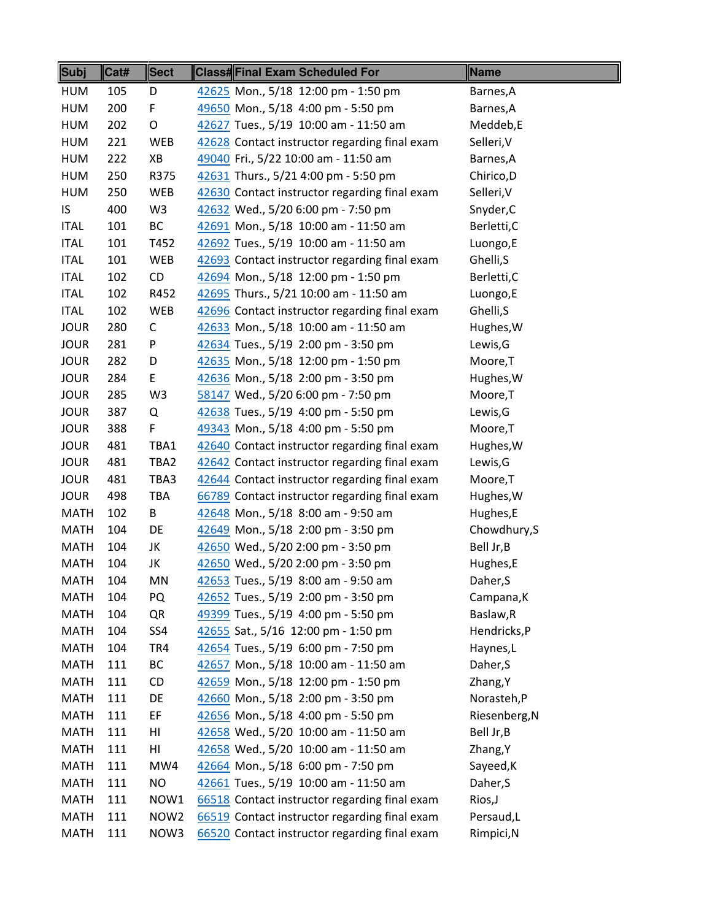| Subj | Cat# | Sect | Class# | Final Exam Scheduled For | Name |
|---|---|---|---|---|---|
| HUM | 105 | D | 42625 | Mon., 5/18 12:00 pm - 1:50 pm | Barnes,A |
| HUM | 200 | F | 49650 | Mon., 5/18 4:00 pm - 5:50 pm | Barnes,A |
| HUM | 202 | O | 42627 | Tues., 5/19 10:00 am - 11:50 am | Meddeb,E |
| HUM | 221 | WEB | 42628 | Contact instructor regarding final exam | Selleri,V |
| HUM | 222 | XB | 49040 | Fri., 5/22 10:00 am - 11:50 am | Barnes,A |
| HUM | 250 | R375 | 42631 | Thurs., 5/21 4:00 pm - 5:50 pm | Chirico,D |
| HUM | 250 | WEB | 42630 | Contact instructor regarding final exam | Selleri,V |
| IS | 400 | W3 | 42632 | Wed., 5/20 6:00 pm - 7:50 pm | Snyder,C |
| ITAL | 101 | BC | 42691 | Mon., 5/18 10:00 am - 11:50 am | Berletti,C |
| ITAL | 101 | T452 | 42692 | Tues., 5/19 10:00 am - 11:50 am | Luongo,E |
| ITAL | 101 | WEB | 42693 | Contact instructor regarding final exam | Ghelli,S |
| ITAL | 102 | CD | 42694 | Mon., 5/18 12:00 pm - 1:50 pm | Berletti,C |
| ITAL | 102 | R452 | 42695 | Thurs., 5/21 10:00 am - 11:50 am | Luongo,E |
| ITAL | 102 | WEB | 42696 | Contact instructor regarding final exam | Ghelli,S |
| JOUR | 280 | C | 42633 | Mon., 5/18 10:00 am - 11:50 am | Hughes,W |
| JOUR | 281 | P | 42634 | Tues., 5/19 2:00 pm - 3:50 pm | Lewis,G |
| JOUR | 282 | D | 42635 | Mon., 5/18 12:00 pm - 1:50 pm | Moore,T |
| JOUR | 284 | E | 42636 | Mon., 5/18 2:00 pm - 3:50 pm | Hughes,W |
| JOUR | 285 | W3 | 58147 | Wed., 5/20 6:00 pm - 7:50 pm | Moore,T |
| JOUR | 387 | Q | 42638 | Tues., 5/19 4:00 pm - 5:50 pm | Lewis,G |
| JOUR | 388 | F | 49343 | Mon., 5/18 4:00 pm - 5:50 pm | Moore,T |
| JOUR | 481 | TBA1 | 42640 | Contact instructor regarding final exam | Hughes,W |
| JOUR | 481 | TBA2 | 42642 | Contact instructor regarding final exam | Lewis,G |
| JOUR | 481 | TBA3 | 42644 | Contact instructor regarding final exam | Moore,T |
| JOUR | 498 | TBA | 66789 | Contact instructor regarding final exam | Hughes,W |
| MATH | 102 | B | 42648 | Mon., 5/18 8:00 am - 9:50 am | Hughes,E |
| MATH | 104 | DE | 42649 | Mon., 5/18 2:00 pm - 3:50 pm | Chowdhury,S |
| MATH | 104 | JK | 42650 | Wed., 5/20 2:00 pm - 3:50 pm | Bell Jr,B |
| MATH | 104 | JK | 42650 | Wed., 5/20 2:00 pm - 3:50 pm | Hughes,E |
| MATH | 104 | MN | 42653 | Tues., 5/19 8:00 am - 9:50 am | Daher,S |
| MATH | 104 | PQ | 42652 | Tues., 5/19 2:00 pm - 3:50 pm | Campana,K |
| MATH | 104 | QR | 49399 | Tues., 5/19 4:00 pm - 5:50 pm | Baslaw,R |
| MATH | 104 | SS4 | 42655 | Sat., 5/16 12:00 pm - 1:50 pm | Hendricks,P |
| MATH | 104 | TR4 | 42654 | Tues., 5/19 6:00 pm - 7:50 pm | Haynes,L |
| MATH | 111 | BC | 42657 | Mon., 5/18 10:00 am - 11:50 am | Daher,S |
| MATH | 111 | CD | 42659 | Mon., 5/18 12:00 pm - 1:50 pm | Zhang,Y |
| MATH | 111 | DE | 42660 | Mon., 5/18 2:00 pm - 3:50 pm | Norasteh,P |
| MATH | 111 | EF | 42656 | Mon., 5/18 4:00 pm - 5:50 pm | Riesenberg,N |
| MATH | 111 | HI | 42658 | Wed., 5/20 10:00 am - 11:50 am | Bell Jr,B |
| MATH | 111 | HI | 42658 | Wed., 5/20 10:00 am - 11:50 am | Zhang,Y |
| MATH | 111 | MW4 | 42664 | Mon., 5/18 6:00 pm - 7:50 pm | Sayeed,K |
| MATH | 111 | NO | 42661 | Tues., 5/19 10:00 am - 11:50 am | Daher,S |
| MATH | 111 | NOW1 | 66518 | Contact instructor regarding final exam | Rios,J |
| MATH | 111 | NOW2 | 66519 | Contact instructor regarding final exam | Persaud,L |
| MATH | 111 | NOW3 | 66520 | Contact instructor regarding final exam | Rimpici,N |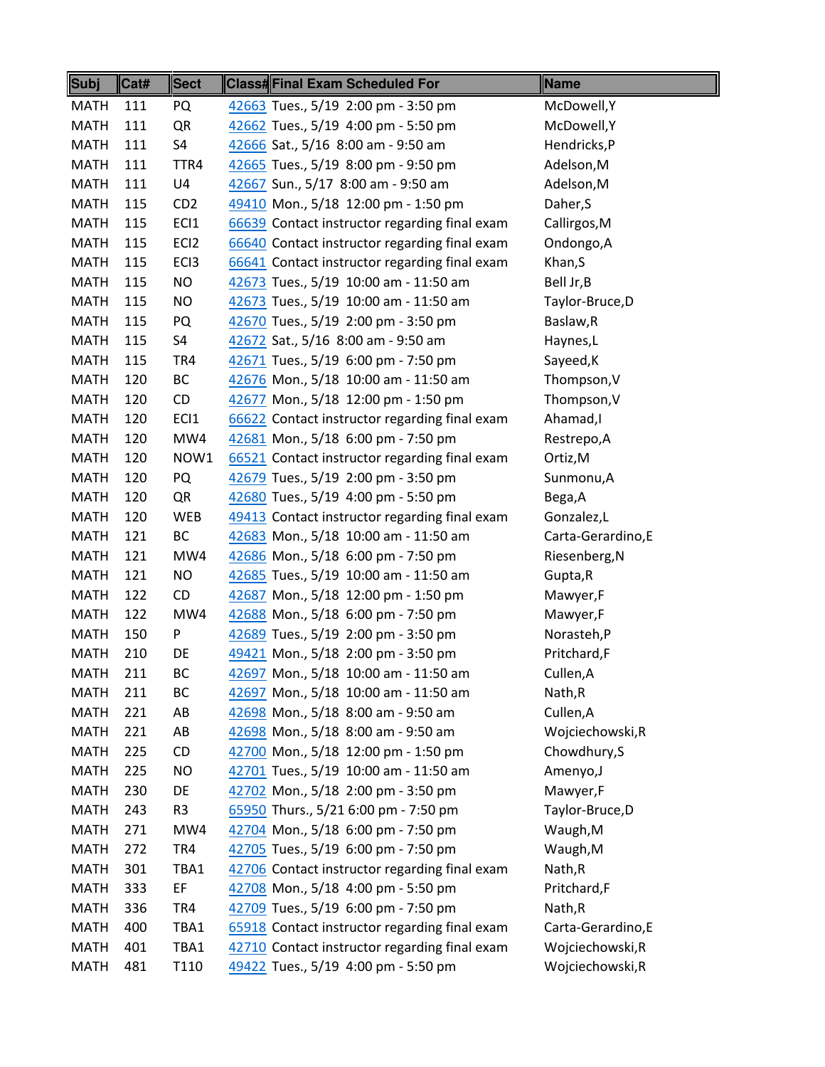| Subj | Cat# | Sect | Class# | Final Exam Scheduled For | Name |
|---|---|---|---|---|---|
| MATH | 111 | PQ | 42663 | Tues., 5/19 2:00 pm - 3:50 pm | McDowell,Y |
| MATH | 111 | QR | 42662 | Tues., 5/19 4:00 pm - 5:50 pm | McDowell,Y |
| MATH | 111 | S4 | 42666 | Sat., 5/16 8:00 am - 9:50 am | Hendricks,P |
| MATH | 111 | TTR4 | 42665 | Tues., 5/19 8:00 pm - 9:50 pm | Adelson,M |
| MATH | 111 | U4 | 42667 | Sun., 5/17 8:00 am - 9:50 am | Adelson,M |
| MATH | 115 | CD2 | 49410 | Mon., 5/18 12:00 pm - 1:50 pm | Daher,S |
| MATH | 115 | ECI1 | 66639 | Contact instructor regarding final exam | Callirgos,M |
| MATH | 115 | ECI2 | 66640 | Contact instructor regarding final exam | Ondongo,A |
| MATH | 115 | ECI3 | 66641 | Contact instructor regarding final exam | Khan,S |
| MATH | 115 | NO | 42673 | Tues., 5/19 10:00 am - 11:50 am | Bell Jr,B |
| MATH | 115 | NO | 42673 | Tues., 5/19 10:00 am - 11:50 am | Taylor-Bruce,D |
| MATH | 115 | PQ | 42670 | Tues., 5/19 2:00 pm - 3:50 pm | Baslaw,R |
| MATH | 115 | S4 | 42672 | Sat., 5/16 8:00 am - 9:50 am | Haynes,L |
| MATH | 115 | TR4 | 42671 | Tues., 5/19 6:00 pm - 7:50 pm | Sayeed,K |
| MATH | 120 | BC | 42676 | Mon., 5/18 10:00 am - 11:50 am | Thompson,V |
| MATH | 120 | CD | 42677 | Mon., 5/18 12:00 pm - 1:50 pm | Thompson,V |
| MATH | 120 | ECI1 | 66622 | Contact instructor regarding final exam | Ahamad,I |
| MATH | 120 | MW4 | 42681 | Mon., 5/18 6:00 pm - 7:50 pm | Restrepo,A |
| MATH | 120 | NOW1 | 66521 | Contact instructor regarding final exam | Ortiz,M |
| MATH | 120 | PQ | 42679 | Tues., 5/19 2:00 pm - 3:50 pm | Sunmonu,A |
| MATH | 120 | QR | 42680 | Tues., 5/19 4:00 pm - 5:50 pm | Bega,A |
| MATH | 120 | WEB | 49413 | Contact instructor regarding final exam | Gonzalez,L |
| MATH | 121 | BC | 42683 | Mon., 5/18 10:00 am - 11:50 am | Carta-Gerardino,E |
| MATH | 121 | MW4 | 42686 | Mon., 5/18 6:00 pm - 7:50 pm | Riesenberg,N |
| MATH | 121 | NO | 42685 | Tues., 5/19 10:00 am - 11:50 am | Gupta,R |
| MATH | 122 | CD | 42687 | Mon., 5/18 12:00 pm - 1:50 pm | Mawyer,F |
| MATH | 122 | MW4 | 42688 | Mon., 5/18 6:00 pm - 7:50 pm | Mawyer,F |
| MATH | 150 | P | 42689 | Tues., 5/19 2:00 pm - 3:50 pm | Norasteh,P |
| MATH | 210 | DE | 49421 | Mon., 5/18 2:00 pm - 3:50 pm | Pritchard,F |
| MATH | 211 | BC | 42697 | Mon., 5/18 10:00 am - 11:50 am | Cullen,A |
| MATH | 211 | BC | 42697 | Mon., 5/18 10:00 am - 11:50 am | Nath,R |
| MATH | 221 | AB | 42698 | Mon., 5/18 8:00 am - 9:50 am | Cullen,A |
| MATH | 221 | AB | 42698 | Mon., 5/18 8:00 am - 9:50 am | Wojciechowski,R |
| MATH | 225 | CD | 42700 | Mon., 5/18 12:00 pm - 1:50 pm | Chowdhury,S |
| MATH | 225 | NO | 42701 | Tues., 5/19 10:00 am - 11:50 am | Amenyo,J |
| MATH | 230 | DE | 42702 | Mon., 5/18 2:00 pm - 3:50 pm | Mawyer,F |
| MATH | 243 | R3 | 65950 | Thurs., 5/21 6:00 pm - 7:50 pm | Taylor-Bruce,D |
| MATH | 271 | MW4 | 42704 | Mon., 5/18 6:00 pm - 7:50 pm | Waugh,M |
| MATH | 272 | TR4 | 42705 | Tues., 5/19 6:00 pm - 7:50 pm | Waugh,M |
| MATH | 301 | TBA1 | 42706 | Contact instructor regarding final exam | Nath,R |
| MATH | 333 | EF | 42708 | Mon., 5/18 4:00 pm - 5:50 pm | Pritchard,F |
| MATH | 336 | TR4 | 42709 | Tues., 5/19 6:00 pm - 7:50 pm | Nath,R |
| MATH | 400 | TBA1 | 65918 | Contact instructor regarding final exam | Carta-Gerardino,E |
| MATH | 401 | TBA1 | 42710 | Contact instructor regarding final exam | Wojciechowski,R |
| MATH | 481 | T110 | 49422 | Tues., 5/19 4:00 pm - 5:50 pm | Wojciechowski,R |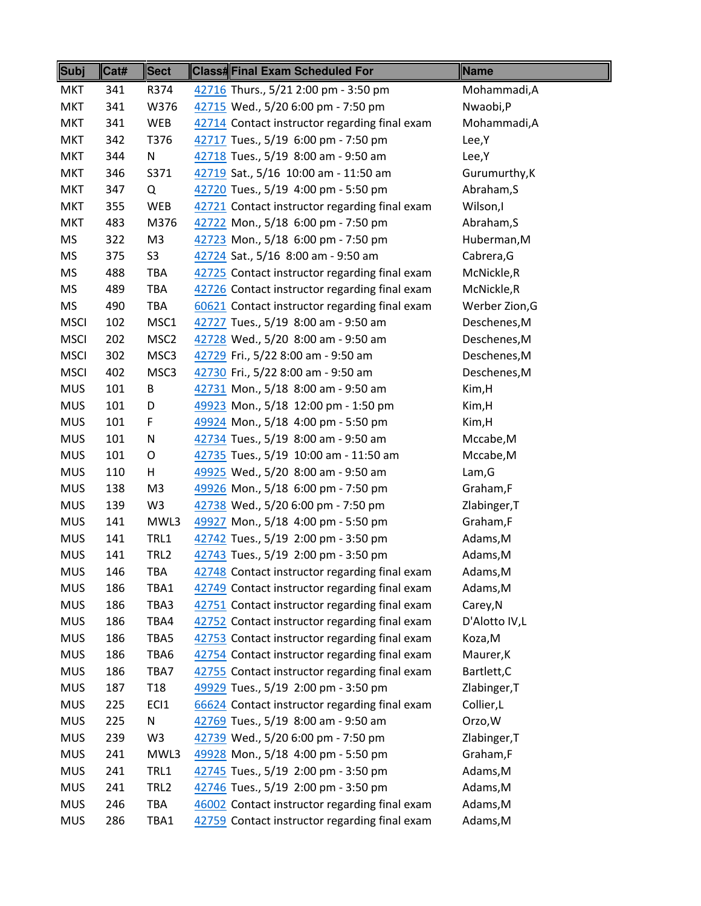| Subj | Cat# | Sect | Class# | Final Exam Scheduled For | Name |
|---|---|---|---|---|---|
| MKT | 341 | R374 | 42716 | Thurs., 5/21 2:00 pm - 3:50 pm | Mohammadi,A |
| MKT | 341 | W376 | 42715 | Wed., 5/20 6:00 pm - 7:50 pm | Nwaobi,P |
| MKT | 341 | WEB | 42714 | Contact instructor regarding final exam | Mohammadi,A |
| MKT | 342 | T376 | 42717 | Tues., 5/19 6:00 pm - 7:50 pm | Lee,Y |
| MKT | 344 | N | 42718 | Tues., 5/19 8:00 am - 9:50 am | Lee,Y |
| MKT | 346 | S371 | 42719 | Sat., 5/16 10:00 am - 11:50 am | Gurumurthy,K |
| MKT | 347 | Q | 42720 | Tues., 5/19 4:00 pm - 5:50 pm | Abraham,S |
| MKT | 355 | WEB | 42721 | Contact instructor regarding final exam | Wilson,I |
| MKT | 483 | M376 | 42722 | Mon., 5/18 6:00 pm - 7:50 pm | Abraham,S |
| MS | 322 | M3 | 42723 | Mon., 5/18 6:00 pm - 7:50 pm | Huberman,M |
| MS | 375 | S3 | 42724 | Sat., 5/16 8:00 am - 9:50 am | Cabrera,G |
| MS | 488 | TBA | 42725 | Contact instructor regarding final exam | McNickle,R |
| MS | 489 | TBA | 42726 | Contact instructor regarding final exam | McNickle,R |
| MS | 490 | TBA | 60621 | Contact instructor regarding final exam | Werber Zion,G |
| MSCI | 102 | MSC1 | 42727 | Tues., 5/19 8:00 am - 9:50 am | Deschenes,M |
| MSCI | 202 | MSC2 | 42728 | Wed., 5/20 8:00 am - 9:50 am | Deschenes,M |
| MSCI | 302 | MSC3 | 42729 | Fri., 5/22 8:00 am - 9:50 am | Deschenes,M |
| MSCI | 402 | MSC3 | 42730 | Fri., 5/22 8:00 am - 9:50 am | Deschenes,M |
| MUS | 101 | B | 42731 | Mon., 5/18 8:00 am - 9:50 am | Kim,H |
| MUS | 101 | D | 49923 | Mon., 5/18 12:00 pm - 1:50 pm | Kim,H |
| MUS | 101 | F | 49924 | Mon., 5/18 4:00 pm - 5:50 pm | Kim,H |
| MUS | 101 | N | 42734 | Tues., 5/19 8:00 am - 9:50 am | Mccabe,M |
| MUS | 101 | O | 42735 | Tues., 5/19 10:00 am - 11:50 am | Mccabe,M |
| MUS | 110 | H | 49925 | Wed., 5/20 8:00 am - 9:50 am | Lam,G |
| MUS | 138 | M3 | 49926 | Mon., 5/18 6:00 pm - 7:50 pm | Graham,F |
| MUS | 139 | W3 | 42738 | Wed., 5/20 6:00 pm - 7:50 pm | Zlabinger,T |
| MUS | 141 | MWL3 | 49927 | Mon., 5/18 4:00 pm - 5:50 pm | Graham,F |
| MUS | 141 | TRL1 | 42742 | Tues., 5/19 2:00 pm - 3:50 pm | Adams,M |
| MUS | 141 | TRL2 | 42743 | Tues., 5/19 2:00 pm - 3:50 pm | Adams,M |
| MUS | 146 | TBA | 42748 | Contact instructor regarding final exam | Adams,M |
| MUS | 186 | TBA1 | 42749 | Contact instructor regarding final exam | Adams,M |
| MUS | 186 | TBA3 | 42751 | Contact instructor regarding final exam | Carey,N |
| MUS | 186 | TBA4 | 42752 | Contact instructor regarding final exam | D'Alotto IV,L |
| MUS | 186 | TBA5 | 42753 | Contact instructor regarding final exam | Koza,M |
| MUS | 186 | TBA6 | 42754 | Contact instructor regarding final exam | Maurer,K |
| MUS | 186 | TBA7 | 42755 | Contact instructor regarding final exam | Bartlett,C |
| MUS | 187 | T18 | 49929 | Tues., 5/19 2:00 pm - 3:50 pm | Zlabinger,T |
| MUS | 225 | ECI1 | 66624 | Contact instructor regarding final exam | Collier,L |
| MUS | 225 | N | 42769 | Tues., 5/19 8:00 am - 9:50 am | Orzo,W |
| MUS | 239 | W3 | 42739 | Wed., 5/20 6:00 pm - 7:50 pm | Zlabinger,T |
| MUS | 241 | MWL3 | 49928 | Mon., 5/18 4:00 pm - 5:50 pm | Graham,F |
| MUS | 241 | TRL1 | 42745 | Tues., 5/19 2:00 pm - 3:50 pm | Adams,M |
| MUS | 241 | TRL2 | 42746 | Tues., 5/19 2:00 pm - 3:50 pm | Adams,M |
| MUS | 246 | TBA | 46002 | Contact instructor regarding final exam | Adams,M |
| MUS | 286 | TBA1 | 42759 | Contact instructor regarding final exam | Adams,M |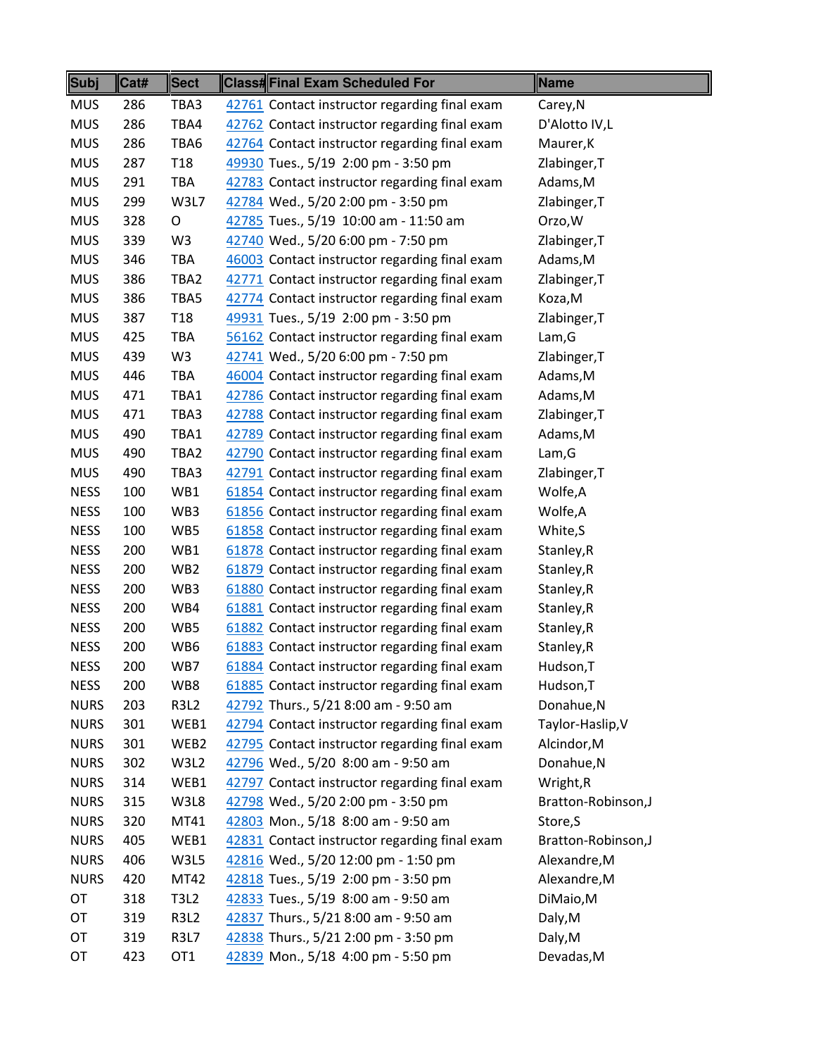| Subj | Cat# | Sect | Class# | Final Exam Scheduled For | Name |
|---|---|---|---|---|---|
| MUS | 286 | TBA3 | 42761 | Contact instructor regarding final exam | Carey,N |
| MUS | 286 | TBA4 | 42762 | Contact instructor regarding final exam | D'Alotto IV,L |
| MUS | 286 | TBA6 | 42764 | Contact instructor regarding final exam | Maurer,K |
| MUS | 287 | T18 | 49930 | Tues., 5/19 2:00 pm - 3:50 pm | Zlabinger,T |
| MUS | 291 | TBA | 42783 | Contact instructor regarding final exam | Adams,M |
| MUS | 299 | W3L7 | 42784 | Wed., 5/20 2:00 pm - 3:50 pm | Zlabinger,T |
| MUS | 328 | O | 42785 | Tues., 5/19 10:00 am - 11:50 am | Orzo,W |
| MUS | 339 | W3 | 42740 | Wed., 5/20 6:00 pm - 7:50 pm | Zlabinger,T |
| MUS | 346 | TBA | 46003 | Contact instructor regarding final exam | Adams,M |
| MUS | 386 | TBA2 | 42771 | Contact instructor regarding final exam | Zlabinger,T |
| MUS | 386 | TBA5 | 42774 | Contact instructor regarding final exam | Koza,M |
| MUS | 387 | T18 | 49931 | Tues., 5/19 2:00 pm - 3:50 pm | Zlabinger,T |
| MUS | 425 | TBA | 56162 | Contact instructor regarding final exam | Lam,G |
| MUS | 439 | W3 | 42741 | Wed., 5/20 6:00 pm - 7:50 pm | Zlabinger,T |
| MUS | 446 | TBA | 46004 | Contact instructor regarding final exam | Adams,M |
| MUS | 471 | TBA1 | 42786 | Contact instructor regarding final exam | Adams,M |
| MUS | 471 | TBA3 | 42788 | Contact instructor regarding final exam | Zlabinger,T |
| MUS | 490 | TBA1 | 42789 | Contact instructor regarding final exam | Adams,M |
| MUS | 490 | TBA2 | 42790 | Contact instructor regarding final exam | Lam,G |
| MUS | 490 | TBA3 | 42791 | Contact instructor regarding final exam | Zlabinger,T |
| NESS | 100 | WB1 | 61854 | Contact instructor regarding final exam | Wolfe,A |
| NESS | 100 | WB3 | 61856 | Contact instructor regarding final exam | Wolfe,A |
| NESS | 100 | WB5 | 61858 | Contact instructor regarding final exam | White,S |
| NESS | 200 | WB1 | 61878 | Contact instructor regarding final exam | Stanley,R |
| NESS | 200 | WB2 | 61879 | Contact instructor regarding final exam | Stanley,R |
| NESS | 200 | WB3 | 61880 | Contact instructor regarding final exam | Stanley,R |
| NESS | 200 | WB4 | 61881 | Contact instructor regarding final exam | Stanley,R |
| NESS | 200 | WB5 | 61882 | Contact instructor regarding final exam | Stanley,R |
| NESS | 200 | WB6 | 61883 | Contact instructor regarding final exam | Stanley,R |
| NESS | 200 | WB7 | 61884 | Contact instructor regarding final exam | Hudson,T |
| NESS | 200 | WB8 | 61885 | Contact instructor regarding final exam | Hudson,T |
| NURS | 203 | R3L2 | 42792 | Thurs., 5/21 8:00 am - 9:50 am | Donahue,N |
| NURS | 301 | WEB1 | 42794 | Contact instructor regarding final exam | Taylor-Haslip,V |
| NURS | 301 | WEB2 | 42795 | Contact instructor regarding final exam | Alcindor,M |
| NURS | 302 | W3L2 | 42796 | Wed., 5/20 8:00 am - 9:50 am | Donahue,N |
| NURS | 314 | WEB1 | 42797 | Contact instructor regarding final exam | Wright,R |
| NURS | 315 | W3L8 | 42798 | Wed., 5/20 2:00 pm - 3:50 pm | Bratton-Robinson,J |
| NURS | 320 | MT41 | 42803 | Mon., 5/18 8:00 am - 9:50 am | Store,S |
| NURS | 405 | WEB1 | 42831 | Contact instructor regarding final exam | Bratton-Robinson,J |
| NURS | 406 | W3L5 | 42816 | Wed., 5/20 12:00 pm - 1:50 pm | Alexandre,M |
| NURS | 420 | MT42 | 42818 | Tues., 5/19 2:00 pm - 3:50 pm | Alexandre,M |
| OT | 318 | T3L2 | 42833 | Tues., 5/19 8:00 am - 9:50 am | DiMaio,M |
| OT | 319 | R3L2 | 42837 | Thurs., 5/21 8:00 am - 9:50 am | Daly,M |
| OT | 319 | R3L7 | 42838 | Thurs., 5/21 2:00 pm - 3:50 pm | Daly,M |
| OT | 423 | OT1 | 42839 | Mon., 5/18 4:00 pm - 5:50 pm | Devadas,M |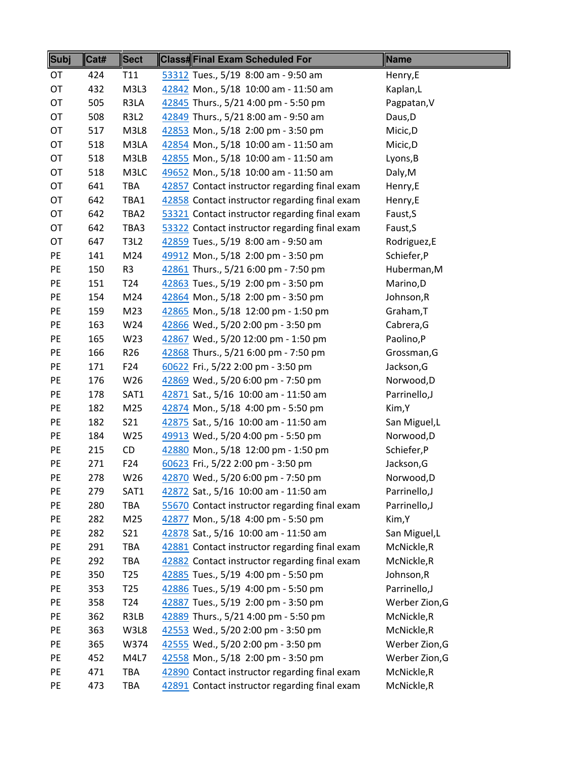| Subj | Cat# | Sect | Class# | Final Exam Scheduled For | Name |
|---|---|---|---|---|---|
| OT | 424 | T11 | 53312 | Tues., 5/19 8:00 am - 9:50 am | Henry,E |
| OT | 432 | M3L3 | 42842 | Mon., 5/18 10:00 am - 11:50 am | Kaplan,L |
| OT | 505 | R3LA | 42845 | Thurs., 5/21 4:00 pm - 5:50 pm | Pagpatan,V |
| OT | 508 | R3L2 | 42849 | Thurs., 5/21 8:00 am - 9:50 am | Daus,D |
| OT | 517 | M3L8 | 42853 | Mon., 5/18 2:00 pm - 3:50 pm | Micic,D |
| OT | 518 | M3LA | 42854 | Mon., 5/18 10:00 am - 11:50 am | Micic,D |
| OT | 518 | M3LB | 42855 | Mon., 5/18 10:00 am - 11:50 am | Lyons,B |
| OT | 518 | M3LC | 49652 | Mon., 5/18 10:00 am - 11:50 am | Daly,M |
| OT | 641 | TBA | 42857 | Contact instructor regarding final exam | Henry,E |
| OT | 642 | TBA1 | 42858 | Contact instructor regarding final exam | Henry,E |
| OT | 642 | TBA2 | 53321 | Contact instructor regarding final exam | Faust,S |
| OT | 642 | TBA3 | 53322 | Contact instructor regarding final exam | Faust,S |
| OT | 647 | T3L2 | 42859 | Tues., 5/19 8:00 am - 9:50 am | Rodriguez,E |
| PE | 141 | M24 | 49912 | Mon., 5/18 2:00 pm - 3:50 pm | Schiefer,P |
| PE | 150 | R3 | 42861 | Thurs., 5/21 6:00 pm - 7:50 pm | Huberman,M |
| PE | 151 | T24 | 42863 | Tues., 5/19 2:00 pm - 3:50 pm | Marino,D |
| PE | 154 | M24 | 42864 | Mon., 5/18 2:00 pm - 3:50 pm | Johnson,R |
| PE | 159 | M23 | 42865 | Mon., 5/18 12:00 pm - 1:50 pm | Graham,T |
| PE | 163 | W24 | 42866 | Wed., 5/20 2:00 pm - 3:50 pm | Cabrera,G |
| PE | 165 | W23 | 42867 | Wed., 5/20 12:00 pm - 1:50 pm | Paolino,P |
| PE | 166 | R26 | 42868 | Thurs., 5/21 6:00 pm - 7:50 pm | Grossman,G |
| PE | 171 | F24 | 60622 | Fri., 5/22 2:00 pm - 3:50 pm | Jackson,G |
| PE | 176 | W26 | 42869 | Wed., 5/20 6:00 pm - 7:50 pm | Norwood,D |
| PE | 178 | SAT1 | 42871 | Sat., 5/16 10:00 am - 11:50 am | Parrinello,J |
| PE | 182 | M25 | 42874 | Mon., 5/18 4:00 pm - 5:50 pm | Kim,Y |
| PE | 182 | S21 | 42875 | Sat., 5/16 10:00 am - 11:50 am | San Miguel,L |
| PE | 184 | W25 | 49913 | Wed., 5/20 4:00 pm - 5:50 pm | Norwood,D |
| PE | 215 | CD | 42880 | Mon., 5/18 12:00 pm - 1:50 pm | Schiefer,P |
| PE | 271 | F24 | 60623 | Fri., 5/22 2:00 pm - 3:50 pm | Jackson,G |
| PE | 278 | W26 | 42870 | Wed., 5/20 6:00 pm - 7:50 pm | Norwood,D |
| PE | 279 | SAT1 | 42872 | Sat., 5/16 10:00 am - 11:50 am | Parrinello,J |
| PE | 280 | TBA | 55670 | Contact instructor regarding final exam | Parrinello,J |
| PE | 282 | M25 | 42877 | Mon., 5/18 4:00 pm - 5:50 pm | Kim,Y |
| PE | 282 | S21 | 42878 | Sat., 5/16 10:00 am - 11:50 am | San Miguel,L |
| PE | 291 | TBA | 42881 | Contact instructor regarding final exam | McNickle,R |
| PE | 292 | TBA | 42882 | Contact instructor regarding final exam | McNickle,R |
| PE | 350 | T25 | 42885 | Tues., 5/19 4:00 pm - 5:50 pm | Johnson,R |
| PE | 353 | T25 | 42886 | Tues., 5/19 4:00 pm - 5:50 pm | Parrinello,J |
| PE | 358 | T24 | 42887 | Tues., 5/19 2:00 pm - 3:50 pm | Werber Zion,G |
| PE | 362 | R3LB | 42889 | Thurs., 5/21 4:00 pm - 5:50 pm | McNickle,R |
| PE | 363 | W3L8 | 42553 | Wed., 5/20 2:00 pm - 3:50 pm | McNickle,R |
| PE | 365 | W374 | 42555 | Wed., 5/20 2:00 pm - 3:50 pm | Werber Zion,G |
| PE | 452 | M4L7 | 42558 | Mon., 5/18 2:00 pm - 3:50 pm | Werber Zion,G |
| PE | 471 | TBA | 42890 | Contact instructor regarding final exam | McNickle,R |
| PE | 473 | TBA | 42891 | Contact instructor regarding final exam | McNickle,R |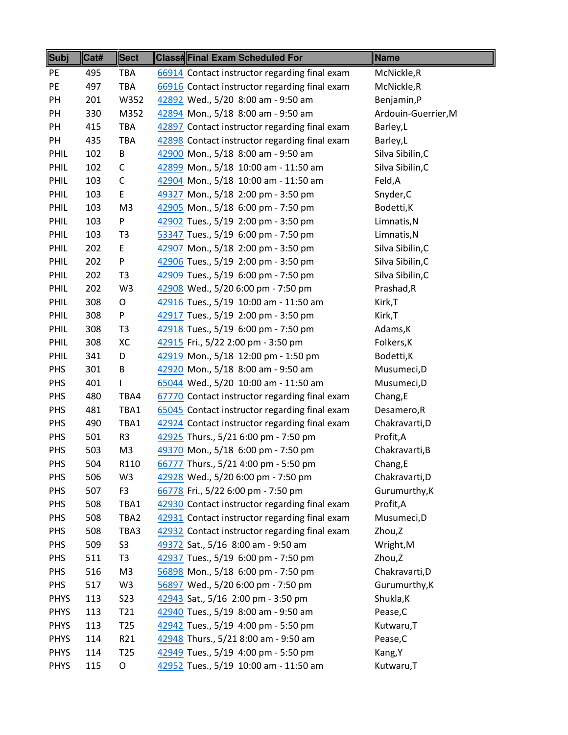| Subj | Cat# | Sect | Class# | Final Exam Scheduled For | Name |
|---|---|---|---|---|---|
| PE | 495 | TBA | 66914 | Contact instructor regarding final exam | McNickle,R |
| PE | 497 | TBA | 66916 | Contact instructor regarding final exam | McNickle,R |
| PH | 201 | W352 | 42892 | Wed., 5/20 8:00 am - 9:50 am | Benjamin,P |
| PH | 330 | M352 | 42894 | Mon., 5/18 8:00 am - 9:50 am | Ardouin-Guerrier,M |
| PH | 415 | TBA | 42897 | Contact instructor regarding final exam | Barley,L |
| PH | 435 | TBA | 42898 | Contact instructor regarding final exam | Barley,L |
| PHIL | 102 | B | 42900 | Mon., 5/18 8:00 am - 9:50 am | Silva Sibilin,C |
| PHIL | 102 | C | 42899 | Mon., 5/18 10:00 am - 11:50 am | Silva Sibilin,C |
| PHIL | 103 | C | 42904 | Mon., 5/18 10:00 am - 11:50 am | Feld,A |
| PHIL | 103 | E | 49327 | Mon., 5/18 2:00 pm - 3:50 pm | Snyder,C |
| PHIL | 103 | M3 | 42905 | Mon., 5/18 6:00 pm - 7:50 pm | Bodetti,K |
| PHIL | 103 | P | 42902 | Tues., 5/19 2:00 pm - 3:50 pm | Limnatis,N |
| PHIL | 103 | T3 | 53347 | Tues., 5/19 6:00 pm - 7:50 pm | Limnatis,N |
| PHIL | 202 | E | 42907 | Mon., 5/18 2:00 pm - 3:50 pm | Silva Sibilin,C |
| PHIL | 202 | P | 42906 | Tues., 5/19 2:00 pm - 3:50 pm | Silva Sibilin,C |
| PHIL | 202 | T3 | 42909 | Tues., 5/19 6:00 pm - 7:50 pm | Silva Sibilin,C |
| PHIL | 202 | W3 | 42908 | Wed., 5/20 6:00 pm - 7:50 pm | Prashad,R |
| PHIL | 308 | O | 42916 | Tues., 5/19 10:00 am - 11:50 am | Kirk,T |
| PHIL | 308 | P | 42917 | Tues., 5/19 2:00 pm - 3:50 pm | Kirk,T |
| PHIL | 308 | T3 | 42918 | Tues., 5/19 6:00 pm - 7:50 pm | Adams,K |
| PHIL | 308 | XC | 42915 | Fri., 5/22 2:00 pm - 3:50 pm | Folkers,K |
| PHIL | 341 | D | 42919 | Mon., 5/18 12:00 pm - 1:50 pm | Bodetti,K |
| PHS | 301 | B | 42920 | Mon., 5/18 8:00 am - 9:50 am | Musumeci,D |
| PHS | 401 | I | 65044 | Wed., 5/20 10:00 am - 11:50 am | Musumeci,D |
| PHS | 480 | TBA4 | 67770 | Contact instructor regarding final exam | Chang,E |
| PHS | 481 | TBA1 | 65045 | Contact instructor regarding final exam | Desamero,R |
| PHS | 490 | TBA1 | 42924 | Contact instructor regarding final exam | Chakravarti,D |
| PHS | 501 | R3 | 42925 | Thurs., 5/21 6:00 pm - 7:50 pm | Profit,A |
| PHS | 503 | M3 | 49370 | Mon., 5/18 6:00 pm - 7:50 pm | Chakravarti,B |
| PHS | 504 | R110 | 66777 | Thurs., 5/21 4:00 pm - 5:50 pm | Chang,E |
| PHS | 506 | W3 | 42928 | Wed., 5/20 6:00 pm - 7:50 pm | Chakravarti,D |
| PHS | 507 | F3 | 66778 | Fri., 5/22 6:00 pm - 7:50 pm | Gurumurthy,K |
| PHS | 508 | TBA1 | 42930 | Contact instructor regarding final exam | Profit,A |
| PHS | 508 | TBA2 | 42931 | Contact instructor regarding final exam | Musumeci,D |
| PHS | 508 | TBA3 | 42932 | Contact instructor regarding final exam | Zhou,Z |
| PHS | 509 | S3 | 49372 | Sat., 5/16 8:00 am - 9:50 am | Wright,M |
| PHS | 511 | T3 | 42937 | Tues., 5/19 6:00 pm - 7:50 pm | Zhou,Z |
| PHS | 516 | M3 | 56898 | Mon., 5/18 6:00 pm - 7:50 pm | Chakravarti,D |
| PHS | 517 | W3 | 56897 | Wed., 5/20 6:00 pm - 7:50 pm | Gurumurthy,K |
| PHYS | 113 | S23 | 42943 | Sat., 5/16 2:00 pm - 3:50 pm | Shukla,K |
| PHYS | 113 | T21 | 42940 | Tues., 5/19 8:00 am - 9:50 am | Pease,C |
| PHYS | 113 | T25 | 42942 | Tues., 5/19 4:00 pm - 5:50 pm | Kutwaru,T |
| PHYS | 114 | R21 | 42948 | Thurs., 5/21 8:00 am - 9:50 am | Pease,C |
| PHYS | 114 | T25 | 42949 | Tues., 5/19 4:00 pm - 5:50 pm | Kang,Y |
| PHYS | 115 | O | 42952 | Tues., 5/19 10:00 am - 11:50 am | Kutwaru,T |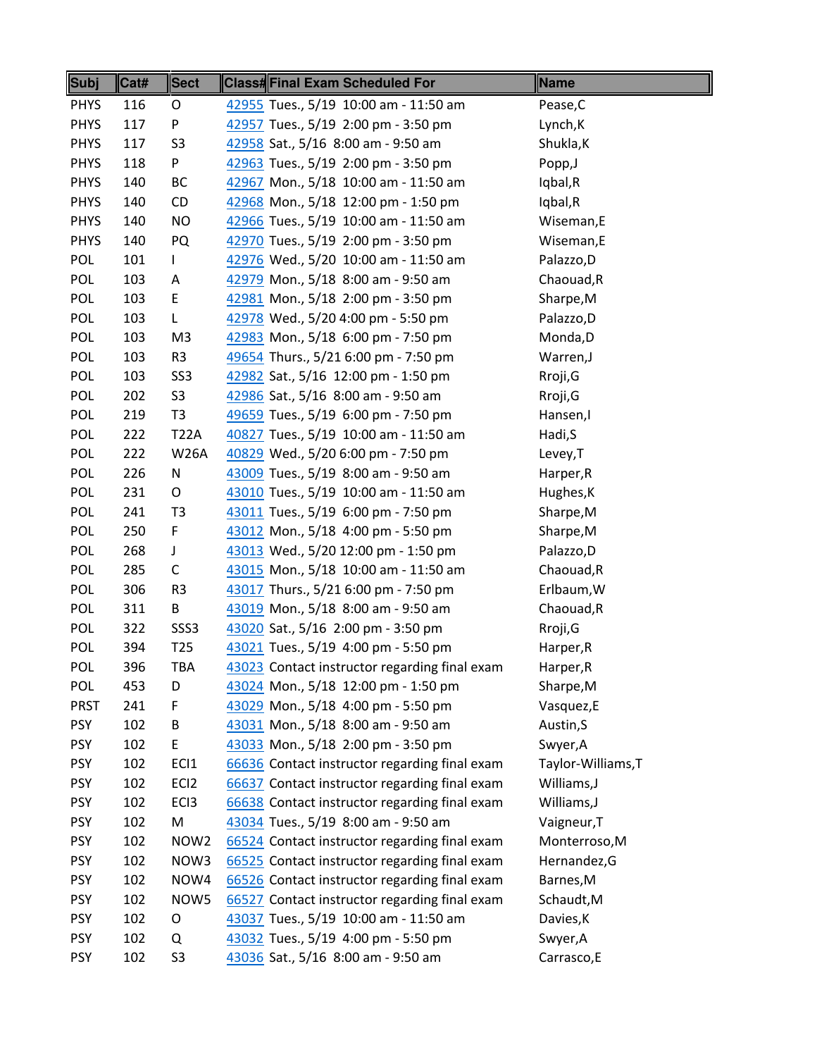| Subj | Cat# | Sect | Class# | Final Exam Scheduled For | Name |
|---|---|---|---|---|---|
| PHYS | 116 | O | 42955 | Tues., 5/19 10:00 am - 11:50 am | Pease,C |
| PHYS | 117 | P | 42957 | Tues., 5/19 2:00 pm - 3:50 pm | Lynch,K |
| PHYS | 117 | S3 | 42958 | Sat., 5/16 8:00 am - 9:50 am | Shukla,K |
| PHYS | 118 | P | 42963 | Tues., 5/19 2:00 pm - 3:50 pm | Popp,J |
| PHYS | 140 | BC | 42967 | Mon., 5/18 10:00 am - 11:50 am | Iqbal,R |
| PHYS | 140 | CD | 42968 | Mon., 5/18 12:00 pm - 1:50 pm | Iqbal,R |
| PHYS | 140 | NO | 42966 | Tues., 5/19 10:00 am - 11:50 am | Wiseman,E |
| PHYS | 140 | PQ | 42970 | Tues., 5/19 2:00 pm - 3:50 pm | Wiseman,E |
| POL | 101 | I | 42976 | Wed., 5/20 10:00 am - 11:50 am | Palazzo,D |
| POL | 103 | A | 42979 | Mon., 5/18 8:00 am - 9:50 am | Chaouad,R |
| POL | 103 | E | 42981 | Mon., 5/18 2:00 pm - 3:50 pm | Sharpe,M |
| POL | 103 | L | 42978 | Wed., 5/20 4:00 pm - 5:50 pm | Palazzo,D |
| POL | 103 | M3 | 42983 | Mon., 5/18 6:00 pm - 7:50 pm | Monda,D |
| POL | 103 | R3 | 49654 | Thurs., 5/21 6:00 pm - 7:50 pm | Warren,J |
| POL | 103 | SS3 | 42982 | Sat., 5/16 12:00 pm - 1:50 pm | Rroji,G |
| POL | 202 | S3 | 42986 | Sat., 5/16 8:00 am - 9:50 am | Rroji,G |
| POL | 219 | T3 | 49659 | Tues., 5/19 6:00 pm - 7:50 pm | Hansen,I |
| POL | 222 | T22A | 40827 | Tues., 5/19 10:00 am - 11:50 am | Hadi,S |
| POL | 222 | W26A | 40829 | Wed., 5/20 6:00 pm - 7:50 pm | Levey,T |
| POL | 226 | N | 43009 | Tues., 5/19 8:00 am - 9:50 am | Harper,R |
| POL | 231 | O | 43010 | Tues., 5/19 10:00 am - 11:50 am | Hughes,K |
| POL | 241 | T3 | 43011 | Tues., 5/19 6:00 pm - 7:50 pm | Sharpe,M |
| POL | 250 | F | 43012 | Mon., 5/18 4:00 pm - 5:50 pm | Sharpe,M |
| POL | 268 | J | 43013 | Wed., 5/20 12:00 pm - 1:50 pm | Palazzo,D |
| POL | 285 | C | 43015 | Mon., 5/18 10:00 am - 11:50 am | Chaouad,R |
| POL | 306 | R3 | 43017 | Thurs., 5/21 6:00 pm - 7:50 pm | Erlbaum,W |
| POL | 311 | B | 43019 | Mon., 5/18 8:00 am - 9:50 am | Chaouad,R |
| POL | 322 | SSS3 | 43020 | Sat., 5/16 2:00 pm - 3:50 pm | Rroji,G |
| POL | 394 | T25 | 43021 | Tues., 5/19 4:00 pm - 5:50 pm | Harper,R |
| POL | 396 | TBA | 43023 | Contact instructor regarding final exam | Harper,R |
| POL | 453 | D | 43024 | Mon., 5/18 12:00 pm - 1:50 pm | Sharpe,M |
| PRST | 241 | F | 43029 | Mon., 5/18 4:00 pm - 5:50 pm | Vasquez,E |
| PSY | 102 | B | 43031 | Mon., 5/18 8:00 am - 9:50 am | Austin,S |
| PSY | 102 | E | 43033 | Mon., 5/18 2:00 pm - 3:50 pm | Swyer,A |
| PSY | 102 | ECI1 | 66636 | Contact instructor regarding final exam | Taylor-Williams,T |
| PSY | 102 | ECI2 | 66637 | Contact instructor regarding final exam | Williams,J |
| PSY | 102 | ECI3 | 66638 | Contact instructor regarding final exam | Williams,J |
| PSY | 102 | M | 43034 | Tues., 5/19 8:00 am - 9:50 am | Vaigneur,T |
| PSY | 102 | NOW2 | 66524 | Contact instructor regarding final exam | Monterroso,M |
| PSY | 102 | NOW3 | 66525 | Contact instructor regarding final exam | Hernandez,G |
| PSY | 102 | NOW4 | 66526 | Contact instructor regarding final exam | Barnes,M |
| PSY | 102 | NOW5 | 66527 | Contact instructor regarding final exam | Schaudt,M |
| PSY | 102 | O | 43037 | Tues., 5/19 10:00 am - 11:50 am | Davies,K |
| PSY | 102 | Q | 43032 | Tues., 5/19 4:00 pm - 5:50 pm | Swyer,A |
| PSY | 102 | S3 | 43036 | Sat., 5/16 8:00 am - 9:50 am | Carrasco,E |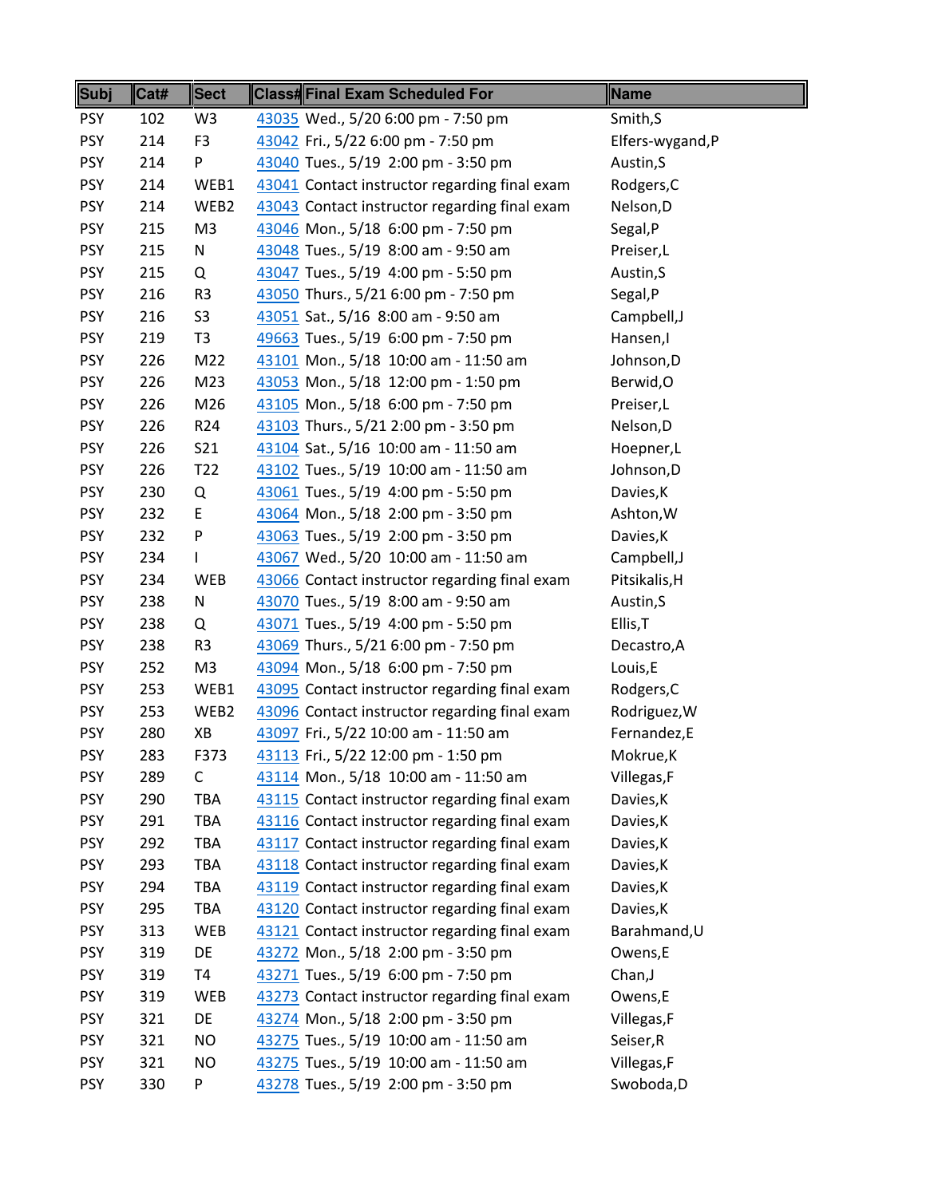| Subj | Cat# | Sect | Class# | Final Exam Scheduled For | Name |
|---|---|---|---|---|---|
| PSY | 102 | W3 | 43035 | Wed., 5/20 6:00 pm - 7:50 pm | Smith,S |
| PSY | 214 | F3 | 43042 | Fri., 5/22 6:00 pm - 7:50 pm | Elfers-wygand,P |
| PSY | 214 | P | 43040 | Tues., 5/19 2:00 pm - 3:50 pm | Austin,S |
| PSY | 214 | WEB1 | 43041 | Contact instructor regarding final exam | Rodgers,C |
| PSY | 214 | WEB2 | 43043 | Contact instructor regarding final exam | Nelson,D |
| PSY | 215 | M3 | 43046 | Mon., 5/18 6:00 pm - 7:50 pm | Segal,P |
| PSY | 215 | N | 43048 | Tues., 5/19 8:00 am - 9:50 am | Preiser,L |
| PSY | 215 | Q | 43047 | Tues., 5/19 4:00 pm - 5:50 pm | Austin,S |
| PSY | 216 | R3 | 43050 | Thurs., 5/21 6:00 pm - 7:50 pm | Segal,P |
| PSY | 216 | S3 | 43051 | Sat., 5/16 8:00 am - 9:50 am | Campbell,J |
| PSY | 219 | T3 | 49663 | Tues., 5/19 6:00 pm - 7:50 pm | Hansen,I |
| PSY | 226 | M22 | 43101 | Mon., 5/18 10:00 am - 11:50 am | Johnson,D |
| PSY | 226 | M23 | 43053 | Mon., 5/18 12:00 pm - 1:50 pm | Berwid,O |
| PSY | 226 | M26 | 43105 | Mon., 5/18 6:00 pm - 7:50 pm | Preiser,L |
| PSY | 226 | R24 | 43103 | Thurs., 5/21 2:00 pm - 3:50 pm | Nelson,D |
| PSY | 226 | S21 | 43104 | Sat., 5/16 10:00 am - 11:50 am | Hoepner,L |
| PSY | 226 | T22 | 43102 | Tues., 5/19 10:00 am - 11:50 am | Johnson,D |
| PSY | 230 | Q | 43061 | Tues., 5/19 4:00 pm - 5:50 pm | Davies,K |
| PSY | 232 | E | 43064 | Mon., 5/18 2:00 pm - 3:50 pm | Ashton,W |
| PSY | 232 | P | 43063 | Tues., 5/19 2:00 pm - 3:50 pm | Davies,K |
| PSY | 234 | I | 43067 | Wed., 5/20 10:00 am - 11:50 am | Campbell,J |
| PSY | 234 | WEB | 43066 | Contact instructor regarding final exam | Pitsikalis,H |
| PSY | 238 | N | 43070 | Tues., 5/19 8:00 am - 9:50 am | Austin,S |
| PSY | 238 | Q | 43071 | Tues., 5/19 4:00 pm - 5:50 pm | Ellis,T |
| PSY | 238 | R3 | 43069 | Thurs., 5/21 6:00 pm - 7:50 pm | Decastro,A |
| PSY | 252 | M3 | 43094 | Mon., 5/18 6:00 pm - 7:50 pm | Louis,E |
| PSY | 253 | WEB1 | 43095 | Contact instructor regarding final exam | Rodgers,C |
| PSY | 253 | WEB2 | 43096 | Contact instructor regarding final exam | Rodriguez,W |
| PSY | 280 | XB | 43097 | Fri., 5/22 10:00 am - 11:50 am | Fernandez,E |
| PSY | 283 | F373 | 43113 | Fri., 5/22 12:00 pm - 1:50 pm | Mokrue,K |
| PSY | 289 | C | 43114 | Mon., 5/18 10:00 am - 11:50 am | Villegas,F |
| PSY | 290 | TBA | 43115 | Contact instructor regarding final exam | Davies,K |
| PSY | 291 | TBA | 43116 | Contact instructor regarding final exam | Davies,K |
| PSY | 292 | TBA | 43117 | Contact instructor regarding final exam | Davies,K |
| PSY | 293 | TBA | 43118 | Contact instructor regarding final exam | Davies,K |
| PSY | 294 | TBA | 43119 | Contact instructor regarding final exam | Davies,K |
| PSY | 295 | TBA | 43120 | Contact instructor regarding final exam | Davies,K |
| PSY | 313 | WEB | 43121 | Contact instructor regarding final exam | Barahmand,U |
| PSY | 319 | DE | 43272 | Mon., 5/18 2:00 pm - 3:50 pm | Owens,E |
| PSY | 319 | T4 | 43271 | Tues., 5/19 6:00 pm - 7:50 pm | Chan,J |
| PSY | 319 | WEB | 43273 | Contact instructor regarding final exam | Owens,E |
| PSY | 321 | DE | 43274 | Mon., 5/18 2:00 pm - 3:50 pm | Villegas,F |
| PSY | 321 | NO | 43275 | Tues., 5/19 10:00 am - 11:50 am | Seiser,R |
| PSY | 321 | NO | 43275 | Tues., 5/19 10:00 am - 11:50 am | Villegas,F |
| PSY | 330 | P | 43278 | Tues., 5/19 2:00 pm - 3:50 pm | Swoboda,D |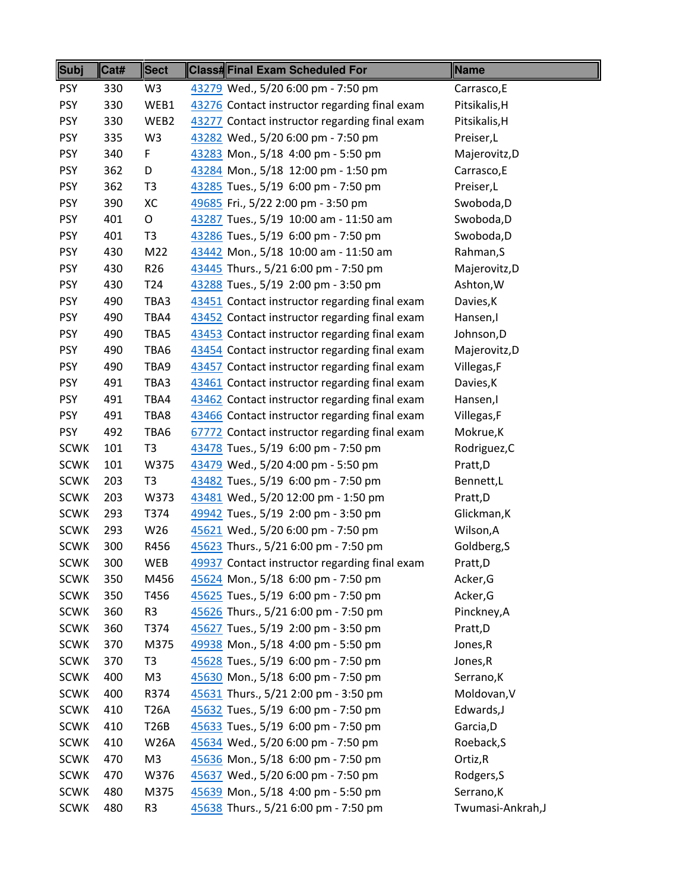| Subj | Cat# | Sect | Class# | Final Exam Scheduled For | Name |
|---|---|---|---|---|---|
| PSY | 330 | W3 | 43279 | Wed., 5/20 6:00 pm - 7:50 pm | Carrasco,E |
| PSY | 330 | WEB1 | 43276 | Contact instructor regarding final exam | Pitsikalis,H |
| PSY | 330 | WEB2 | 43277 | Contact instructor regarding final exam | Pitsikalis,H |
| PSY | 335 | W3 | 43282 | Wed., 5/20 6:00 pm - 7:50 pm | Preiser,L |
| PSY | 340 | F | 43283 | Mon., 5/18 4:00 pm - 5:50 pm | Majerovitz,D |
| PSY | 362 | D | 43284 | Mon., 5/18 12:00 pm - 1:50 pm | Carrasco,E |
| PSY | 362 | T3 | 43285 | Tues., 5/19 6:00 pm - 7:50 pm | Preiser,L |
| PSY | 390 | XC | 49685 | Fri., 5/22 2:00 pm - 3:50 pm | Swoboda,D |
| PSY | 401 | O | 43287 | Tues., 5/19 10:00 am - 11:50 am | Swoboda,D |
| PSY | 401 | T3 | 43286 | Tues., 5/19 6:00 pm - 7:50 pm | Swoboda,D |
| PSY | 430 | M22 | 43442 | Mon., 5/18 10:00 am - 11:50 am | Rahman,S |
| PSY | 430 | R26 | 43445 | Thurs., 5/21 6:00 pm - 7:50 pm | Majerovitz,D |
| PSY | 430 | T24 | 43288 | Tues., 5/19 2:00 pm - 3:50 pm | Ashton,W |
| PSY | 490 | TBA3 | 43451 | Contact instructor regarding final exam | Davies,K |
| PSY | 490 | TBA4 | 43452 | Contact instructor regarding final exam | Hansen,I |
| PSY | 490 | TBA5 | 43453 | Contact instructor regarding final exam | Johnson,D |
| PSY | 490 | TBA6 | 43454 | Contact instructor regarding final exam | Majerovitz,D |
| PSY | 490 | TBA9 | 43457 | Contact instructor regarding final exam | Villegas,F |
| PSY | 491 | TBA3 | 43461 | Contact instructor regarding final exam | Davies,K |
| PSY | 491 | TBA4 | 43462 | Contact instructor regarding final exam | Hansen,I |
| PSY | 491 | TBA8 | 43466 | Contact instructor regarding final exam | Villegas,F |
| PSY | 492 | TBA6 | 67772 | Contact instructor regarding final exam | Mokrue,K |
| SCWK | 101 | T3 | 43478 | Tues., 5/19 6:00 pm - 7:50 pm | Rodriguez,C |
| SCWK | 101 | W375 | 43479 | Wed., 5/20 4:00 pm - 5:50 pm | Pratt,D |
| SCWK | 203 | T3 | 43482 | Tues., 5/19 6:00 pm - 7:50 pm | Bennett,L |
| SCWK | 203 | W373 | 43481 | Wed., 5/20 12:00 pm - 1:50 pm | Pratt,D |
| SCWK | 293 | T374 | 49942 | Tues., 5/19 2:00 pm - 3:50 pm | Glickman,K |
| SCWK | 293 | W26 | 45621 | Wed., 5/20 6:00 pm - 7:50 pm | Wilson,A |
| SCWK | 300 | R456 | 45623 | Thurs., 5/21 6:00 pm - 7:50 pm | Goldberg,S |
| SCWK | 300 | WEB | 49937 | Contact instructor regarding final exam | Pratt,D |
| SCWK | 350 | M456 | 45624 | Mon., 5/18 6:00 pm - 7:50 pm | Acker,G |
| SCWK | 350 | T456 | 45625 | Tues., 5/19 6:00 pm - 7:50 pm | Acker,G |
| SCWK | 360 | R3 | 45626 | Thurs., 5/21 6:00 pm - 7:50 pm | Pinckney,A |
| SCWK | 360 | T374 | 45627 | Tues., 5/19 2:00 pm - 3:50 pm | Pratt,D |
| SCWK | 370 | M375 | 49938 | Mon., 5/18 4:00 pm - 5:50 pm | Jones,R |
| SCWK | 370 | T3 | 45628 | Tues., 5/19 6:00 pm - 7:50 pm | Jones,R |
| SCWK | 400 | M3 | 45630 | Mon., 5/18 6:00 pm - 7:50 pm | Serrano,K |
| SCWK | 400 | R374 | 45631 | Thurs., 5/21 2:00 pm - 3:50 pm | Moldovan,V |
| SCWK | 410 | T26A | 45632 | Tues., 5/19 6:00 pm - 7:50 pm | Edwards,J |
| SCWK | 410 | T26B | 45633 | Tues., 5/19 6:00 pm - 7:50 pm | Garcia,D |
| SCWK | 410 | W26A | 45634 | Wed., 5/20 6:00 pm - 7:50 pm | Roeback,S |
| SCWK | 470 | M3 | 45636 | Mon., 5/18 6:00 pm - 7:50 pm | Ortiz,R |
| SCWK | 470 | W376 | 45637 | Wed., 5/20 6:00 pm - 7:50 pm | Rodgers,S |
| SCWK | 480 | M375 | 45639 | Mon., 5/18 4:00 pm - 5:50 pm | Serrano,K |
| SCWK | 480 | R3 | 45638 | Thurs., 5/21 6:00 pm - 7:50 pm | Twumasi-Ankrah,J |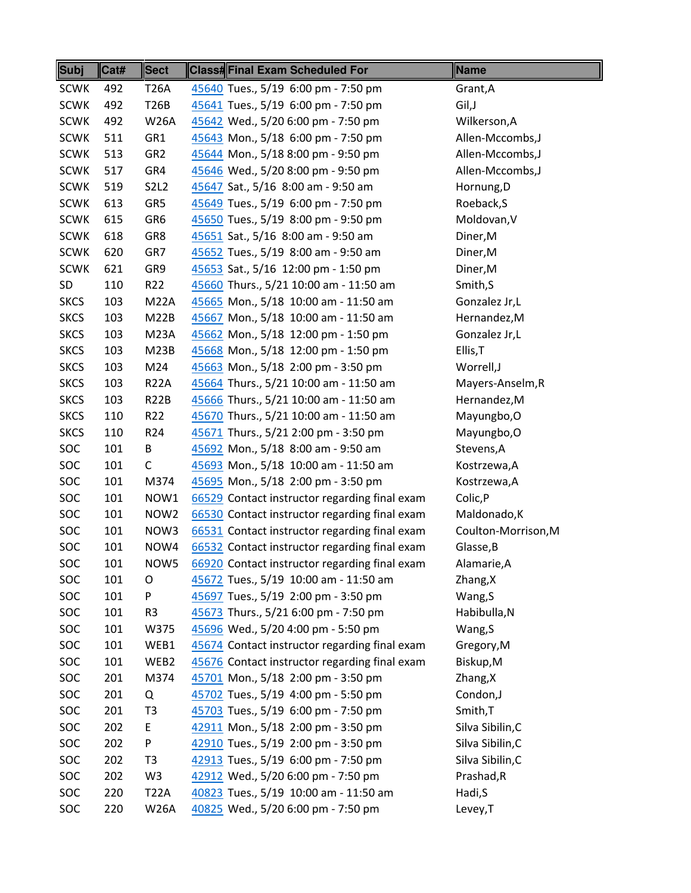| Subj | Cat# | Sect | Class# | Final Exam Scheduled For | Name |
|---|---|---|---|---|---|
| SCWK | 492 | T26A | 45640 | Tues., 5/19 6:00 pm - 7:50 pm | Grant,A |
| SCWK | 492 | T26B | 45641 | Tues., 5/19 6:00 pm - 7:50 pm | Gil,J |
| SCWK | 492 | W26A | 45642 | Wed., 5/20 6:00 pm - 7:50 pm | Wilkerson,A |
| SCWK | 511 | GR1 | 45643 | Mon., 5/18 6:00 pm - 7:50 pm | Allen-Mccombs,J |
| SCWK | 513 | GR2 | 45644 | Mon., 5/18 8:00 pm - 9:50 pm | Allen-Mccombs,J |
| SCWK | 517 | GR4 | 45646 | Wed., 5/20 8:00 pm - 9:50 pm | Allen-Mccombs,J |
| SCWK | 519 | S2L2 | 45647 | Sat., 5/16 8:00 am - 9:50 am | Hornung,D |
| SCWK | 613 | GR5 | 45649 | Tues., 5/19 6:00 pm - 7:50 pm | Roeback,S |
| SCWK | 615 | GR6 | 45650 | Tues., 5/19 8:00 pm - 9:50 pm | Moldovan,V |
| SCWK | 618 | GR8 | 45651 | Sat., 5/16 8:00 am - 9:50 am | Diner,M |
| SCWK | 620 | GR7 | 45652 | Tues., 5/19 8:00 am - 9:50 am | Diner,M |
| SCWK | 621 | GR9 | 45653 | Sat., 5/16 12:00 pm - 1:50 pm | Diner,M |
| SD | 110 | R22 | 45660 | Thurs., 5/21 10:00 am - 11:50 am | Smith,S |
| SKCS | 103 | M22A | 45665 | Mon., 5/18 10:00 am - 11:50 am | Gonzalez Jr,L |
| SKCS | 103 | M22B | 45667 | Mon., 5/18 10:00 am - 11:50 am | Hernandez,M |
| SKCS | 103 | M23A | 45662 | Mon., 5/18 12:00 pm - 1:50 pm | Gonzalez Jr,L |
| SKCS | 103 | M23B | 45668 | Mon., 5/18 12:00 pm - 1:50 pm | Ellis,T |
| SKCS | 103 | M24 | 45663 | Mon., 5/18 2:00 pm - 3:50 pm | Worrell,J |
| SKCS | 103 | R22A | 45664 | Thurs., 5/21 10:00 am - 11:50 am | Mayers-Anselm,R |
| SKCS | 103 | R22B | 45666 | Thurs., 5/21 10:00 am - 11:50 am | Hernandez,M |
| SKCS | 110 | R22 | 45670 | Thurs., 5/21 10:00 am - 11:50 am | Mayungbo,O |
| SKCS | 110 | R24 | 45671 | Thurs., 5/21 2:00 pm - 3:50 pm | Mayungbo,O |
| SOC | 101 | B | 45692 | Mon., 5/18 8:00 am - 9:50 am | Stevens,A |
| SOC | 101 | C | 45693 | Mon., 5/18 10:00 am - 11:50 am | Kostrzewa,A |
| SOC | 101 | M374 | 45695 | Mon., 5/18 2:00 pm - 3:50 pm | Kostrzewa,A |
| SOC | 101 | NOW1 | 66529 | Contact instructor regarding final exam | Colic,P |
| SOC | 101 | NOW2 | 66530 | Contact instructor regarding final exam | Maldonado,K |
| SOC | 101 | NOW3 | 66531 | Contact instructor regarding final exam | Coulton-Morrison,M |
| SOC | 101 | NOW4 | 66532 | Contact instructor regarding final exam | Glasse,B |
| SOC | 101 | NOW5 | 66920 | Contact instructor regarding final exam | Alamarie,A |
| SOC | 101 | O | 45672 | Tues., 5/19 10:00 am - 11:50 am | Zhang,X |
| SOC | 101 | P | 45697 | Tues., 5/19 2:00 pm - 3:50 pm | Wang,S |
| SOC | 101 | R3 | 45673 | Thurs., 5/21 6:00 pm - 7:50 pm | Habibulla,N |
| SOC | 101 | W375 | 45696 | Wed., 5/20 4:00 pm - 5:50 pm | Wang,S |
| SOC | 101 | WEB1 | 45674 | Contact instructor regarding final exam | Gregory,M |
| SOC | 101 | WEB2 | 45676 | Contact instructor regarding final exam | Biskup,M |
| SOC | 201 | M374 | 45701 | Mon., 5/18 2:00 pm - 3:50 pm | Zhang,X |
| SOC | 201 | Q | 45702 | Tues., 5/19 4:00 pm - 5:50 pm | Condon,J |
| SOC | 201 | T3 | 45703 | Tues., 5/19 6:00 pm - 7:50 pm | Smith,T |
| SOC | 202 | E | 42911 | Mon., 5/18 2:00 pm - 3:50 pm | Silva Sibilin,C |
| SOC | 202 | P | 42910 | Tues., 5/19 2:00 pm - 3:50 pm | Silva Sibilin,C |
| SOC | 202 | T3 | 42913 | Tues., 5/19 6:00 pm - 7:50 pm | Silva Sibilin,C |
| SOC | 202 | W3 | 42912 | Wed., 5/20 6:00 pm - 7:50 pm | Prashad,R |
| SOC | 220 | T22A | 40823 | Tues., 5/19 10:00 am - 11:50 am | Hadi,S |
| SOC | 220 | W26A | 40825 | Wed., 5/20 6:00 pm - 7:50 pm | Levey,T |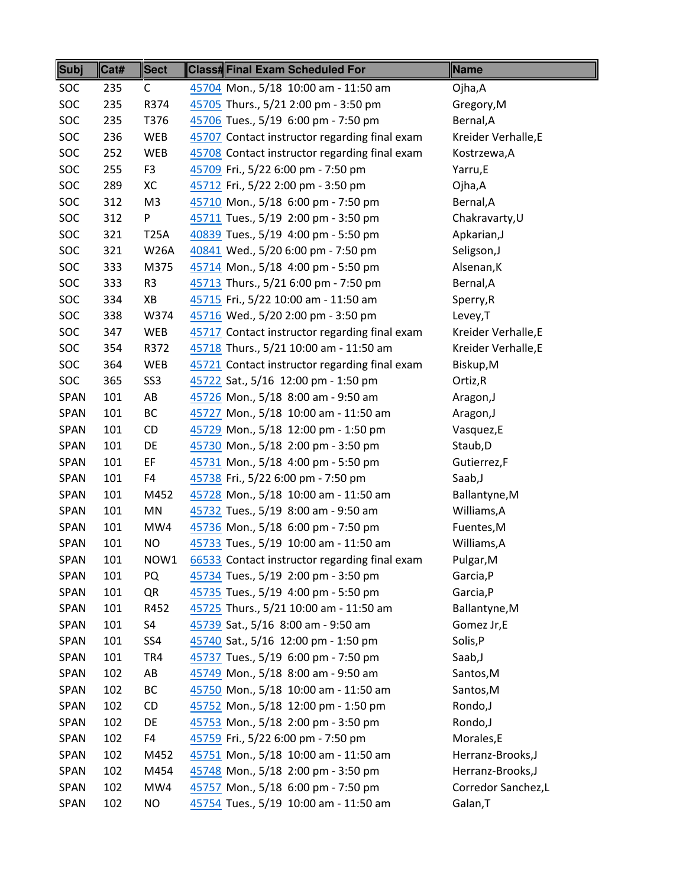| Subj | Cat# | Sect | Class# | Final Exam Scheduled For | Name |
|---|---|---|---|---|---|
| SOC | 235 | C | 45704 | Mon., 5/18 10:00 am - 11:50 am | Ojha,A |
| SOC | 235 | R374 | 45705 | Thurs., 5/21 2:00 pm - 3:50 pm | Gregory,M |
| SOC | 235 | T376 | 45706 | Tues., 5/19 6:00 pm - 7:50 pm | Bernal,A |
| SOC | 236 | WEB | 45707 | Contact instructor regarding final exam | Kreider Verhalle,E |
| SOC | 252 | WEB | 45708 | Contact instructor regarding final exam | Kostrzewa,A |
| SOC | 255 | F3 | 45709 | Fri., 5/22 6:00 pm - 7:50 pm | Yarru,E |
| SOC | 289 | XC | 45712 | Fri., 5/22 2:00 pm - 3:50 pm | Ojha,A |
| SOC | 312 | M3 | 45710 | Mon., 5/18 6:00 pm - 7:50 pm | Bernal,A |
| SOC | 312 | P | 45711 | Tues., 5/19 2:00 pm - 3:50 pm | Chakravarty,U |
| SOC | 321 | T25A | 40839 | Tues., 5/19 4:00 pm - 5:50 pm | Apkarian,J |
| SOC | 321 | W26A | 40841 | Wed., 5/20 6:00 pm - 7:50 pm | Seligson,J |
| SOC | 333 | M375 | 45714 | Mon., 5/18 4:00 pm - 5:50 pm | Alsenan,K |
| SOC | 333 | R3 | 45713 | Thurs., 5/21 6:00 pm - 7:50 pm | Bernal,A |
| SOC | 334 | XB | 45715 | Fri., 5/22 10:00 am - 11:50 am | Sperry,R |
| SOC | 338 | W374 | 45716 | Wed., 5/20 2:00 pm - 3:50 pm | Levey,T |
| SOC | 347 | WEB | 45717 | Contact instructor regarding final exam | Kreider Verhalle,E |
| SOC | 354 | R372 | 45718 | Thurs., 5/21 10:00 am - 11:50 am | Kreider Verhalle,E |
| SOC | 364 | WEB | 45721 | Contact instructor regarding final exam | Biskup,M |
| SOC | 365 | SS3 | 45722 | Sat., 5/16 12:00 pm - 1:50 pm | Ortiz,R |
| SPAN | 101 | AB | 45726 | Mon., 5/18 8:00 am - 9:50 am | Aragon,J |
| SPAN | 101 | BC | 45727 | Mon., 5/18 10:00 am - 11:50 am | Aragon,J |
| SPAN | 101 | CD | 45729 | Mon., 5/18 12:00 pm - 1:50 pm | Vasquez,E |
| SPAN | 101 | DE | 45730 | Mon., 5/18 2:00 pm - 3:50 pm | Staub,D |
| SPAN | 101 | EF | 45731 | Mon., 5/18 4:00 pm - 5:50 pm | Gutierrez,F |
| SPAN | 101 | F4 | 45738 | Fri., 5/22 6:00 pm - 7:50 pm | Saab,J |
| SPAN | 101 | M452 | 45728 | Mon., 5/18 10:00 am - 11:50 am | Ballantyne,M |
| SPAN | 101 | MN | 45732 | Tues., 5/19 8:00 am - 9:50 am | Williams,A |
| SPAN | 101 | MW4 | 45736 | Mon., 5/18 6:00 pm - 7:50 pm | Fuentes,M |
| SPAN | 101 | NO | 45733 | Tues., 5/19 10:00 am - 11:50 am | Williams,A |
| SPAN | 101 | NOW1 | 66533 | Contact instructor regarding final exam | Pulgar,M |
| SPAN | 101 | PQ | 45734 | Tues., 5/19 2:00 pm - 3:50 pm | Garcia,P |
| SPAN | 101 | QR | 45735 | Tues., 5/19 4:00 pm - 5:50 pm | Garcia,P |
| SPAN | 101 | R452 | 45725 | Thurs., 5/21 10:00 am - 11:50 am | Ballantyne,M |
| SPAN | 101 | S4 | 45739 | Sat., 5/16 8:00 am - 9:50 am | Gomez Jr,E |
| SPAN | 101 | SS4 | 45740 | Sat., 5/16 12:00 pm - 1:50 pm | Solis,P |
| SPAN | 101 | TR4 | 45737 | Tues., 5/19 6:00 pm - 7:50 pm | Saab,J |
| SPAN | 102 | AB | 45749 | Mon., 5/18 8:00 am - 9:50 am | Santos,M |
| SPAN | 102 | BC | 45750 | Mon., 5/18 10:00 am - 11:50 am | Santos,M |
| SPAN | 102 | CD | 45752 | Mon., 5/18 12:00 pm - 1:50 pm | Rondo,J |
| SPAN | 102 | DE | 45753 | Mon., 5/18 2:00 pm - 3:50 pm | Rondo,J |
| SPAN | 102 | F4 | 45759 | Fri., 5/22 6:00 pm - 7:50 pm | Morales,E |
| SPAN | 102 | M452 | 45751 | Mon., 5/18 10:00 am - 11:50 am | Herranz-Brooks,J |
| SPAN | 102 | M454 | 45748 | Mon., 5/18 2:00 pm - 3:50 pm | Herranz-Brooks,J |
| SPAN | 102 | MW4 | 45757 | Mon., 5/18 6:00 pm - 7:50 pm | Corredor Sanchez,L |
| SPAN | 102 | NO | 45754 | Tues., 5/19 10:00 am - 11:50 am | Galan,T |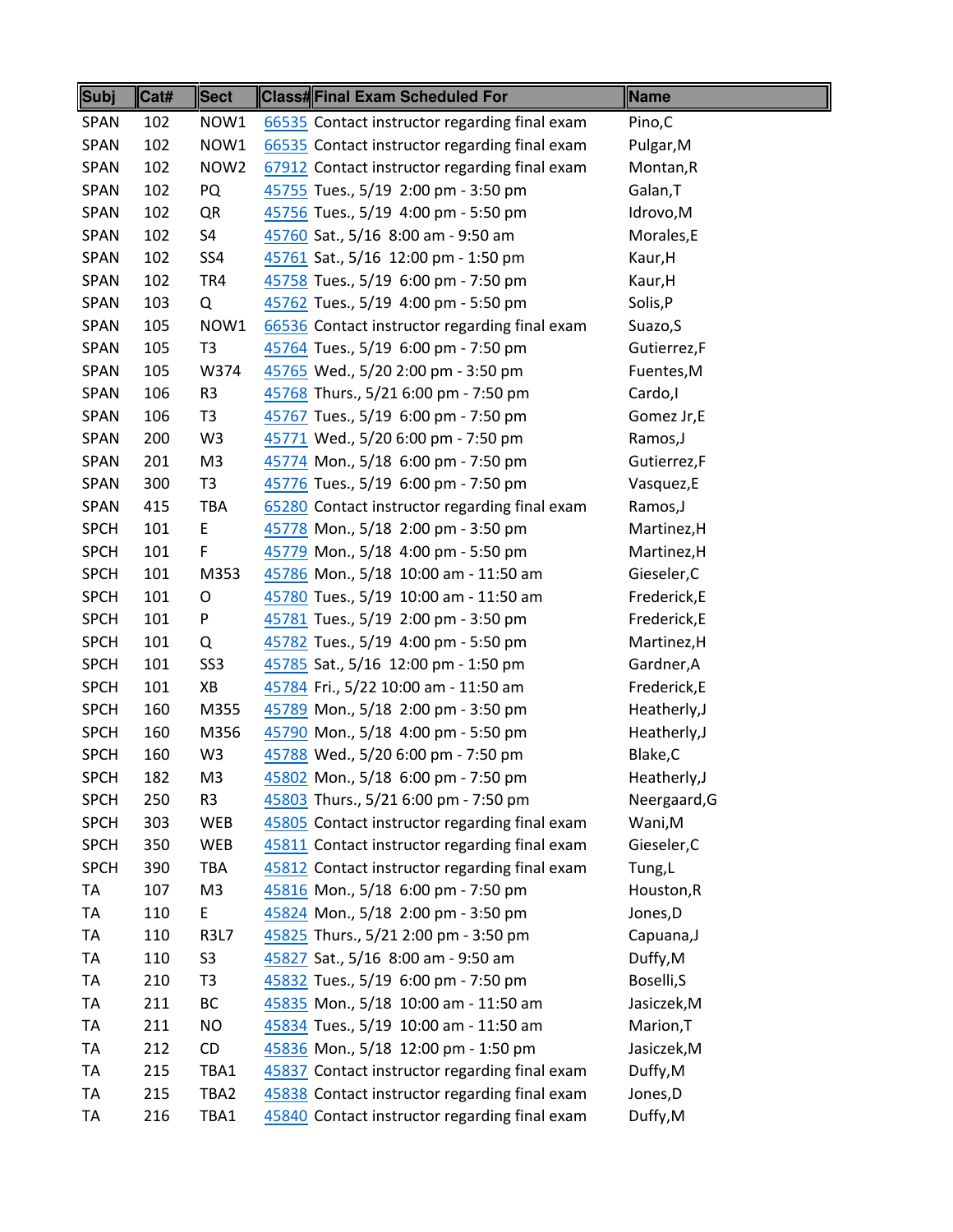| Subj | Cat# | Sect | Class# | Final Exam Scheduled For | Name |
|---|---|---|---|---|---|
| SPAN | 102 | NOW1 | 66535 | Contact instructor regarding final exam | Pino,C |
| SPAN | 102 | NOW1 | 66535 | Contact instructor regarding final exam | Pulgar,M |
| SPAN | 102 | NOW2 | 67912 | Contact instructor regarding final exam | Montan,R |
| SPAN | 102 | PQ | 45755 | Tues., 5/19 2:00 pm - 3:50 pm | Galan,T |
| SPAN | 102 | QR | 45756 | Tues., 5/19 4:00 pm - 5:50 pm | Idrovo,M |
| SPAN | 102 | S4 | 45760 | Sat., 5/16 8:00 am - 9:50 am | Morales,E |
| SPAN | 102 | SS4 | 45761 | Sat., 5/16 12:00 pm - 1:50 pm | Kaur,H |
| SPAN | 102 | TR4 | 45758 | Tues., 5/19 6:00 pm - 7:50 pm | Kaur,H |
| SPAN | 103 | Q | 45762 | Tues., 5/19 4:00 pm - 5:50 pm | Solis,P |
| SPAN | 105 | NOW1 | 66536 | Contact instructor regarding final exam | Suazo,S |
| SPAN | 105 | T3 | 45764 | Tues., 5/19 6:00 pm - 7:50 pm | Gutierrez,F |
| SPAN | 105 | W374 | 45765 | Wed., 5/20 2:00 pm - 3:50 pm | Fuentes,M |
| SPAN | 106 | R3 | 45768 | Thurs., 5/21 6:00 pm - 7:50 pm | Cardo,I |
| SPAN | 106 | T3 | 45767 | Tues., 5/19 6:00 pm - 7:50 pm | Gomez Jr,E |
| SPAN | 200 | W3 | 45771 | Wed., 5/20 6:00 pm - 7:50 pm | Ramos,J |
| SPAN | 201 | M3 | 45774 | Mon., 5/18 6:00 pm - 7:50 pm | Gutierrez,F |
| SPAN | 300 | T3 | 45776 | Tues., 5/19 6:00 pm - 7:50 pm | Vasquez,E |
| SPAN | 415 | TBA | 65280 | Contact instructor regarding final exam | Ramos,J |
| SPCH | 101 | E | 45778 | Mon., 5/18 2:00 pm - 3:50 pm | Martinez,H |
| SPCH | 101 | F | 45779 | Mon., 5/18 4:00 pm - 5:50 pm | Martinez,H |
| SPCH | 101 | M353 | 45786 | Mon., 5/18 10:00 am - 11:50 am | Gieseler,C |
| SPCH | 101 | O | 45780 | Tues., 5/19 10:00 am - 11:50 am | Frederick,E |
| SPCH | 101 | P | 45781 | Tues., 5/19 2:00 pm - 3:50 pm | Frederick,E |
| SPCH | 101 | Q | 45782 | Tues., 5/19 4:00 pm - 5:50 pm | Martinez,H |
| SPCH | 101 | SS3 | 45785 | Sat., 5/16 12:00 pm - 1:50 pm | Gardner,A |
| SPCH | 101 | XB | 45784 | Fri., 5/22 10:00 am - 11:50 am | Frederick,E |
| SPCH | 160 | M355 | 45789 | Mon., 5/18 2:00 pm - 3:50 pm | Heatherly,J |
| SPCH | 160 | M356 | 45790 | Mon., 5/18 4:00 pm - 5:50 pm | Heatherly,J |
| SPCH | 160 | W3 | 45788 | Wed., 5/20 6:00 pm - 7:50 pm | Blake,C |
| SPCH | 182 | M3 | 45802 | Mon., 5/18 6:00 pm - 7:50 pm | Heatherly,J |
| SPCH | 250 | R3 | 45803 | Thurs., 5/21 6:00 pm - 7:50 pm | Neergaard,G |
| SPCH | 303 | WEB | 45805 | Contact instructor regarding final exam | Wani,M |
| SPCH | 350 | WEB | 45811 | Contact instructor regarding final exam | Gieseler,C |
| SPCH | 390 | TBA | 45812 | Contact instructor regarding final exam | Tung,L |
| TA | 107 | M3 | 45816 | Mon., 5/18 6:00 pm - 7:50 pm | Houston,R |
| TA | 110 | E | 45824 | Mon., 5/18 2:00 pm - 3:50 pm | Jones,D |
| TA | 110 | R3L7 | 45825 | Thurs., 5/21 2:00 pm - 3:50 pm | Capuana,J |
| TA | 110 | S3 | 45827 | Sat., 5/16 8:00 am - 9:50 am | Duffy,M |
| TA | 210 | T3 | 45832 | Tues., 5/19 6:00 pm - 7:50 pm | Boselli,S |
| TA | 211 | BC | 45835 | Mon., 5/18 10:00 am - 11:50 am | Jasiczek,M |
| TA | 211 | NO | 45834 | Tues., 5/19 10:00 am - 11:50 am | Marion,T |
| TA | 212 | CD | 45836 | Mon., 5/18 12:00 pm - 1:50 pm | Jasiczek,M |
| TA | 215 | TBA1 | 45837 | Contact instructor regarding final exam | Duffy,M |
| TA | 215 | TBA2 | 45838 | Contact instructor regarding final exam | Jones,D |
| TA | 216 | TBA1 | 45840 | Contact instructor regarding final exam | Duffy,M |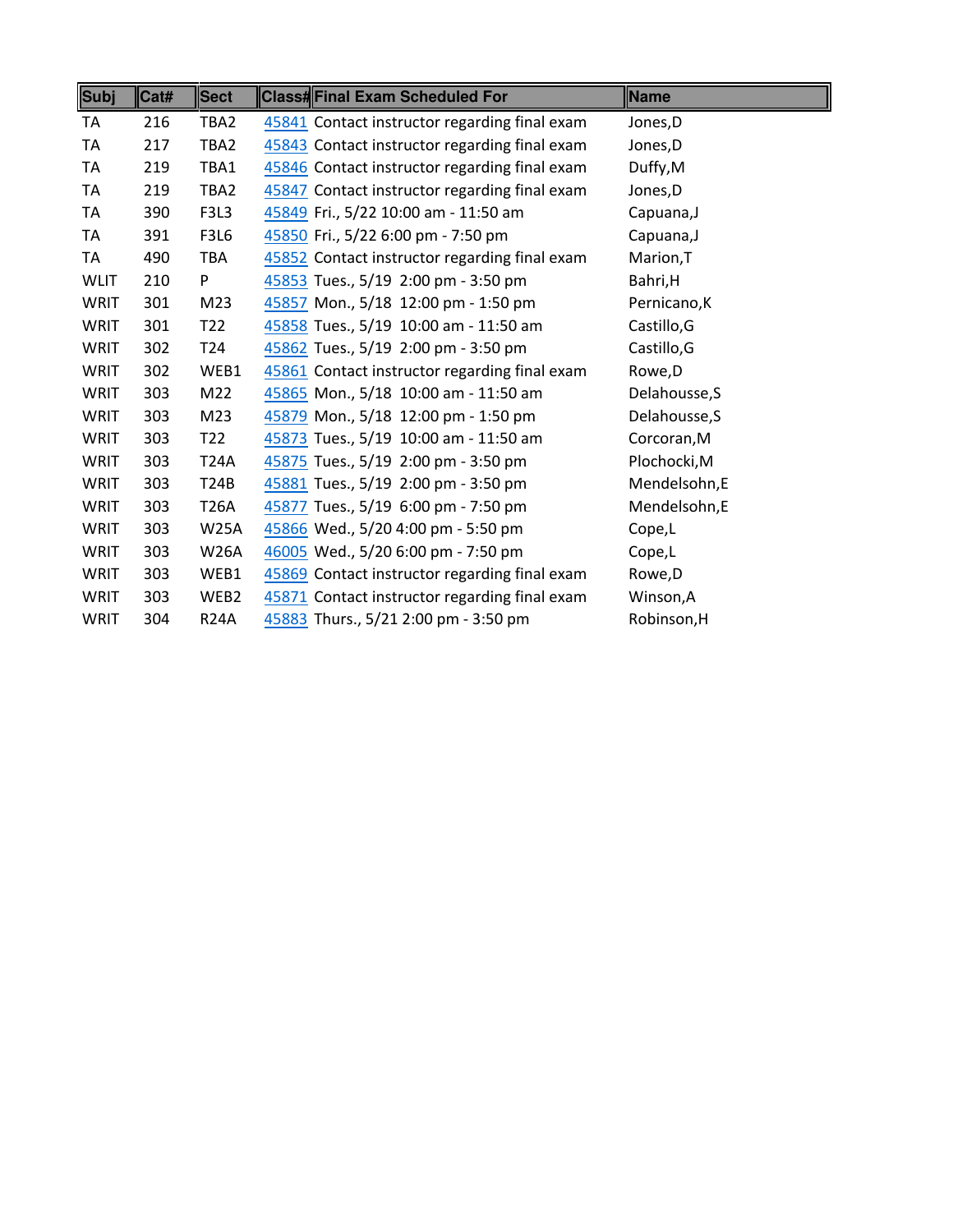| Subj | Cat# | Sect | Class# | Final Exam Scheduled For | Name |
|---|---|---|---|---|---|
| TA | 216 | TBA2 | 45841 | Contact instructor regarding final exam | Jones,D |
| TA | 217 | TBA2 | 45843 | Contact instructor regarding final exam | Jones,D |
| TA | 219 | TBA1 | 45846 | Contact instructor regarding final exam | Duffy,M |
| TA | 219 | TBA2 | 45847 | Contact instructor regarding final exam | Jones,D |
| TA | 390 | F3L3 | 45849 | Fri., 5/22 10:00 am - 11:50 am | Capuana,J |
| TA | 391 | F3L6 | 45850 | Fri., 5/22 6:00 pm - 7:50 pm | Capuana,J |
| TA | 490 | TBA | 45852 | Contact instructor regarding final exam | Marion,T |
| WLIT | 210 | P | 45853 | Tues., 5/19 2:00 pm - 3:50 pm | Bahri,H |
| WRIT | 301 | M23 | 45857 | Mon., 5/18 12:00 pm - 1:50 pm | Pernicano,K |
| WRIT | 301 | T22 | 45858 | Tues., 5/19 10:00 am - 11:50 am | Castillo,G |
| WRIT | 302 | T24 | 45862 | Tues., 5/19 2:00 pm - 3:50 pm | Castillo,G |
| WRIT | 302 | WEB1 | 45861 | Contact instructor regarding final exam | Rowe,D |
| WRIT | 303 | M22 | 45865 | Mon., 5/18 10:00 am - 11:50 am | Delahousse,S |
| WRIT | 303 | M23 | 45879 | Mon., 5/18 12:00 pm - 1:50 pm | Delahousse,S |
| WRIT | 303 | T22 | 45873 | Tues., 5/19 10:00 am - 11:50 am | Corcoran,M |
| WRIT | 303 | T24A | 45875 | Tues., 5/19 2:00 pm - 3:50 pm | Plochocki,M |
| WRIT | 303 | T24B | 45881 | Tues., 5/19 2:00 pm - 3:50 pm | Mendelsohn,E |
| WRIT | 303 | T26A | 45877 | Tues., 5/19 6:00 pm - 7:50 pm | Mendelsohn,E |
| WRIT | 303 | W25A | 45866 | Wed., 5/20 4:00 pm - 5:50 pm | Cope,L |
| WRIT | 303 | W26A | 46005 | Wed., 5/20 6:00 pm - 7:50 pm | Cope,L |
| WRIT | 303 | WEB1 | 45869 | Contact instructor regarding final exam | Rowe,D |
| WRIT | 303 | WEB2 | 45871 | Contact instructor regarding final exam | Winson,A |
| WRIT | 304 | R24A | 45883 | Thurs., 5/21 2:00 pm - 3:50 pm | Robinson,H |